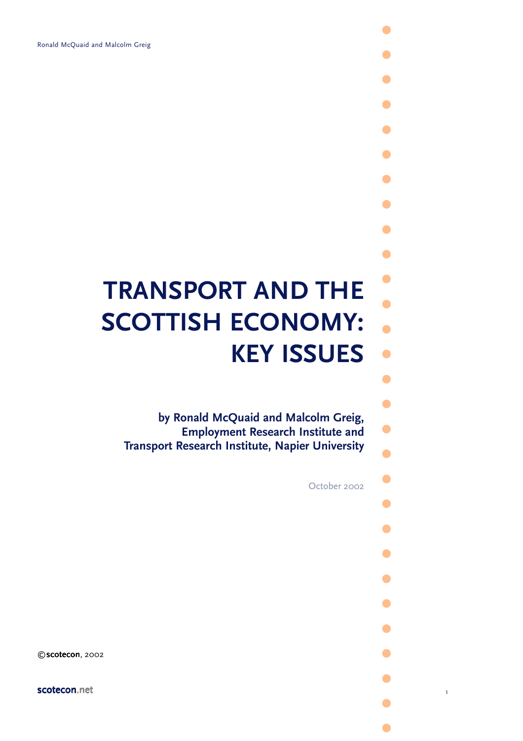# TRANSPORT AND THE SCOTTISH ECONOMY: KEY ISSUES

**by Ronald McQuaid and Malcolm Greig, Employment Research Institute and Transport Research Institute, Napier University**

October 2002

©scotecon, 2002

scotecon.net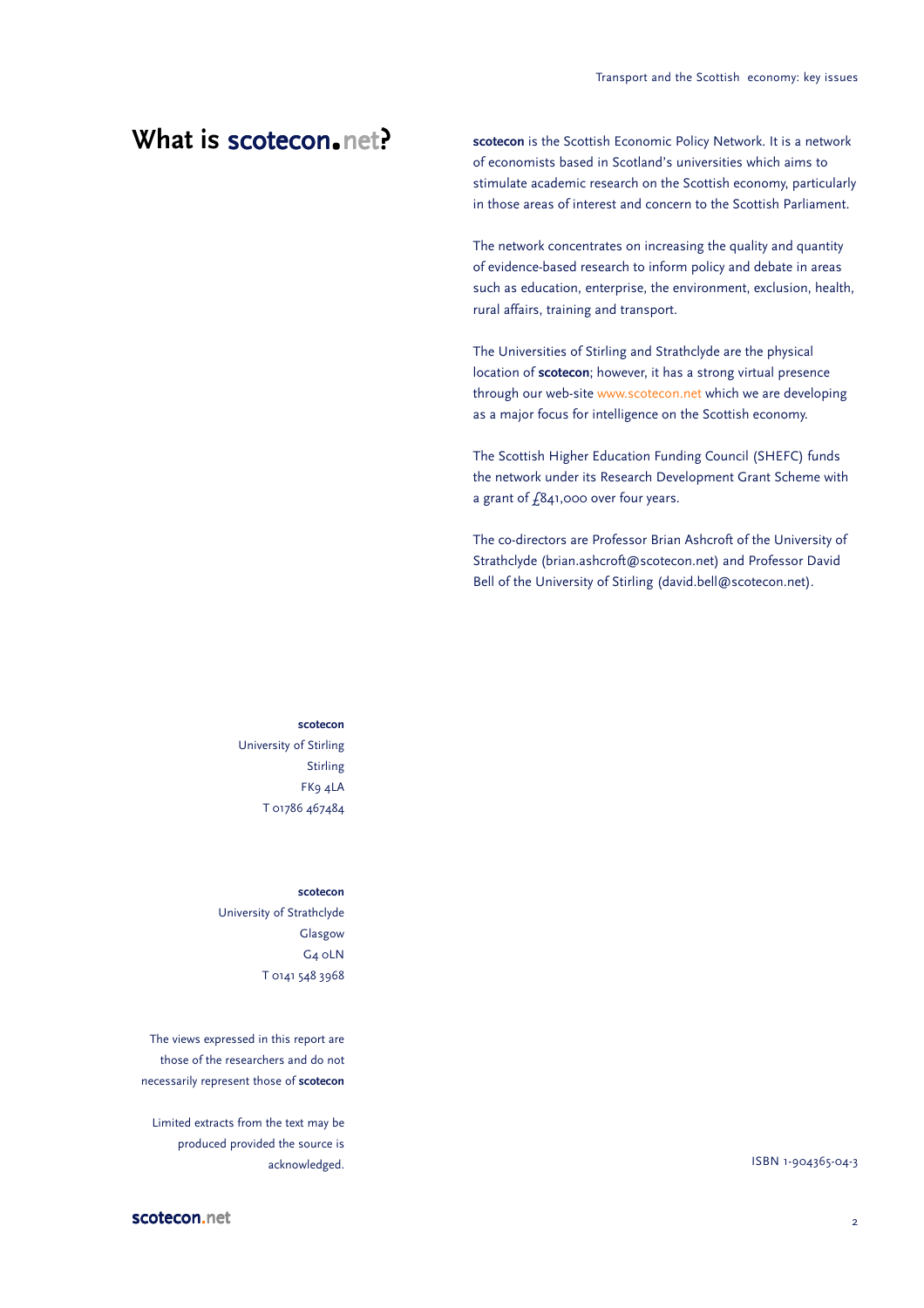# What is scotecon.net?

**scotecon** is the Scottish Economic Policy Network. It is a network of economists based in Scotland's universities which aims to stimulate academic research on the Scottish economy, particularly in those areas of interest and concern to the Scottish Parliament.

The network concentrates on increasing the quality and quantity of evidence-based research to inform policy and debate in areas such as education, enterprise, the environment, exclusion, health, rural affairs, training and transport.

The Universities of Stirling and Strathclyde are the physical location of **scotecon**; however, it has a strong virtual presence through our web-site www.scotecon.net which we are developing as a major focus for intelligence on the Scottish economy.

The Scottish Higher Education Funding Council (SHEFC) funds the network under its Research Development Grant Scheme with a grant of £841,000 over four years.

The co-directors are Professor Brian Ashcroft of the University of Strathclyde (brian.ashcroft@scotecon.net) and Professor David Bell of the University of Stirling (david.bell@scotecon.net).

**scotecon**
University of Stirling
Stirling
FK9 4LA
T 01786 467484

**scotecon**
University of Strathclyde
Glasgow
G4 0LN
T 0141 548 3968

The views expressed in this report are those of the researchers and do not necessarily represent those of **scotecon**

Limited extracts from the text may be produced provided the source is acknowledged.

ISBN 1-904365-04-3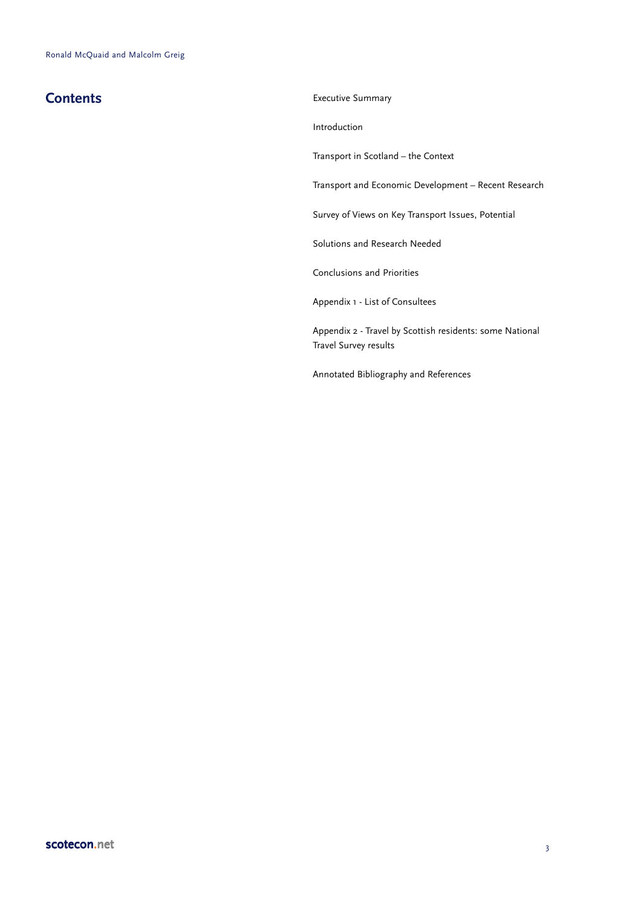## Contents

Executive Summary

Introduction

Transport in Scotland – the Context

Transport and Economic Development – Recent Research

Survey of Views on Key Transport Issues, Potential

Solutions and Research Needed

Conclusions and Priorities

Appendix 1 - List of Consultees

Appendix 2 - Travel by Scottish residents: some National Travel Survey results

Annotated Bibliography and References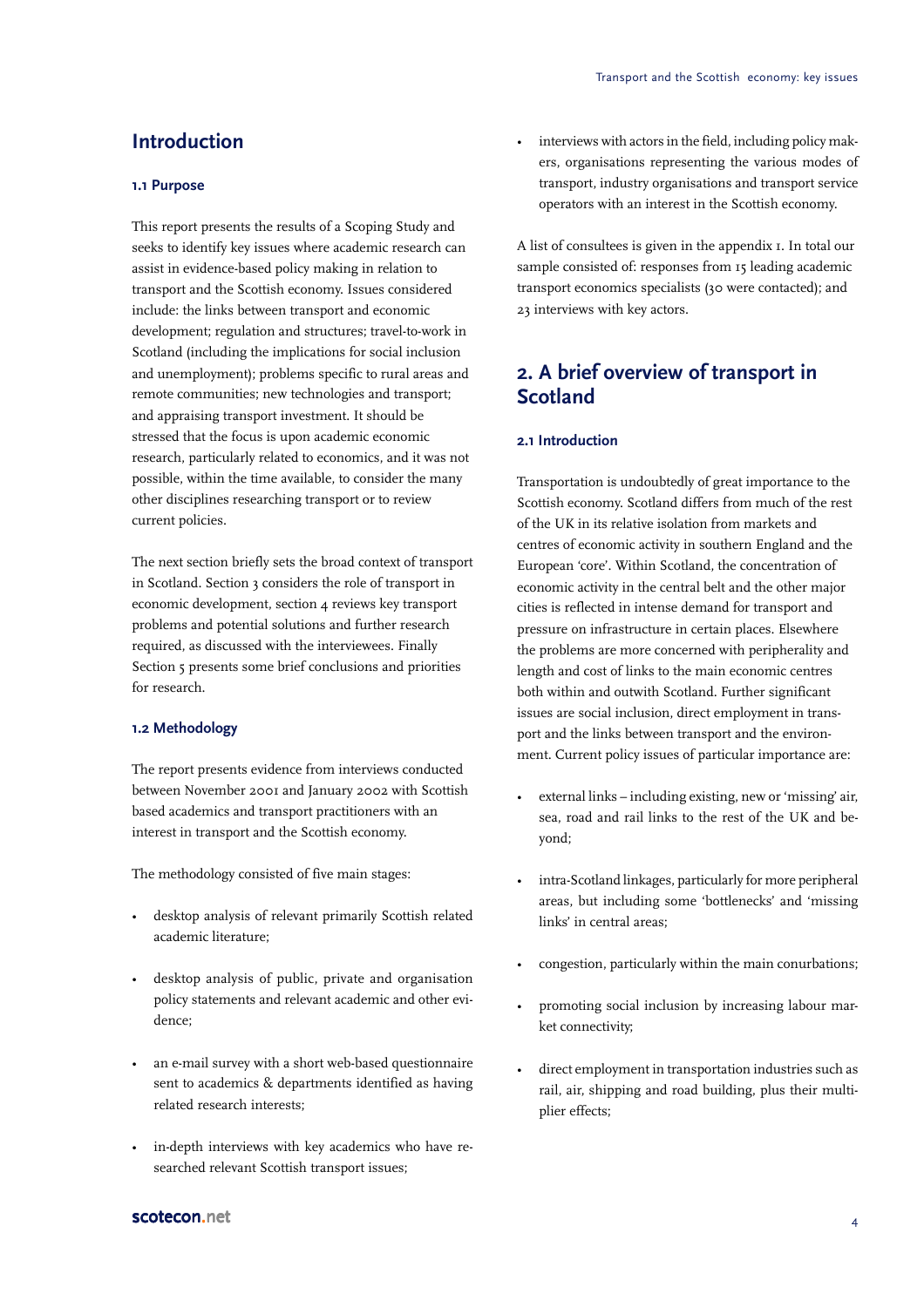# Introduction

### 1.1 Purpose

This report presents the results of a Scoping Study and seeks to identify key issues where academic research can assist in evidence-based policy making in relation to transport and the Scottish economy. Issues considered include: the links between transport and economic development; regulation and structures; travel-to-work in Scotland (including the implications for social inclusion and unemployment); problems specific to rural areas and remote communities; new technologies and transport; and appraising transport investment. It should be stressed that the focus is upon academic economic research, particularly related to economics, and it was not possible, within the time available, to consider the many other disciplines researching transport or to review current policies.

The next section briefly sets the broad context of transport in Scotland. Section 3 considers the role of transport in economic development, section 4 reviews key transport problems and potential solutions and further research required, as discussed with the interviewees. Finally Section 5 presents some brief conclusions and priorities for research.

### 1.2 Methodology

The report presents evidence from interviews conducted between November 2001 and January 2002 with Scottish based academics and transport practitioners with an interest in transport and the Scottish economy.

The methodology consisted of five main stages:

- desktop analysis of relevant primarily Scottish related academic literature;
- desktop analysis of public, private and organisation policy statements and relevant academic and other evidence;
- an e-mail survey with a short web-based questionnaire sent to academics & departments identified as having related research interests;
- in-depth interviews with key academics who have researched relevant Scottish transport issues;
- interviews with actors in the field, including policy makers, organisations representing the various modes of transport, industry organisations and transport service operators with an interest in the Scottish economy.

A list of consultees is given in the appendix 1. In total our sample consisted of: responses from 15 leading academic transport economics specialists (30 were contacted); and 23 interviews with key actors.

## 2. A brief overview of transport in Scotland

### 2.1 Introduction

Transportation is undoubtedly of great importance to the Scottish economy. Scotland differs from much of the rest of the UK in its relative isolation from markets and centres of economic activity in southern England and the European 'core'. Within Scotland, the concentration of economic activity in the central belt and the other major cities is reflected in intense demand for transport and pressure on infrastructure in certain places. Elsewhere the problems are more concerned with peripherality and length and cost of links to the main economic centres both within and outwith Scotland. Further significant issues are social inclusion, direct employment in transport and the links between transport and the environment. Current policy issues of particular importance are:

- external links – including existing, new or 'missing' air, sea, road and rail links to the rest of the UK and beyond;
- intra-Scotland linkages, particularly for more peripheral areas, but including some 'bottlenecks' and 'missing links' in central areas;
- congestion, particularly within the main conurbations;
- promoting social inclusion by increasing labour market connectivity;
- direct employment in transportation industries such as rail, air, shipping and road building, plus their multiplier effects;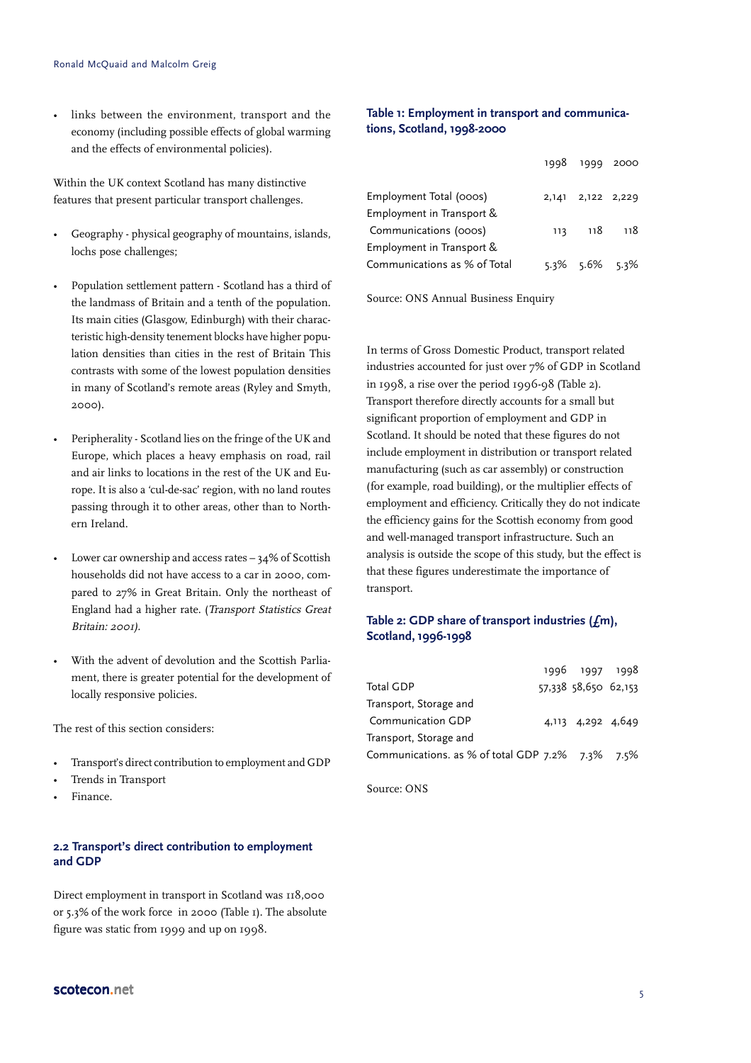- links between the environment, transport and the economy (including possible effects of global warming and the effects of environmental policies).

Within the UK context Scotland has many distinctive features that present particular transport challenges.

- Geography - physical geography of mountains, islands, lochs pose challenges;
- Population settlement pattern - Scotland has a third of the landmass of Britain and a tenth of the population. Its main cities (Glasgow, Edinburgh) with their characteristic high-density tenement blocks have higher population densities than cities in the rest of Britain This contrasts with some of the lowest population densities in many of Scotland's remote areas (Ryley and Smyth, 2000).
- Peripherality - Scotland lies on the fringe of the UK and Europe, which places a heavy emphasis on road, rail and air links to locations in the rest of the UK and Europe. It is also a 'cul-de-sac' region, with no land routes passing through it to other areas, other than to Northern Ireland.
- Lower car ownership and access rates – 34% of Scottish households did not have access to a car in 2000, compared to 27% in Great Britain. Only the northeast of England had a higher rate. (*Transport Statistics Great Britain: 2001).*
- With the advent of devolution and the Scottish Parliament, there is greater potential for the development of locally responsive policies.

The rest of this section considers:

- Transport's direct contribution to employment and GDP
- Trends in Transport
- Finance.

## 2.2 Transport's direct contribution to employment and GDP

Direct employment in transport in Scotland was 118,000 or 5.3% of the work force in 2000 (Table 1). The absolute figure was static from 1999 and up on 1998.

**Table 1: Employment in transport and communications, Scotland, 1998-2000**

| | 1998 | 1999 | 2000 |
|---|---|---|---|
| Employment Total (000s) | 2,141 | 2,122 | 2,229 |
| Employment in Transport & Communications (000s) | 113 | 118 | 118 |
| Employment in Transport & Communications as % of Total | 5.3% | 5.6% | 5.3% |

Source: ONS Annual Business Enquiry

In terms of Gross Domestic Product, transport related industries accounted for just over 7% of GDP in Scotland in 1998, a rise over the period 1996-98 (Table 2). Transport therefore directly accounts for a small but significant proportion of employment and GDP in Scotland. It should be noted that these figures do not include employment in distribution or transport related manufacturing (such as car assembly) or construction (for example, road building), or the multiplier effects of employment and efficiency. Critically they do not indicate the efficiency gains for the Scottish economy from good and well-managed transport infrastructure. Such an analysis is outside the scope of this study, but the effect is that these figures underestimate the importance of transport.

**Table 2: GDP share of transport industries (£m), Scotland, 1996-1998**

| | 1996 | 1997 | 1998 |
|---|---|---|---|
| Total GDP | 57,338 | 58,650 | 62,153 |
| Transport, Storage and Communication GDP | 4,113 | 4,292 | 4,649 |
| Transport, Storage and Communications. as % of total GDP | 7.2% | 7.3% | 7.5% |

Source: ONS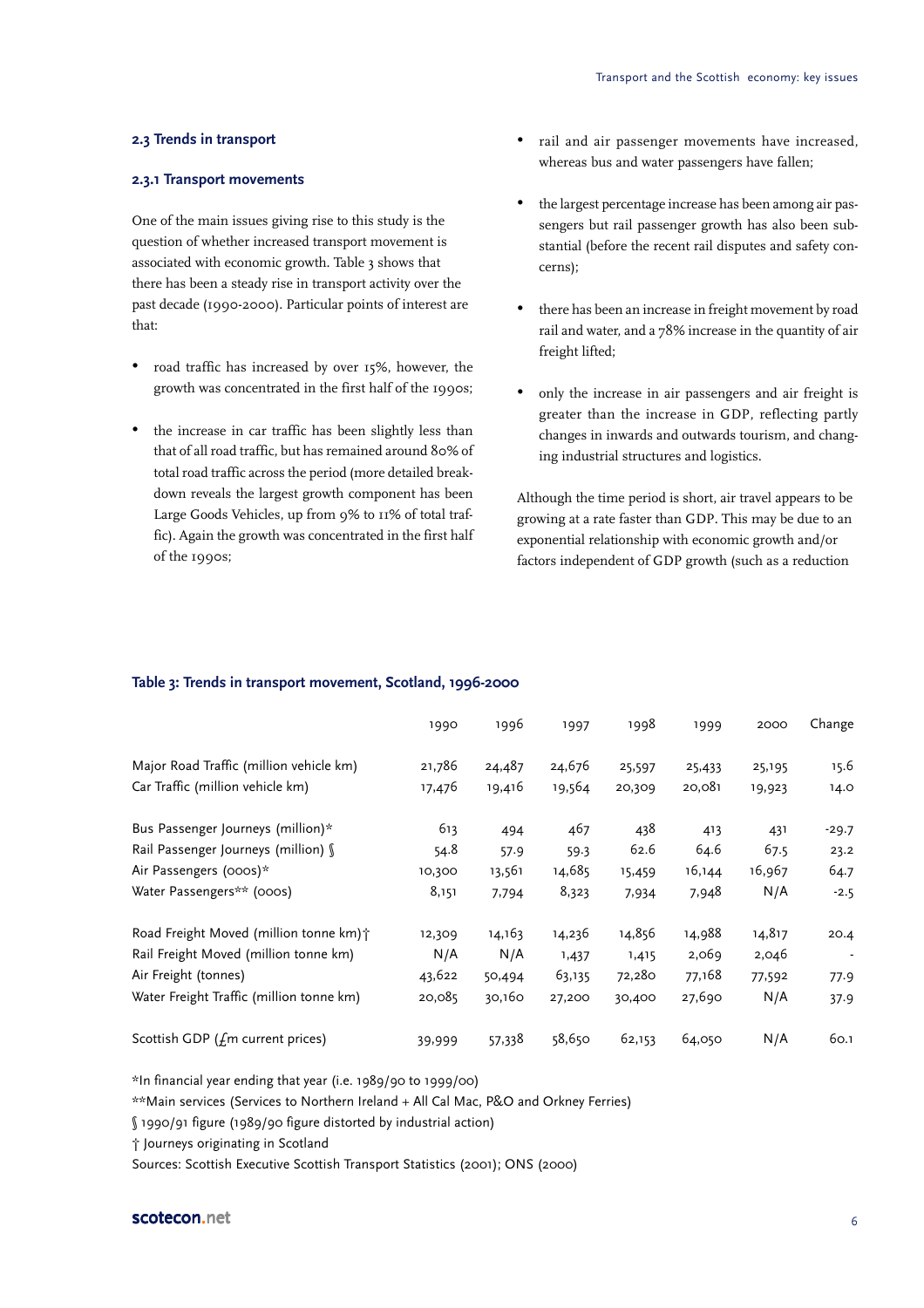### 2.3 Trends in transport

#### 2.3.1 Transport movements

One of the main issues giving rise to this study is the question of whether increased transport movement is associated with economic growth. Table 3 shows that there has been a steady rise in transport activity over the past decade (1990-2000). Particular points of interest are that:

- road traffic has increased by over 15%, however, the growth was concentrated in the first half of the 1990s;
- the increase in car traffic has been slightly less than that of all road traffic, but has remained around 80% of total road traffic across the period (more detailed breakdown reveals the largest growth component has been Large Goods Vehicles, up from 9% to 11% of total traffic). Again the growth was concentrated in the first half of the 1990s;
- rail and air passenger movements have increased, whereas bus and water passengers have fallen;
- the largest percentage increase has been among air passengers but rail passenger growth has also been substantial (before the recent rail disputes and safety concerns);
- there has been an increase in freight movement by road rail and water, and a 78% increase in the quantity of air freight lifted;
- only the increase in air passengers and air freight is greater than the increase in GDP, reflecting partly changes in inwards and outwards tourism, and changing industrial structures and logistics.

Although the time period is short, air travel appears to be growing at a rate faster than GDP. This may be due to an exponential relationship with economic growth and/or factors independent of GDP growth (such as a reduction

**Table 3: Trends in transport movement, Scotland, 1996-2000**

| | 1990 | 1996 | 1997 | 1998 | 1999 | 2000 | Change |
|---|---|---|---|---|---|---|---|
| Major Road Traffic (million vehicle km) | 21,786 | 24,487 | 24,676 | 25,597 | 25,433 | 25,195 | 15.6 |
| Car Traffic (million vehicle km) | 17,476 | 19,416 | 19,564 | 20,309 | 20,081 | 19,923 | 14.0 |
| Bus Passenger Journeys (million)* | 613 | 494 | 467 | 438 | 413 | 431 | -29.7 |
| Rail Passenger Journeys (million) § | 54.8 | 57.9 | 59.3 | 62.6 | 64.6 | 67.5 | 23.2 |
| Air Passengers (000s)* | 10,300 | 13,561 | 14,685 | 15,459 | 16,144 | 16,967 | 64.7 |
| Water Passengers** (000s) | 8,151 | 7,794 | 8,323 | 7,934 | 7,948 | N/A | -2.5 |
| Road Freight Moved (million tonne km)† | 12,309 | 14,163 | 14,236 | 14,856 | 14,988 | 14,817 | 20.4 |
| Rail Freight Moved (million tonne km) | N/A | N/A | 1,437 | 1,415 | 2,069 | 2,046 | - |
| Air Freight (tonnes) | 43,622 | 50,494 | 63,135 | 72,280 | 77,168 | 77,592 | 77.9 |
| Water Freight Traffic (million tonne km) | 20,085 | 30,160 | 27,200 | 30,400 | 27,690 | N/A | 37.9 |
| Scottish GDP (£m current prices) | 39,999 | 57,338 | 58,650 | 62,153 | 64,050 | N/A | 60.1 |

*In financial year ending that year (i.e. 1989/90 to 1999/00)

**Main services (Services to Northern Ireland + All Cal Mac, P&O and Orkney Ferries)

§ 1990/91 figure (1989/90 figure distorted by industrial action)

† Journeys originating in Scotland

Sources: Scottish Executive Scottish Transport Statistics (2001); ONS (2000)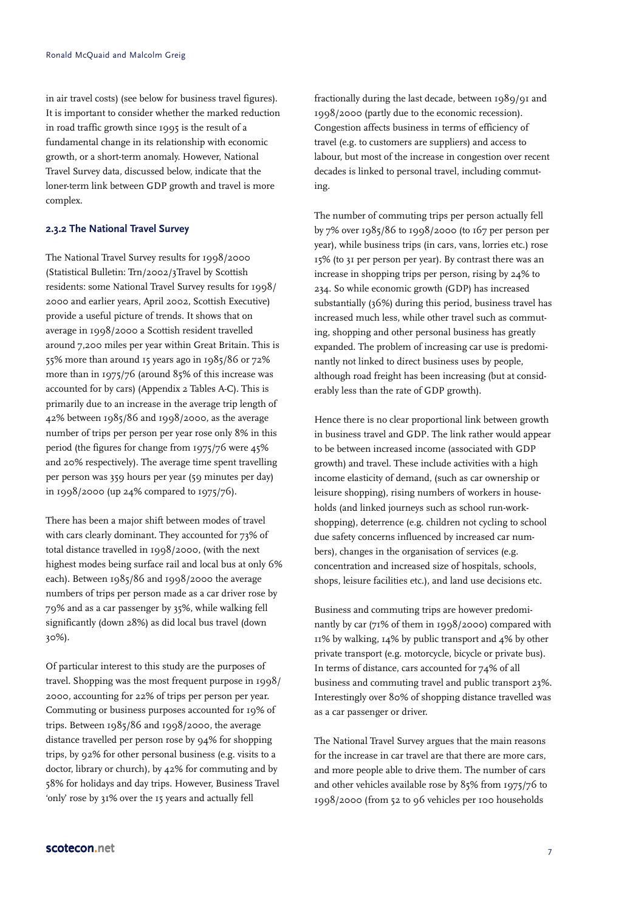in air travel costs) (see below for business travel figures). It is important to consider whether the marked reduction in road traffic growth since 1995 is the result of a fundamental change in its relationship with economic growth, or a short-term anomaly. However, National Travel Survey data, discussed below, indicate that the loner-term link between GDP growth and travel is more complex.

### 2.3.2 The National Travel Survey

The National Travel Survey results for 1998/2000 (Statistical Bulletin: Trn/2002/3Travel by Scottish residents: some National Travel Survey results for 1998/2000 and earlier years, April 2002, Scottish Executive) provide a useful picture of trends. It shows that on average in 1998/2000 a Scottish resident travelled around 7,200 miles per year within Great Britain. This is 55% more than around 15 years ago in 1985/86 or 72% more than in 1975/76 (around 85% of this increase was accounted for by cars) (Appendix 2 Tables A-C). This is primarily due to an increase in the average trip length of 42% between 1985/86 and 1998/2000, as the average number of trips per person per year rose only 8% in this period (the figures for change from 1975/76 were 45% and 20% respectively). The average time spent travelling per person was 359 hours per year (59 minutes per day) in 1998/2000 (up 24% compared to 1975/76).

There has been a major shift between modes of travel with cars clearly dominant. They accounted for 73% of total distance travelled in 1998/2000, (with the next highest modes being surface rail and local bus at only 6% each). Between 1985/86 and 1998/2000 the average numbers of trips per person made as a car driver rose by 79% and as a car passenger by 35%, while walking fell significantly (down 28%) as did local bus travel (down 30%).

Of particular interest to this study are the purposes of travel. Shopping was the most frequent purpose in 1998/2000, accounting for 22% of trips per person per year. Commuting or business purposes accounted for 19% of trips. Between 1985/86 and 1998/2000, the average distance travelled per person rose by 94% for shopping trips, by 92% for other personal business (e.g. visits to a doctor, library or church), by 42% for commuting and by 58% for holidays and day trips. However, Business Travel 'only' rose by 31% over the 15 years and actually fell fractionally during the last decade, between 1989/91 and 1998/2000 (partly due to the economic recession). Congestion affects business in terms of efficiency of travel (e.g. to customers are suppliers) and access to labour, but most of the increase in congestion over recent decades is linked to personal travel, including commuting.

The number of commuting trips per person actually fell by 7% over 1985/86 to 1998/2000 (to 167 per person per year), while business trips (in cars, vans, lorries etc.) rose 15% (to 31 per person per year). By contrast there was an increase in shopping trips per person, rising by 24% to 234. So while economic growth (GDP) has increased substantially (36%) during this period, business travel has increased much less, while other travel such as commuting, shopping and other personal business has greatly expanded. The problem of increasing car use is predominantly not linked to direct business uses by people, although road freight has been increasing (but at considerably less than the rate of GDP growth).

Hence there is no clear proportional link between growth in business travel and GDP. The link rather would appear to be between increased income (associated with GDP growth) and travel. These include activities with a high income elasticity of demand, (such as car ownership or leisure shopping), rising numbers of workers in households (and linked journeys such as school run-work-shopping), deterrence (e.g. children not cycling to school due safety concerns influenced by increased car numbers), changes in the organisation of services (e.g. concentration and increased size of hospitals, schools, shops, leisure facilities etc.), and land use decisions etc.

Business and commuting trips are however predominantly by car (71% of them in 1998/2000) compared with 11% by walking, 14% by public transport and 4% by other private transport (e.g. motorcycle, bicycle or private bus). In terms of distance, cars accounted for 74% of all business and commuting travel and public transport 23%. Interestingly over 80% of shopping distance travelled was as a car passenger or driver.

The National Travel Survey argues that the main reasons for the increase in car travel are that there are more cars, and more people able to drive them. The number of cars and other vehicles available rose by 85% from 1975/76 to 1998/2000 (from 52 to 96 vehicles per 100 households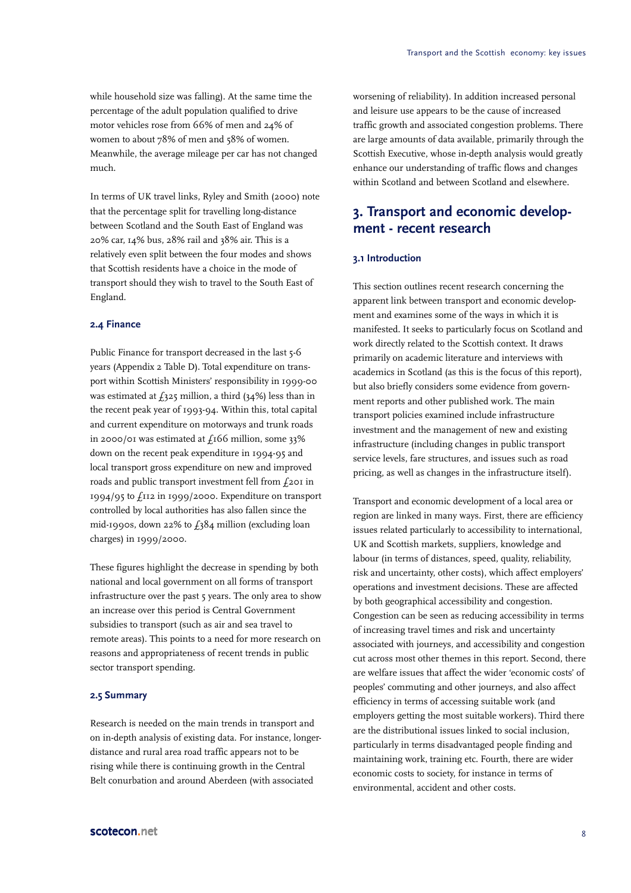while household size was falling). At the same time the percentage of the adult population qualified to drive motor vehicles rose from 66% of men and 24% of women to about 78% of men and 58% of women. Meanwhile, the average mileage per car has not changed much.

In terms of UK travel links, Ryley and Smith (2000) note that the percentage split for travelling long-distance between Scotland and the South East of England was 20% car, 14% bus, 28% rail and 38% air. This is a relatively even split between the four modes and shows that Scottish residents have a choice in the mode of transport should they wish to travel to the South East of England.

### 2.4 Finance

Public Finance for transport decreased in the last 5-6 years (Appendix 2 Table D). Total expenditure on transport within Scottish Ministers' responsibility in 1999-00 was estimated at £325 million, a third (34%) less than in the recent peak year of 1993-94. Within this, total capital and current expenditure on motorways and trunk roads in 2000/01 was estimated at £166 million, some 33% down on the recent peak expenditure in 1994-95 and local transport gross expenditure on new and improved roads and public transport investment fell from £201 in 1994/95 to £112 in 1999/2000. Expenditure on transport controlled by local authorities has also fallen since the mid-1990s, down 22% to £384 million (excluding loan charges) in 1999/2000.

These figures highlight the decrease in spending by both national and local government on all forms of transport infrastructure over the past 5 years. The only area to show an increase over this period is Central Government subsidies to transport (such as air and sea travel to remote areas). This points to a need for more research on reasons and appropriateness of recent trends in public sector transport spending.

### 2.5 Summary

Research is needed on the main trends in transport and on in-depth analysis of existing data. For instance, longer-distance and rural area road traffic appears not to be rising while there is continuing growth in the Central Belt conurbation and around Aberdeen (with associated worsening of reliability). In addition increased personal and leisure use appears to be the cause of increased traffic growth and associated congestion problems. There are large amounts of data available, primarily through the Scottish Executive, whose in-depth analysis would greatly enhance our understanding of traffic flows and changes within Scotland and between Scotland and elsewhere.

## 3. Transport and economic development - recent research

### 3.1 Introduction

This section outlines recent research concerning the apparent link between transport and economic development and examines some of the ways in which it is manifested. It seeks to particularly focus on Scotland and work directly related to the Scottish context. It draws primarily on academic literature and interviews with academics in Scotland (as this is the focus of this report), but also briefly considers some evidence from government reports and other published work. The main transport policies examined include infrastructure investment and the management of new and existing infrastructure (including changes in public transport service levels, fare structures, and issues such as road pricing, as well as changes in the infrastructure itself).

Transport and economic development of a local area or region are linked in many ways. First, there are efficiency issues related particularly to accessibility to international, UK and Scottish markets, suppliers, knowledge and labour (in terms of distances, speed, quality, reliability, risk and uncertainty, other costs), which affect employers' operations and investment decisions. These are affected by both geographical accessibility and congestion. Congestion can be seen as reducing accessibility in terms of increasing travel times and risk and uncertainty associated with journeys, and accessibility and congestion cut across most other themes in this report. Second, there are welfare issues that affect the wider 'economic costs' of peoples' commuting and other journeys, and also affect efficiency in terms of accessing suitable work (and employers getting the most suitable workers). Third there are the distributional issues linked to social inclusion, particularly in terms disadvantaged people finding and maintaining work, training etc. Fourth, there are wider economic costs to society, for instance in terms of environmental, accident and other costs.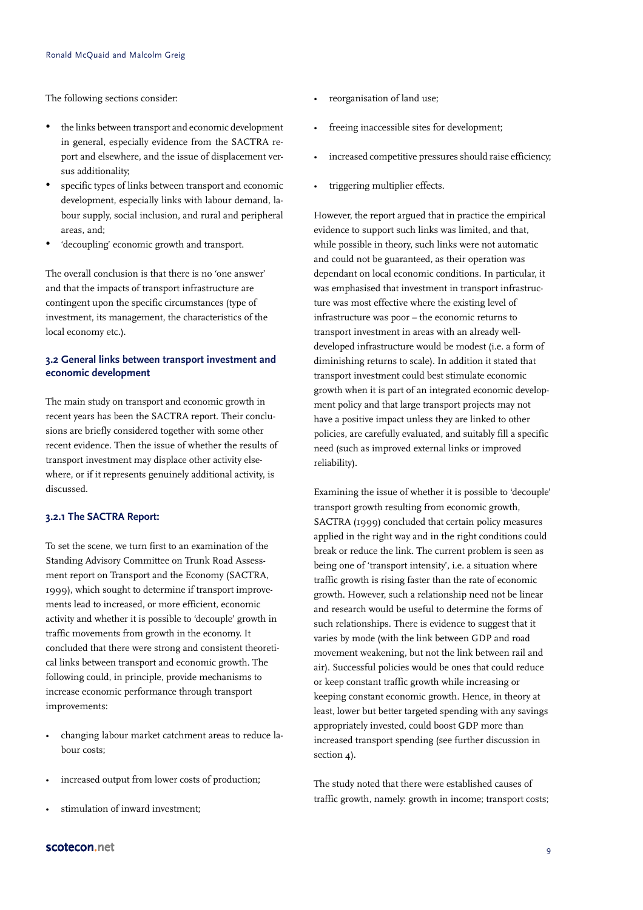The following sections consider:

- the links between transport and economic development in general, especially evidence from the SACTRA report and elsewhere, and the issue of displacement versus additionality;
- specific types of links between transport and economic development, especially links with labour demand, labour supply, social inclusion, and rural and peripheral areas, and;
- 'decoupling' economic growth and transport.

The overall conclusion is that there is no 'one answer' and that the impacts of transport infrastructure are contingent upon the specific circumstances (type of investment, its management, the characteristics of the local economy etc.).

### 3.2 General links between transport investment and economic development

The main study on transport and economic growth in recent years has been the SACTRA report. Their conclusions are briefly considered together with some other recent evidence. Then the issue of whether the results of transport investment may displace other activity elsewhere, or if it represents genuinely additional activity, is discussed.

#### 3.2.1 The SACTRA Report:

To set the scene, we turn first to an examination of the Standing Advisory Committee on Trunk Road Assessment report on Transport and the Economy (SACTRA, 1999), which sought to determine if transport improvements lead to increased, or more efficient, economic activity and whether it is possible to 'decouple' growth in traffic movements from growth in the economy. It concluded that there were strong and consistent theoretical links between transport and economic growth. The following could, in principle, provide mechanisms to increase economic performance through transport improvements:

- changing labour market catchment areas to reduce labour costs;
- increased output from lower costs of production;
- stimulation of inward investment;
- reorganisation of land use;
- freeing inaccessible sites for development;
- increased competitive pressures should raise efficiency;
- triggering multiplier effects.

However, the report argued that in practice the empirical evidence to support such links was limited, and that, while possible in theory, such links were not automatic and could not be guaranteed, as their operation was dependant on local economic conditions. In particular, it was emphasised that investment in transport infrastructure was most effective where the existing level of infrastructure was poor – the economic returns to transport investment in areas with an already well-developed infrastructure would be modest (i.e. a form of diminishing returns to scale). In addition it stated that transport investment could best stimulate economic growth when it is part of an integrated economic development policy and that large transport projects may not have a positive impact unless they are linked to other policies, are carefully evaluated, and suitably fill a specific need (such as improved external links or improved reliability).

Examining the issue of whether it is possible to 'decouple' transport growth resulting from economic growth, SACTRA (1999) concluded that certain policy measures applied in the right way and in the right conditions could break or reduce the link. The current problem is seen as being one of 'transport intensity', i.e. a situation where traffic growth is rising faster than the rate of economic growth. However, such a relationship need not be linear and research would be useful to determine the forms of such relationships. There is evidence to suggest that it varies by mode (with the link between GDP and road movement weakening, but not the link between rail and air). Successful policies would be ones that could reduce or keep constant traffic growth while increasing or keeping constant economic growth. Hence, in theory at least, lower but better targeted spending with any savings appropriately invested, could boost GDP more than increased transport spending (see further discussion in section 4).

The study noted that there were established causes of traffic growth, namely: growth in income; transport costs;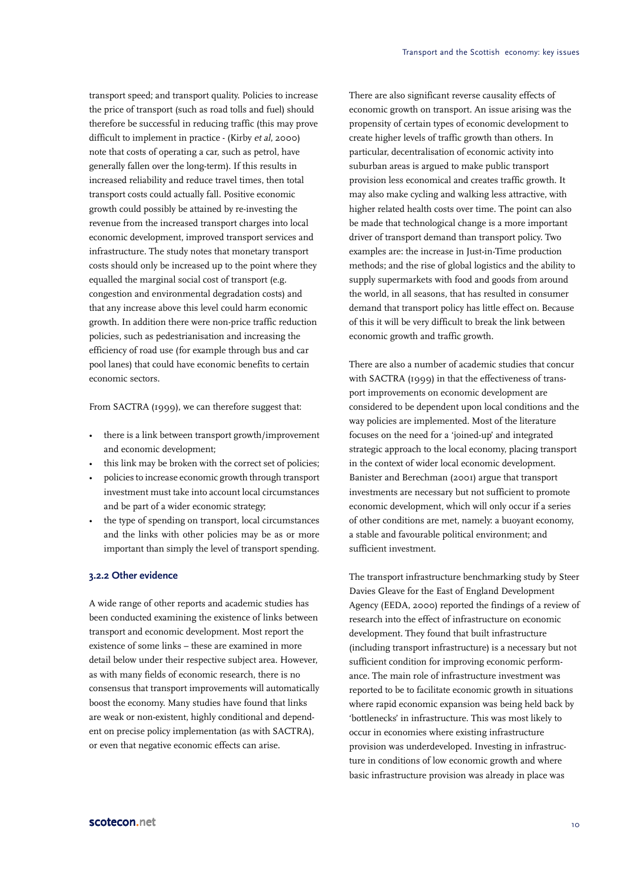transport speed; and transport quality. Policies to increase the price of transport (such as road tolls and fuel) should therefore be successful in reducing traffic (this may prove difficult to implement in practice - (Kirby *et al*, 2000) note that costs of operating a car, such as petrol, have generally fallen over the long-term). If this results in increased reliability and reduce travel times, then total transport costs could actually fall. Positive economic growth could possibly be attained by re-investing the revenue from the increased transport charges into local economic development, improved transport services and infrastructure. The study notes that monetary transport costs should only be increased up to the point where they equalled the marginal social cost of transport (e.g. congestion and environmental degradation costs) and that any increase above this level could harm economic growth. In addition there were non-price traffic reduction policies, such as pedestrianisation and increasing the efficiency of road use (for example through bus and car pool lanes) that could have economic benefits to certain economic sectors.

From SACTRA (1999), we can therefore suggest that:

- there is a link between transport growth/improvement and economic development;
- this link may be broken with the correct set of policies;
- policies to increase economic growth through transport investment must take into account local circumstances and be part of a wider economic strategy;
- the type of spending on transport, local circumstances and the links with other policies may be as or more important than simply the level of transport spending.

### 3.2.2 Other evidence

A wide range of other reports and academic studies has been conducted examining the existence of links between transport and economic development. Most report the existence of some links – these are examined in more detail below under their respective subject area. However, as with many fields of economic research, there is no consensus that transport improvements will automatically boost the economy. Many studies have found that links are weak or non-existent, highly conditional and dependent on precise policy implementation (as with SACTRA), or even that negative economic effects can arise.

There are also significant reverse causality effects of economic growth on transport. An issue arising was the propensity of certain types of economic development to create higher levels of traffic growth than others. In particular, decentralisation of economic activity into suburban areas is argued to make public transport provision less economical and creates traffic growth. It may also make cycling and walking less attractive, with higher related health costs over time. The point can also be made that technological change is a more important driver of transport demand than transport policy. Two examples are: the increase in Just-in-Time production methods; and the rise of global logistics and the ability to supply supermarkets with food and goods from around the world, in all seasons, that has resulted in consumer demand that transport policy has little effect on. Because of this it will be very difficult to break the link between economic growth and traffic growth.

There are also a number of academic studies that concur with SACTRA (1999) in that the effectiveness of transport improvements on economic development are considered to be dependent upon local conditions and the way policies are implemented. Most of the literature focuses on the need for a 'joined-up' and integrated strategic approach to the local economy, placing transport in the context of wider local economic development. Banister and Berechman (2001) argue that transport investments are necessary but not sufficient to promote economic development, which will only occur if a series of other conditions are met, namely: a buoyant economy, a stable and favourable political environment; and sufficient investment.

The transport infrastructure benchmarking study by Steer Davies Gleave for the East of England Development Agency (EEDA, 2000) reported the findings of a review of research into the effect of infrastructure on economic development. They found that built infrastructure (including transport infrastructure) is a necessary but not sufficient condition for improving economic performance. The main role of infrastructure investment was reported to be to facilitate economic growth in situations where rapid economic expansion was being held back by 'bottlenecks' in infrastructure. This was most likely to occur in economies where existing infrastructure provision was underdeveloped. Investing in infrastructure in conditions of low economic growth and where basic infrastructure provision was already in place was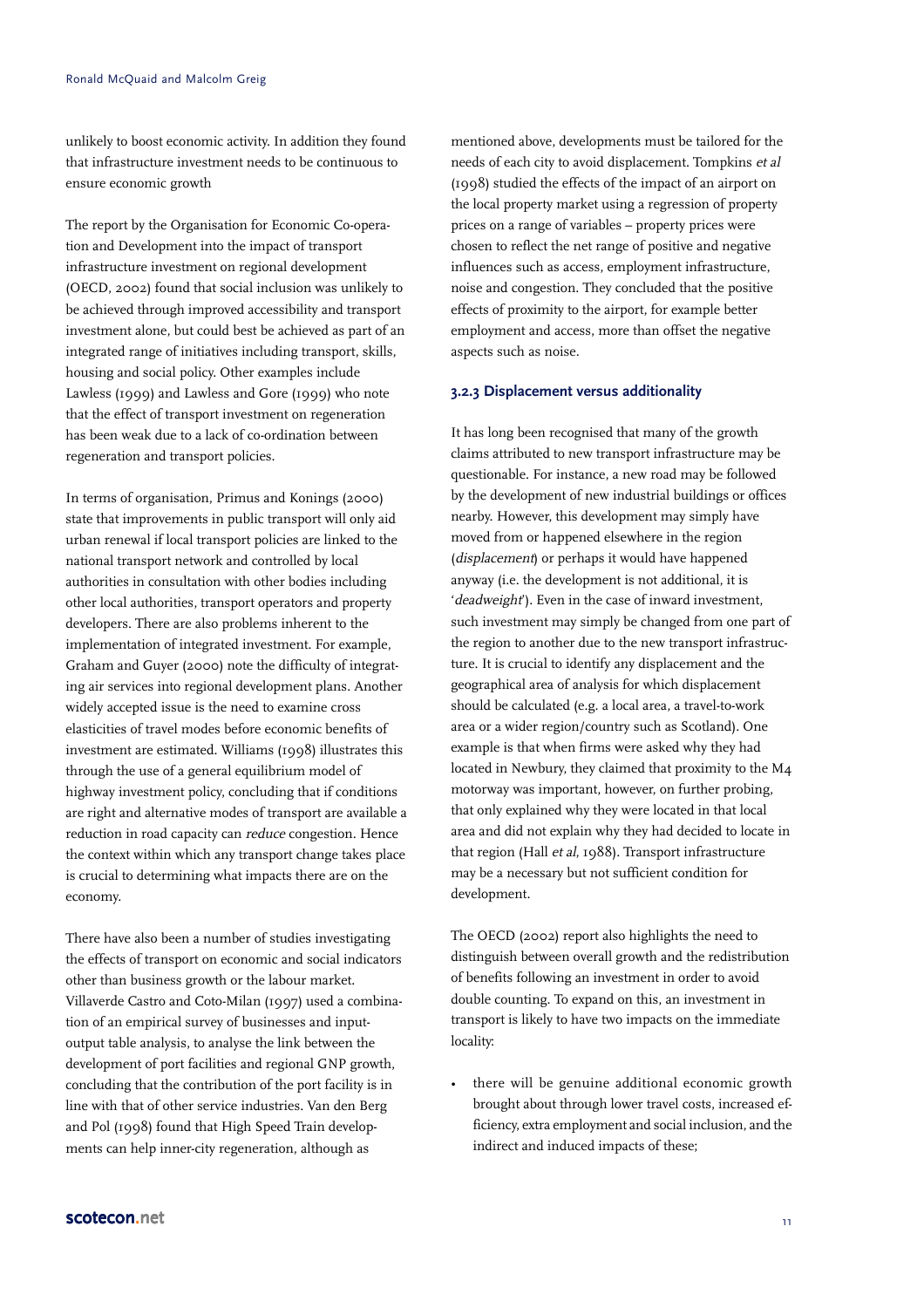unlikely to boost economic activity. In addition they found that infrastructure investment needs to be continuous to ensure economic growth

The report by the Organisation for Economic Co-operation and Development into the impact of transport infrastructure investment on regional development (OECD, 2002) found that social inclusion was unlikely to be achieved through improved accessibility and transport investment alone, but could best be achieved as part of an integrated range of initiatives including transport, skills, housing and social policy. Other examples include Lawless (1999) and Lawless and Gore (1999) who note that the effect of transport investment on regeneration has been weak due to a lack of co-ordination between regeneration and transport policies.

In terms of organisation, Primus and Konings (2000) state that improvements in public transport will only aid urban renewal if local transport policies are linked to the national transport network and controlled by local authorities in consultation with other bodies including other local authorities, transport operators and property developers. There are also problems inherent to the implementation of integrated investment. For example, Graham and Guyer (2000) note the difficulty of integrating air services into regional development plans. Another widely accepted issue is the need to examine cross elasticities of travel modes before economic benefits of investment are estimated. Williams (1998) illustrates this through the use of a general equilibrium model of highway investment policy, concluding that if conditions are right and alternative modes of transport are available a reduction in road capacity can *reduce* congestion. Hence the context within which any transport change takes place is crucial to determining what impacts there are on the economy.

There have also been a number of studies investigating the effects of transport on economic and social indicators other than business growth or the labour market. Villaverde Castro and Coto-Milan (1997) used a combination of an empirical survey of businesses and input-output table analysis, to analyse the link between the development of port facilities and regional GNP growth, concluding that the contribution of the port facility is in line with that of other service industries. Van den Berg and Pol (1998) found that High Speed Train developments can help inner-city regeneration, although as mentioned above, developments must be tailored for the needs of each city to avoid displacement. Tompkins *et al* (1998) studied the effects of the impact of an airport on the local property market using a regression of property prices on a range of variables – property prices were chosen to reflect the net range of positive and negative influences such as access, employment infrastructure, noise and congestion. They concluded that the positive effects of proximity to the airport, for example better employment and access, more than offset the negative aspects such as noise.

### 3.2.3 Displacement versus additionality

It has long been recognised that many of the growth claims attributed to new transport infrastructure may be questionable. For instance, a new road may be followed by the development of new industrial buildings or offices nearby. However, this development may simply have moved from or happened elsewhere in the region (*displacement*) or perhaps it would have happened anyway (i.e. the development is not additional, it is '*deadweight*'). Even in the case of inward investment, such investment may simply be changed from one part of the region to another due to the new transport infrastructure. It is crucial to identify any displacement and the geographical area of analysis for which displacement should be calculated (e.g. a local area, a travel-to-work area or a wider region/country such as Scotland). One example is that when firms were asked why they had located in Newbury, they claimed that proximity to the M4 motorway was important, however, on further probing, that only explained why they were located in that local area and did not explain why they had decided to locate in that region (Hall *et al*, 1988). Transport infrastructure may be a necessary but not sufficient condition for development.

The OECD (2002) report also highlights the need to distinguish between overall growth and the redistribution of benefits following an investment in order to avoid double counting. To expand on this, an investment in transport is likely to have two impacts on the immediate locality:

- there will be genuine additional economic growth brought about through lower travel costs, increased efficiency, extra employment and social inclusion, and the indirect and induced impacts of these;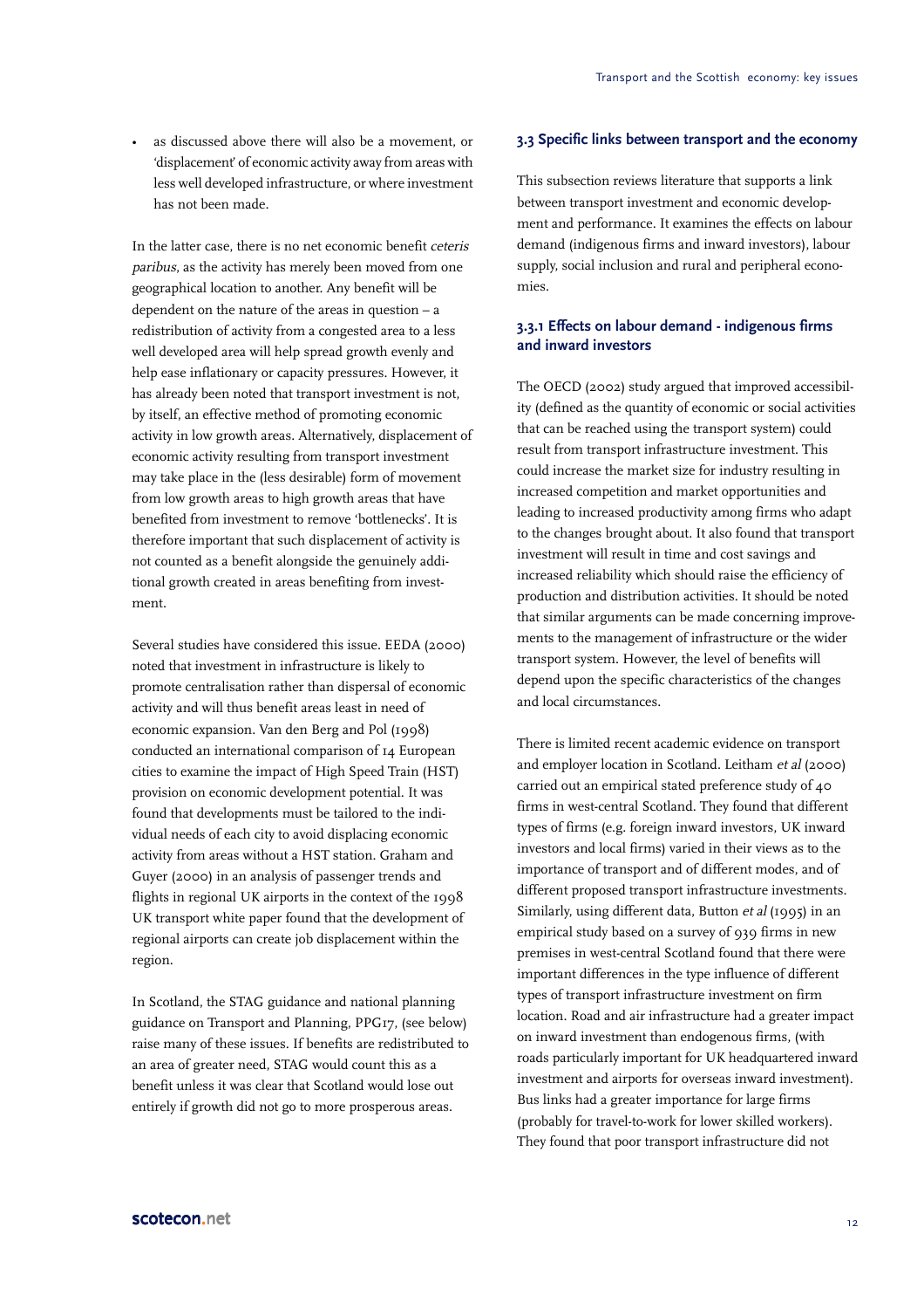- as discussed above there will also be a movement, or 'displacement' of economic activity away from areas with less well developed infrastructure, or where investment has not been made.

In the latter case, there is no net economic benefit *ceteris paribus*, as the activity has merely been moved from one geographical location to another. Any benefit will be dependent on the nature of the areas in question – a redistribution of activity from a congested area to a less well developed area will help spread growth evenly and help ease inflationary or capacity pressures. However, it has already been noted that transport investment is not, by itself, an effective method of promoting economic activity in low growth areas. Alternatively, displacement of economic activity resulting from transport investment may take place in the (less desirable) form of movement from low growth areas to high growth areas that have benefited from investment to remove 'bottlenecks'. It is therefore important that such displacement of activity is not counted as a benefit alongside the genuinely additional growth created in areas benefiting from investment.

Several studies have considered this issue. EEDA (2000) noted that investment in infrastructure is likely to promote centralisation rather than dispersal of economic activity and will thus benefit areas least in need of economic expansion. Van den Berg and Pol (1998) conducted an international comparison of 14 European cities to examine the impact of High Speed Train (HST) provision on economic development potential. It was found that developments must be tailored to the individual needs of each city to avoid displacing economic activity from areas without a HST station. Graham and Guyer (2000) in an analysis of passenger trends and flights in regional UK airports in the context of the 1998 UK transport white paper found that the development of regional airports can create job displacement within the region.

In Scotland, the STAG guidance and national planning guidance on Transport and Planning, PPG17, (see below) raise many of these issues. If benefits are redistributed to an area of greater need, STAG would count this as a benefit unless it was clear that Scotland would lose out entirely if growth did not go to more prosperous areas.

### 3.3 Specific links between transport and the economy

This subsection reviews literature that supports a link between transport investment and economic development and performance. It examines the effects on labour demand (indigenous firms and inward investors), labour supply, social inclusion and rural and peripheral economies.

#### 3.3.1 Effects on labour demand - indigenous firms and inward investors

The OECD (2002) study argued that improved accessibility (defined as the quantity of economic or social activities that can be reached using the transport system) could result from transport infrastructure investment. This could increase the market size for industry resulting in increased competition and market opportunities and leading to increased productivity among firms who adapt to the changes brought about. It also found that transport investment will result in time and cost savings and increased reliability which should raise the efficiency of production and distribution activities. It should be noted that similar arguments can be made concerning improvements to the management of infrastructure or the wider transport system. However, the level of benefits will depend upon the specific characteristics of the changes and local circumstances.

There is limited recent academic evidence on transport and employer location in Scotland. Leitham *et al* (2000) carried out an empirical stated preference study of 40 firms in west-central Scotland. They found that different types of firms (e.g. foreign inward investors, UK inward investors and local firms) varied in their views as to the importance of transport and of different modes, and of different proposed transport infrastructure investments. Similarly, using different data, Button *et al* (1995) in an empirical study based on a survey of 939 firms in new premises in west-central Scotland found that there were important differences in the type influence of different types of transport infrastructure investment on firm location. Road and air infrastructure had a greater impact on inward investment than endogenous firms, (with roads particularly important for UK headquartered inward investment and airports for overseas inward investment). Bus links had a greater importance for large firms (probably for travel-to-work for lower skilled workers). They found that poor transport infrastructure did not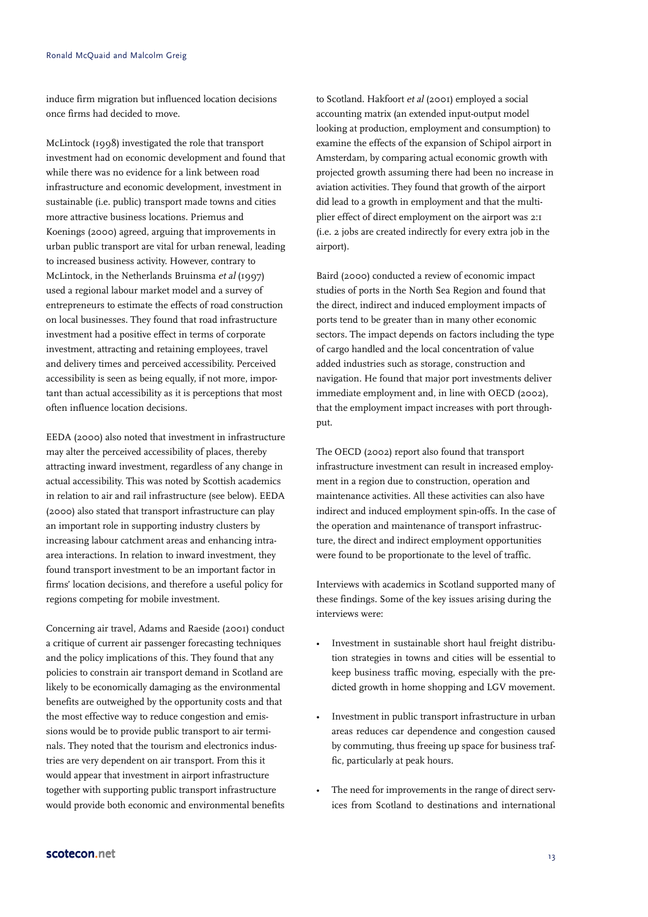induce firm migration but influenced location decisions once firms had decided to move.

McLintock (1998) investigated the role that transport investment had on economic development and found that while there was no evidence for a link between road infrastructure and economic development, investment in sustainable (i.e. public) transport made towns and cities more attractive business locations. Priemus and Koenings (2000) agreed, arguing that improvements in urban public transport are vital for urban renewal, leading to increased business activity. However, contrary to McLintock, in the Netherlands Bruinsma *et al* (1997) used a regional labour market model and a survey of entrepreneurs to estimate the effects of road construction on local businesses. They found that road infrastructure investment had a positive effect in terms of corporate investment, attracting and retaining employees, travel and delivery times and perceived accessibility. Perceived accessibility is seen as being equally, if not more, important than actual accessibility as it is perceptions that most often influence location decisions.

EEDA (2000) also noted that investment in infrastructure may alter the perceived accessibility of places, thereby attracting inward investment, regardless of any change in actual accessibility. This was noted by Scottish academics in relation to air and rail infrastructure (see below). EEDA (2000) also stated that transport infrastructure can play an important role in supporting industry clusters by increasing labour catchment areas and enhancing intra-area interactions. In relation to inward investment, they found transport investment to be an important factor in firms' location decisions, and therefore a useful policy for regions competing for mobile investment.

Concerning air travel, Adams and Raeside (2001) conduct a critique of current air passenger forecasting techniques and the policy implications of this. They found that any policies to constrain air transport demand in Scotland are likely to be economically damaging as the environmental benefits are outweighed by the opportunity costs and that the most effective way to reduce congestion and emissions would be to provide public transport to air terminals. They noted that the tourism and electronics industries are very dependent on air transport. From this it would appear that investment in airport infrastructure together with supporting public transport infrastructure would provide both economic and environmental benefits to Scotland. Hakfoort *et al* (2001) employed a social accounting matrix (an extended input-output model looking at production, employment and consumption) to examine the effects of the expansion of Schipol airport in Amsterdam, by comparing actual economic growth with projected growth assuming there had been no increase in aviation activities. They found that growth of the airport did lead to a growth in employment and that the multiplier effect of direct employment on the airport was 2:1 (i.e. 2 jobs are created indirectly for every extra job in the airport).

Baird (2000) conducted a review of economic impact studies of ports in the North Sea Region and found that the direct, indirect and induced employment impacts of ports tend to be greater than in many other economic sectors. The impact depends on factors including the type of cargo handled and the local concentration of value added industries such as storage, construction and navigation. He found that major port investments deliver immediate employment and, in line with OECD (2002), that the employment impact increases with port throughput.

The OECD (2002) report also found that transport infrastructure investment can result in increased employment in a region due to construction, operation and maintenance activities. All these activities can also have indirect and induced employment spin-offs. In the case of the operation and maintenance of transport infrastructure, the direct and indirect employment opportunities were found to be proportionate to the level of traffic.

Interviews with academics in Scotland supported many of these findings. Some of the key issues arising during the interviews were:

- Investment in sustainable short haul freight distribution strategies in towns and cities will be essential to keep business traffic moving, especially with the predicted growth in home shopping and LGV movement.
- Investment in public transport infrastructure in urban areas reduces car dependence and congestion caused by commuting, thus freeing up space for business traffic, particularly at peak hours.
- The need for improvements in the range of direct services from Scotland to destinations and international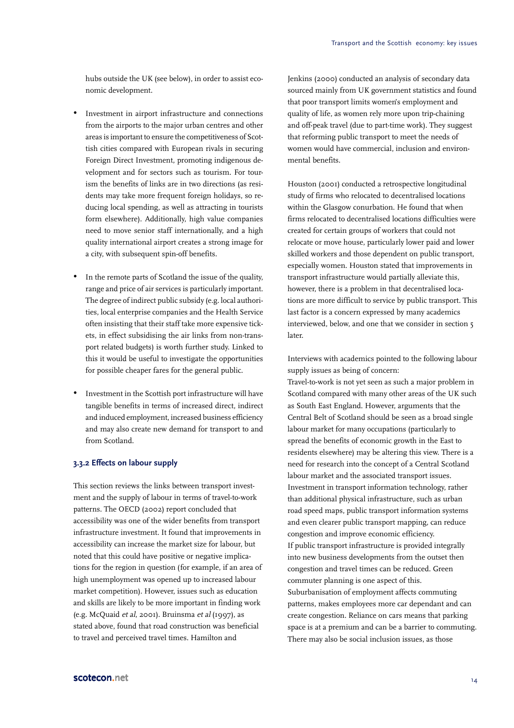hubs outside the UK (see below), in order to assist economic development.

- Investment in airport infrastructure and connections from the airports to the major urban centres and other areas is important to ensure the competitiveness of Scottish cities compared with European rivals in securing Foreign Direct Investment, promoting indigenous development and for sectors such as tourism. For tourism the benefits of links are in two directions (as residents may take more frequent foreign holidays, so reducing local spending, as well as attracting in tourists form elsewhere). Additionally, high value companies need to move senior staff internationally, and a high quality international airport creates a strong image for a city, with subsequent spin-off benefits.

- In the remote parts of Scotland the issue of the quality, range and price of air services is particularly important. The degree of indirect public subsidy (e.g. local authorities, local enterprise companies and the Health Service often insisting that their staff take more expensive tickets, in effect subsidising the air links from non-transport related budgets) is worth further study. Linked to this it would be useful to investigate the opportunities for possible cheaper fares for the general public.

- Investment in the Scottish port infrastructure will have tangible benefits in terms of increased direct, indirect and induced employment, increased business efficiency and may also create new demand for transport to and from Scotland.

### 3.3.2 Effects on labour supply

This section reviews the links between transport investment and the supply of labour in terms of travel-to-work patterns. The OECD (2002) report concluded that accessibility was one of the wider benefits from transport infrastructure investment. It found that improvements in accessibility can increase the market size for labour, but noted that this could have positive or negative implications for the region in question (for example, if an area of high unemployment was opened up to increased labour market competition). However, issues such as education and skills are likely to be more important in finding work (e.g. McQuaid *et al*, 2001). Bruinsma *et al* (1997), as stated above, found that road construction was beneficial to travel and perceived travel times. Hamilton and Jenkins (2000) conducted an analysis of secondary data sourced mainly from UK government statistics and found that poor transport limits women's employment and quality of life, as women rely more upon trip-chaining and off-peak travel (due to part-time work). They suggest that reforming public transport to meet the needs of women would have commercial, inclusion and environmental benefits.

Houston (2001) conducted a retrospective longitudinal study of firms who relocated to decentralised locations within the Glasgow conurbation. He found that when firms relocated to decentralised locations difficulties were created for certain groups of workers that could not relocate or move house, particularly lower paid and lower skilled workers and those dependent on public transport, especially women. Houston stated that improvements in transport infrastructure would partially alleviate this, however, there is a problem in that decentralised locations are more difficult to service by public transport. This last factor is a concern expressed by many academics interviewed, below, and one that we consider in section 5 later.

Interviews with academics pointed to the following labour supply issues as being of concern:

Travel-to-work is not yet seen as such a major problem in Scotland compared with many other areas of the UK such as South East England. However, arguments that the Central Belt of Scotland should be seen as a broad single labour market for many occupations (particularly to spread the benefits of economic growth in the East to residents elsewhere) may be altering this view. There is a need for research into the concept of a Central Scotland labour market and the associated transport issues.

Investment in transport information technology, rather than additional physical infrastructure, such as urban road speed maps, public transport information systems and even clearer public transport mapping, can reduce congestion and improve economic efficiency.

If public transport infrastructure is provided integrally into new business developments from the outset then congestion and travel times can be reduced. Green commuter planning is one aspect of this.

Suburbanisation of employment affects commuting patterns, makes employees more car dependant and can create congestion. Reliance on cars means that parking space is at a premium and can be a barrier to commuting. There may also be social inclusion issues, as those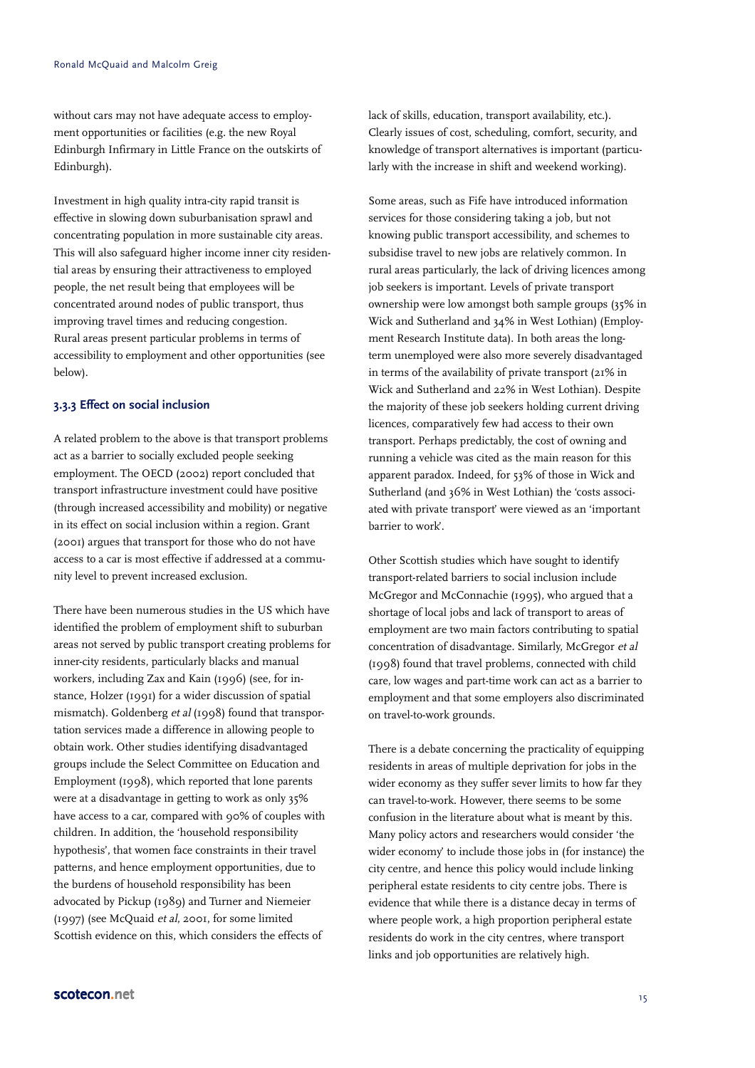without cars may not have adequate access to employment opportunities or facilities (e.g. the new Royal Edinburgh Infirmary in Little France on the outskirts of Edinburgh).

Investment in high quality intra-city rapid transit is effective in slowing down suburbanisation sprawl and concentrating population in more sustainable city areas. This will also safeguard higher income inner city residential areas by ensuring their attractiveness to employed people, the net result being that employees will be concentrated around nodes of public transport, thus improving travel times and reducing congestion. Rural areas present particular problems in terms of accessibility to employment and other opportunities (see below).

### 3.3.3 Effect on social inclusion

A related problem to the above is that transport problems act as a barrier to socially excluded people seeking employment. The OECD (2002) report concluded that transport infrastructure investment could have positive (through increased accessibility and mobility) or negative in its effect on social inclusion within a region. Grant (2001) argues that transport for those who do not have access to a car is most effective if addressed at a community level to prevent increased exclusion.

There have been numerous studies in the US which have identified the problem of employment shift to suburban areas not served by public transport creating problems for inner-city residents, particularly blacks and manual workers, including Zax and Kain (1996) (see, for instance, Holzer (1991) for a wider discussion of spatial mismatch). Goldenberg *et al* (1998) found that transportation services made a difference in allowing people to obtain work. Other studies identifying disadvantaged groups include the Select Committee on Education and Employment (1998), which reported that lone parents were at a disadvantage in getting to work as only 35% have access to a car, compared with 90% of couples with children. In addition, the 'household responsibility hypothesis', that women face constraints in their travel patterns, and hence employment opportunities, due to the burdens of household responsibility has been advocated by Pickup (1989) and Turner and Niemeier (1997) (see McQuaid *et al*, 2001, for some limited Scottish evidence on this, which considers the effects of lack of skills, education, transport availability, etc.). Clearly issues of cost, scheduling, comfort, security, and knowledge of transport alternatives is important (particularly with the increase in shift and weekend working).

Some areas, such as Fife have introduced information services for those considering taking a job, but not knowing public transport accessibility, and schemes to subsidise travel to new jobs are relatively common. In rural areas particularly, the lack of driving licences among job seekers is important. Levels of private transport ownership were low amongst both sample groups (35% in Wick and Sutherland and 34% in West Lothian) (Employment Research Institute data). In both areas the long-term unemployed were also more severely disadvantaged in terms of the availability of private transport (21% in Wick and Sutherland and 22% in West Lothian). Despite the majority of these job seekers holding current driving licences, comparatively few had access to their own transport. Perhaps predictably, the cost of owning and running a vehicle was cited as the main reason for this apparent paradox. Indeed, for 53% of those in Wick and Sutherland (and 36% in West Lothian) the 'costs associated with private transport' were viewed as an 'important barrier to work'.

Other Scottish studies which have sought to identify transport-related barriers to social inclusion include McGregor and McConnachie (1995), who argued that a shortage of local jobs and lack of transport to areas of employment are two main factors contributing to spatial concentration of disadvantage. Similarly, McGregor *et al* (1998) found that travel problems, connected with child care, low wages and part-time work can act as a barrier to employment and that some employers also discriminated on travel-to-work grounds.

There is a debate concerning the practicality of equipping residents in areas of multiple deprivation for jobs in the wider economy as they suffer sever limits to how far they can travel-to-work. However, there seems to be some confusion in the literature about what is meant by this. Many policy actors and researchers would consider 'the wider economy' to include those jobs in (for instance) the city centre, and hence this policy would include linking peripheral estate residents to city centre jobs. There is evidence that while there is a distance decay in terms of where people work, a high proportion peripheral estate residents do work in the city centres, where transport links and job opportunities are relatively high.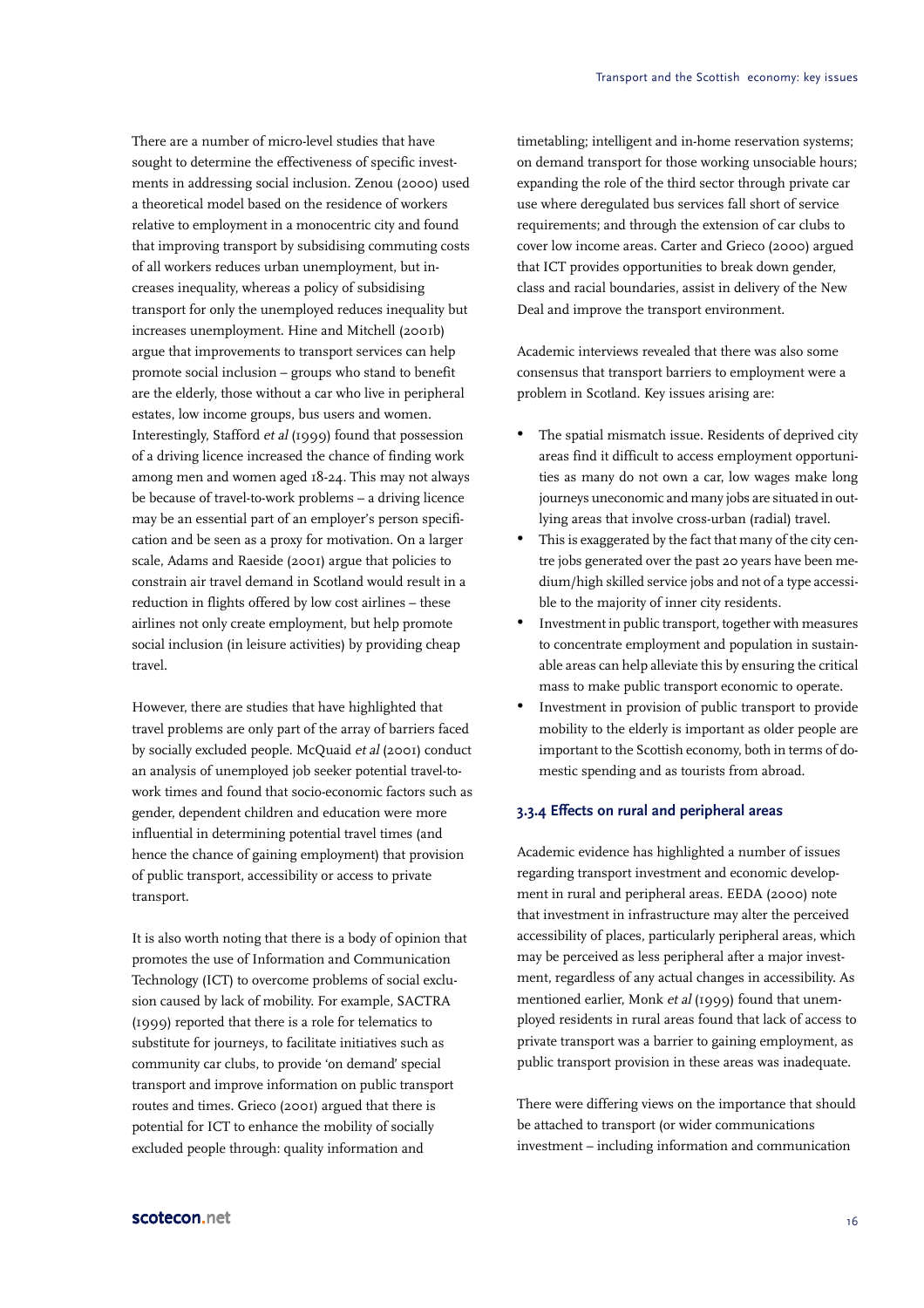There are a number of micro-level studies that have sought to determine the effectiveness of specific investments in addressing social inclusion. Zenou (2000) used a theoretical model based on the residence of workers relative to employment in a monocentric city and found that improving transport by subsidising commuting costs of all workers reduces urban unemployment, but increases inequality, whereas a policy of subsidising transport for only the unemployed reduces inequality but increases unemployment. Hine and Mitchell (2001b) argue that improvements to transport services can help promote social inclusion – groups who stand to benefit are the elderly, those without a car who live in peripheral estates, low income groups, bus users and women. Interestingly, Stafford *et al* (1999) found that possession of a driving licence increased the chance of finding work among men and women aged 18-24. This may not always be because of travel-to-work problems – a driving licence may be an essential part of an employer's person specification and be seen as a proxy for motivation. On a larger scale, Adams and Raeside (2001) argue that policies to constrain air travel demand in Scotland would result in a reduction in flights offered by low cost airlines – these airlines not only create employment, but help promote social inclusion (in leisure activities) by providing cheap travel.

However, there are studies that have highlighted that travel problems are only part of the array of barriers faced by socially excluded people. McQuaid *et al* (2001) conduct an analysis of unemployed job seeker potential travel-to-work times and found that socio-economic factors such as gender, dependent children and education were more influential in determining potential travel times (and hence the chance of gaining employment) that provision of public transport, accessibility or access to private transport.

It is also worth noting that there is a body of opinion that promotes the use of Information and Communication Technology (ICT) to overcome problems of social exclusion caused by lack of mobility. For example, SACTRA (1999) reported that there is a role for telematics to substitute for journeys, to facilitate initiatives such as community car clubs, to provide 'on demand' special transport and improve information on public transport routes and times. Grieco (2001) argued that there is potential for ICT to enhance the mobility of socially excluded people through: quality information and timetabling; intelligent and in-home reservation systems; on demand transport for those working unsociable hours; expanding the role of the third sector through private car use where deregulated bus services fall short of service requirements; and through the extension of car clubs to cover low income areas. Carter and Grieco (2000) argued that ICT provides opportunities to break down gender, class and racial boundaries, assist in delivery of the New Deal and improve the transport environment.

Academic interviews revealed that there was also some consensus that transport barriers to employment were a problem in Scotland. Key issues arising are:

- The spatial mismatch issue. Residents of deprived city areas find it difficult to access employment opportunities as many do not own a car, low wages make long journeys uneconomic and many jobs are situated in outlying areas that involve cross-urban (radial) travel.
- This is exaggerated by the fact that many of the city centre jobs generated over the past 20 years have been medium/high skilled service jobs and not of a type accessible to the majority of inner city residents.
- Investment in public transport, together with measures to concentrate employment and population in sustainable areas can help alleviate this by ensuring the critical mass to make public transport economic to operate.
- Investment in provision of public transport to provide mobility to the elderly is important as older people are important to the Scottish economy, both in terms of domestic spending and as tourists from abroad.

### 3.3.4 Effects on rural and peripheral areas

Academic evidence has highlighted a number of issues regarding transport investment and economic development in rural and peripheral areas. EEDA (2000) note that investment in infrastructure may alter the perceived accessibility of places, particularly peripheral areas, which may be perceived as less peripheral after a major investment, regardless of any actual changes in accessibility. As mentioned earlier, Monk *et al* (1999) found that unemployed residents in rural areas found that lack of access to private transport was a barrier to gaining employment, as public transport provision in these areas was inadequate.

There were differing views on the importance that should be attached to transport (or wider communications investment – including information and communication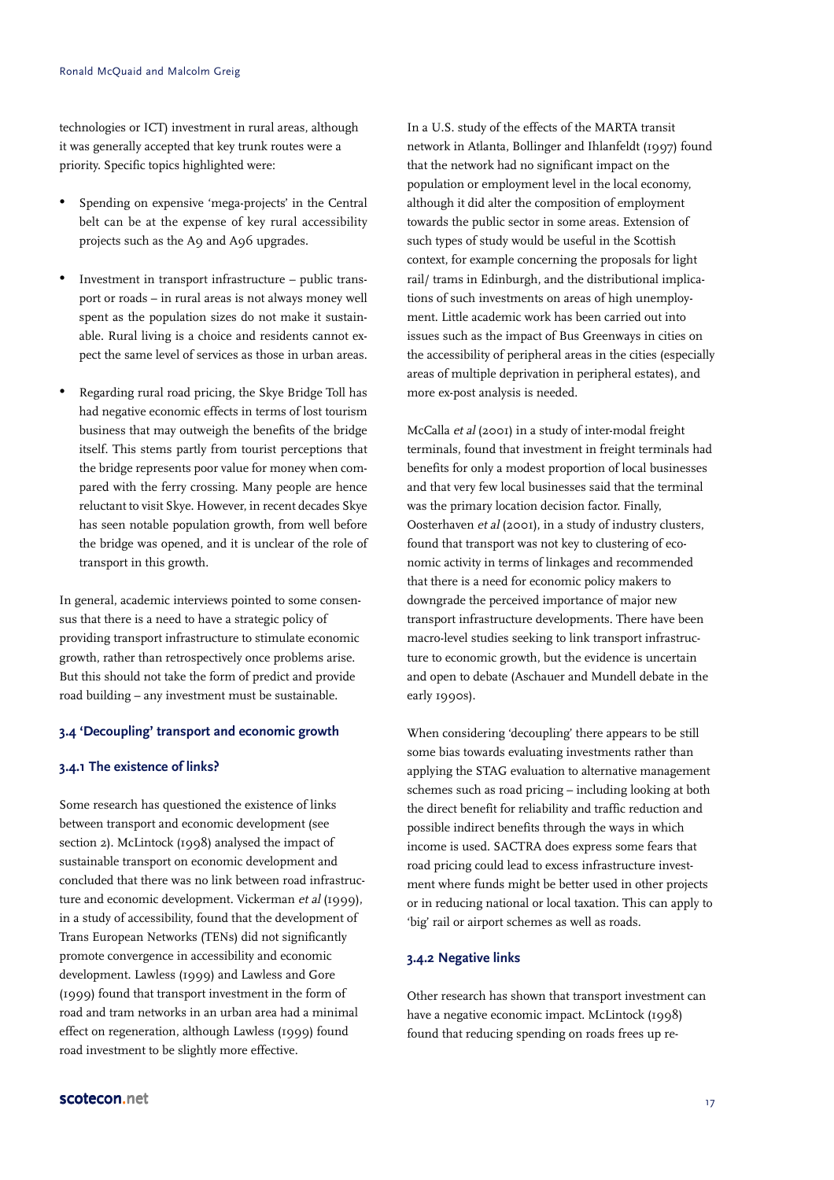technologies or ICT) investment in rural areas, although it was generally accepted that key trunk routes were a priority. Specific topics highlighted were:

- Spending on expensive 'mega-projects' in the Central belt can be at the expense of key rural accessibility projects such as the A9 and A96 upgrades.
- Investment in transport infrastructure – public transport or roads – in rural areas is not always money well spent as the population sizes do not make it sustainable. Rural living is a choice and residents cannot expect the same level of services as those in urban areas.
- Regarding rural road pricing, the Skye Bridge Toll has had negative economic effects in terms of lost tourism business that may outweigh the benefits of the bridge itself. This stems partly from tourist perceptions that the bridge represents poor value for money when compared with the ferry crossing. Many people are hence reluctant to visit Skye. However, in recent decades Skye has seen notable population growth, from well before the bridge was opened, and it is unclear of the role of transport in this growth.

In general, academic interviews pointed to some consensus that there is a need to have a strategic policy of providing transport infrastructure to stimulate economic growth, rather than retrospectively once problems arise. But this should not take the form of predict and provide road building – any investment must be sustainable.

### 3.4 'Decoupling' transport and economic growth

#### 3.4.1 The existence of links?

Some research has questioned the existence of links between transport and economic development (see section 2). McLintock (1998) analysed the impact of sustainable transport on economic development and concluded that there was no link between road infrastructure and economic development. Vickerman *et al* (1999), in a study of accessibility, found that the development of Trans European Networks (TENs) did not significantly promote convergence in accessibility and economic development. Lawless (1999) and Lawless and Gore (1999) found that transport investment in the form of road and tram networks in an urban area had a minimal effect on regeneration, although Lawless (1999) found road investment to be slightly more effective.

In a U.S. study of the effects of the MARTA transit network in Atlanta, Bollinger and Ihlanfeldt (1997) found that the network had no significant impact on the population or employment level in the local economy, although it did alter the composition of employment towards the public sector in some areas. Extension of such types of study would be useful in the Scottish context, for example concerning the proposals for light rail/ trams in Edinburgh, and the distributional implications of such investments on areas of high unemployment. Little academic work has been carried out into issues such as the impact of Bus Greenways in cities on the accessibility of peripheral areas in the cities (especially areas of multiple deprivation in peripheral estates), and more ex-post analysis is needed.

McCalla *et al* (2001) in a study of inter-modal freight terminals, found that investment in freight terminals had benefits for only a modest proportion of local businesses and that very few local businesses said that the terminal was the primary location decision factor. Finally, Oosterhaven *et al* (2001), in a study of industry clusters, found that transport was not key to clustering of economic activity in terms of linkages and recommended that there is a need for economic policy makers to downgrade the perceived importance of major new transport infrastructure developments. There have been macro-level studies seeking to link transport infrastructure to economic growth, but the evidence is uncertain and open to debate (Aschauer and Mundell debate in the early 1990s).

When considering 'decoupling' there appears to be still some bias towards evaluating investments rather than applying the STAG evaluation to alternative management schemes such as road pricing – including looking at both the direct benefit for reliability and traffic reduction and possible indirect benefits through the ways in which income is used. SACTRA does express some fears that road pricing could lead to excess infrastructure investment where funds might be better used in other projects or in reducing national or local taxation. This can apply to 'big' rail or airport schemes as well as roads.

#### 3.4.2 Negative links

Other research has shown that transport investment can have a negative economic impact. McLintock (1998) found that reducing spending on roads frees up re-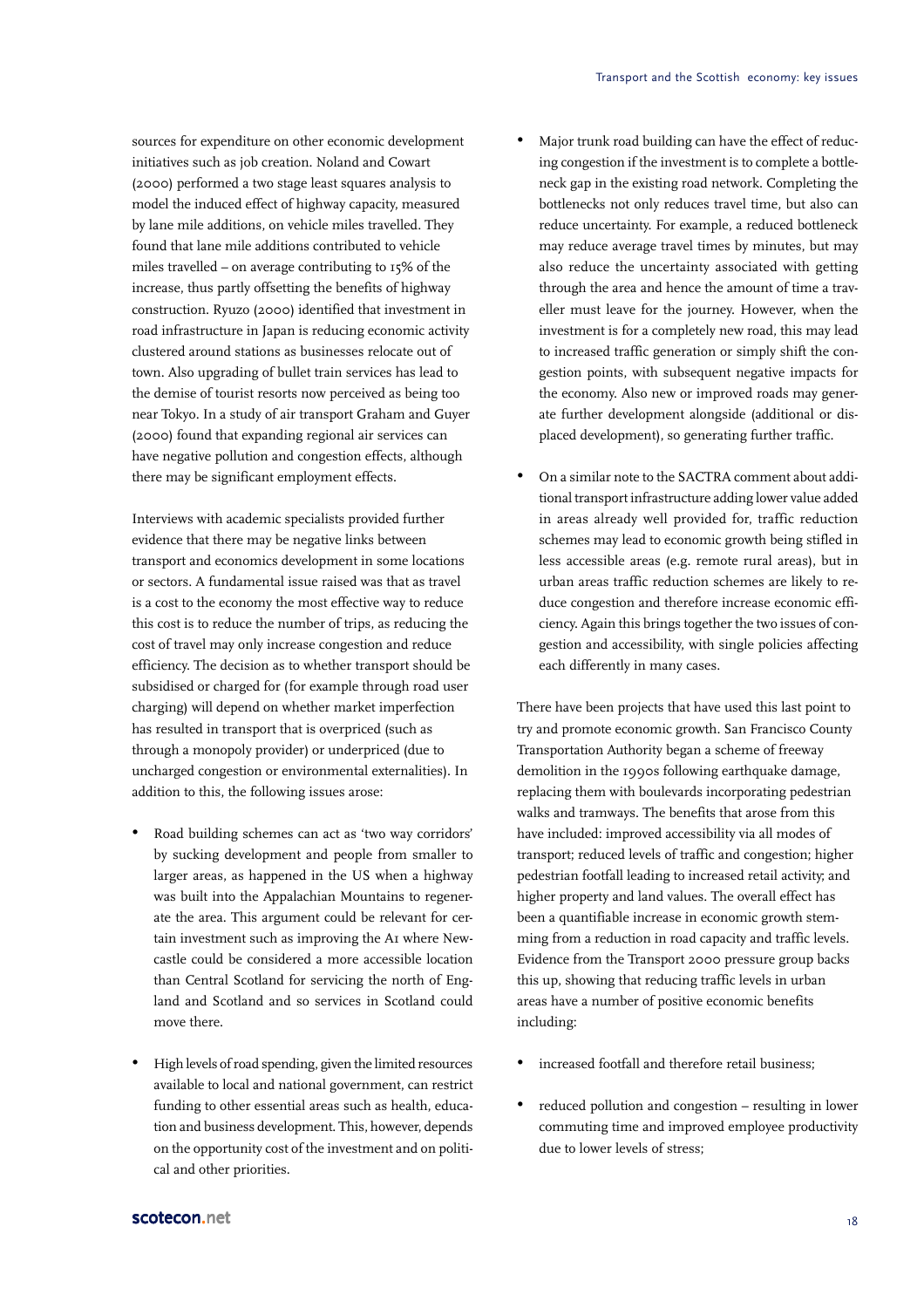sources for expenditure on other economic development initiatives such as job creation. Noland and Cowart (2000) performed a two stage least squares analysis to model the induced effect of highway capacity, measured by lane mile additions, on vehicle miles travelled. They found that lane mile additions contributed to vehicle miles travelled – on average contributing to 15% of the increase, thus partly offsetting the benefits of highway construction. Ryuzo (2000) identified that investment in road infrastructure in Japan is reducing economic activity clustered around stations as businesses relocate out of town. Also upgrading of bullet train services has lead to the demise of tourist resorts now perceived as being too near Tokyo. In a study of air transport Graham and Guyer (2000) found that expanding regional air services can have negative pollution and congestion effects, although there may be significant employment effects.

Interviews with academic specialists provided further evidence that there may be negative links between transport and economics development in some locations or sectors. A fundamental issue raised was that as travel is a cost to the economy the most effective way to reduce this cost is to reduce the number of trips, as reducing the cost of travel may only increase congestion and reduce efficiency. The decision as to whether transport should be subsidised or charged for (for example through road user charging) will depend on whether market imperfection has resulted in transport that is overpriced (such as through a monopoly provider) or underpriced (due to uncharged congestion or environmental externalities). In addition to this, the following issues arose:

- Road building schemes can act as 'two way corridors' by sucking development and people from smaller to larger areas, as happened in the US when a highway was built into the Appalachian Mountains to regenerate the area. This argument could be relevant for certain investment such as improving the A1 where Newcastle could be considered a more accessible location than Central Scotland for servicing the north of England and Scotland and so services in Scotland could move there.

- High levels of road spending, given the limited resources available to local and national government, can restrict funding to other essential areas such as health, education and business development. This, however, depends on the opportunity cost of the investment and on political and other priorities.

- Major trunk road building can have the effect of reducing congestion if the investment is to complete a bottleneck gap in the existing road network. Completing the bottlenecks not only reduces travel time, but also can reduce uncertainty. For example, a reduced bottleneck may reduce average travel times by minutes, but may also reduce the uncertainty associated with getting through the area and hence the amount of time a traveller must leave for the journey. However, when the investment is for a completely new road, this may lead to increased traffic generation or simply shift the congestion points, with subsequent negative impacts for the economy. Also new or improved roads may generate further development alongside (additional or displaced development), so generating further traffic.

- On a similar note to the SACTRA comment about additional transport infrastructure adding lower value added in areas already well provided for, traffic reduction schemes may lead to economic growth being stifled in less accessible areas (e.g. remote rural areas), but in urban areas traffic reduction schemes are likely to reduce congestion and therefore increase economic efficiency. Again this brings together the two issues of congestion and accessibility, with single policies affecting each differently in many cases.

There have been projects that have used this last point to try and promote economic growth. San Francisco County Transportation Authority began a scheme of freeway demolition in the 1990s following earthquake damage, replacing them with boulevards incorporating pedestrian walks and tramways. The benefits that arose from this have included: improved accessibility via all modes of transport; reduced levels of traffic and congestion; higher pedestrian footfall leading to increased retail activity; and higher property and land values. The overall effect has been a quantifiable increase in economic growth stemming from a reduction in road capacity and traffic levels. Evidence from the Transport 2000 pressure group backs this up, showing that reducing traffic levels in urban areas have a number of positive economic benefits including:

- increased footfall and therefore retail business;

- reduced pollution and congestion – resulting in lower commuting time and improved employee productivity due to lower levels of stress;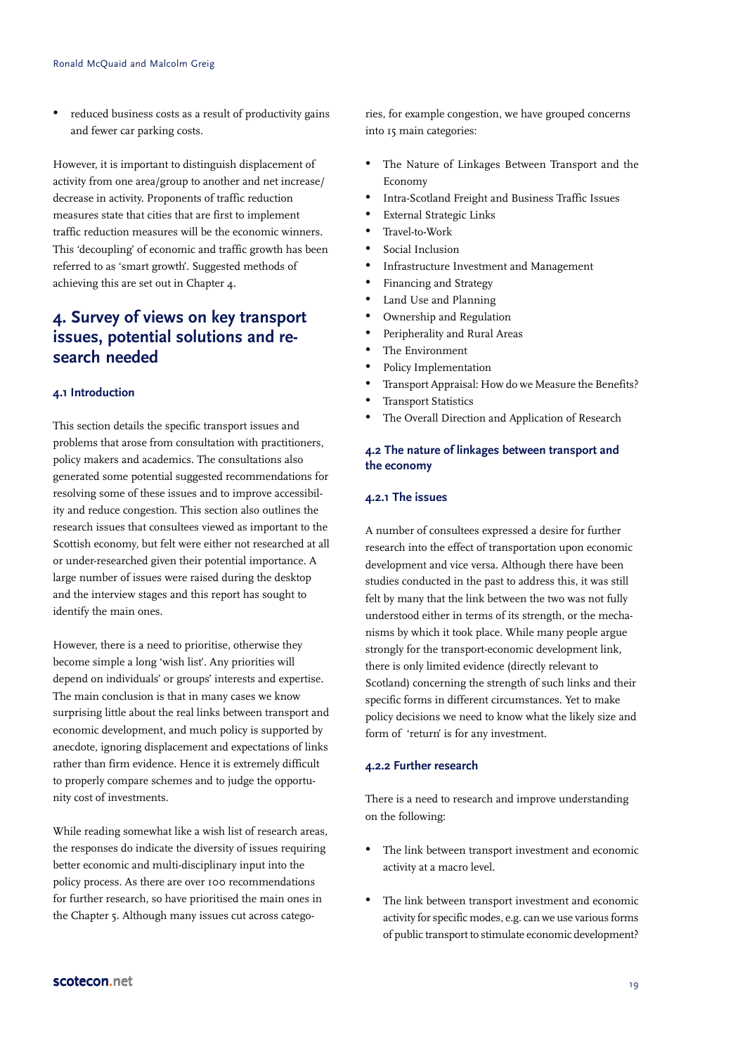- reduced business costs as a result of productivity gains and fewer car parking costs.

However, it is important to distinguish displacement of activity from one area/group to another and net increase/decrease in activity. Proponents of traffic reduction measures state that cities that are first to implement traffic reduction measures will be the economic winners. This 'decoupling' of economic and traffic growth has been referred to as 'smart growth'. Suggested methods of achieving this are set out in Chapter 4.

# 4. Survey of views on key transport issues, potential solutions and research needed

## 4.1 Introduction

This section details the specific transport issues and problems that arose from consultation with practitioners, policy makers and academics. The consultations also generated some potential suggested recommendations for resolving some of these issues and to improve accessibility and reduce congestion. This section also outlines the research issues that consultees viewed as important to the Scottish economy, but felt were either not researched at all or under-researched given their potential importance. A large number of issues were raised during the desktop and the interview stages and this report has sought to identify the main ones.

However, there is a need to prioritise, otherwise they become simple a long 'wish list'. Any priorities will depend on individuals' or groups' interests and expertise. The main conclusion is that in many cases we know surprising little about the real links between transport and economic development, and much policy is supported by anecdote, ignoring displacement and expectations of links rather than firm evidence. Hence it is extremely difficult to properly compare schemes and to judge the opportunity cost of investments.

While reading somewhat like a wish list of research areas, the responses do indicate the diversity of issues requiring better economic and multi-disciplinary input into the policy process. As there are over 100 recommendations for further research, so have prioritised the main ones in the Chapter 5. Although many issues cut across categories, for example congestion, we have grouped concerns into 15 main categories:

- The Nature of Linkages Between Transport and the Economy
- Intra-Scotland Freight and Business Traffic Issues
- External Strategic Links
- Travel-to-Work
- Social Inclusion
- Infrastructure Investment and Management
- Financing and Strategy
- Land Use and Planning
- Ownership and Regulation
- Peripherality and Rural Areas
- The Environment
- Policy Implementation
- Transport Appraisal: How do we Measure the Benefits?
- Transport Statistics
- The Overall Direction and Application of Research

## 4.2 The nature of linkages between transport and the economy

### 4.2.1 The issues

A number of consultees expressed a desire for further research into the effect of transportation upon economic development and vice versa. Although there have been studies conducted in the past to address this, it was still felt by many that the link between the two was not fully understood either in terms of its strength, or the mechanisms by which it took place. While many people argue strongly for the transport-economic development link, there is only limited evidence (directly relevant to Scotland) concerning the strength of such links and their specific forms in different circumstances. Yet to make policy decisions we need to know what the likely size and form of 'return' is for any investment.

### 4.2.2 Further research

There is a need to research and improve understanding on the following:

- The link between transport investment and economic activity at a macro level.

- The link between transport investment and economic activity for specific modes, e.g. can we use various forms of public transport to stimulate economic development?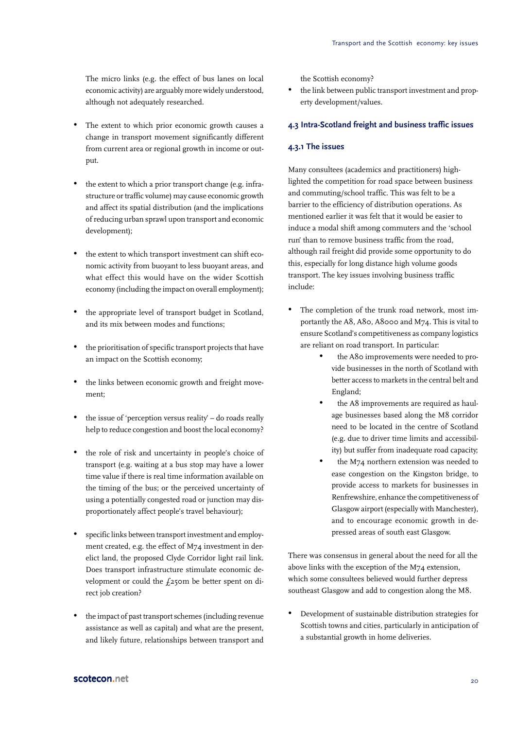The micro links (e.g. the effect of bus lanes on local economic activity) are arguably more widely understood, although not adequately researched.

- The extent to which prior economic growth causes a change in transport movement significantly different from current area or regional growth in income or output.
- the extent to which a prior transport change (e.g. infrastructure or traffic volume) may cause economic growth and affect its spatial distribution (and the implications of reducing urban sprawl upon transport and economic development);
- the extent to which transport investment can shift economic activity from buoyant to less buoyant areas, and what effect this would have on the wider Scottish economy (including the impact on overall employment);
- the appropriate level of transport budget in Scotland, and its mix between modes and functions;
- the prioritisation of specific transport projects that have an impact on the Scottish economy;
- the links between economic growth and freight movement;
- the issue of 'perception versus reality' – do roads really help to reduce congestion and boost the local economy?
- the role of risk and uncertainty in people's choice of transport (e.g. waiting at a bus stop may have a lower time value if there is real time information available on the timing of the bus; or the perceived uncertainty of using a potentially congested road or junction may disproportionately affect people's travel behaviour);
- specific links between transport investment and employment created, e.g. the effect of M74 investment in derelict land, the proposed Clyde Corridor light rail link. Does transport infrastructure stimulate economic development or could the £250m be better spent on direct job creation?
- the impact of past transport schemes (including revenue assistance as well as capital) and what are the present, and likely future, relationships between transport and the Scottish economy?
- the link between public transport investment and property development/values.

### 4.3 Intra-Scotland freight and business traffic issues

#### 4.3.1 The issues

Many consultees (academics and practitioners) highlighted the competition for road space between business and commuting/school traffic. This was felt to be a barrier to the efficiency of distribution operations. As mentioned earlier it was felt that it would be easier to induce a modal shift among commuters and the 'school run' than to remove business traffic from the road, although rail freight did provide some opportunity to do this, especially for long distance high volume goods transport. The key issues involving business traffic include:

- The completion of the trunk road network, most importantly the A8, A80, A8000 and M74. This is vital to ensure Scotland's competitiveness as company logistics are reliant on road transport. In particular:
  - the A80 improvements were needed to provide businesses in the north of Scotland with better access to markets in the central belt and England;
  - the A8 improvements are required as haulage businesses based along the M8 corridor need to be located in the centre of Scotland (e.g. due to driver time limits and accessibility) but suffer from inadequate road capacity;
  - the M74 northern extension was needed to ease congestion on the Kingston bridge, to provide access to markets for businesses in Renfrewshire, enhance the competitiveness of Glasgow airport (especially with Manchester), and to encourage economic growth in depressed areas of south east Glasgow.

There was consensus in general about the need for all the above links with the exception of the M74 extension, which some consultees believed would further depress southeast Glasgow and add to congestion along the M8.

- Development of sustainable distribution strategies for Scottish towns and cities, particularly in anticipation of a substantial growth in home deliveries.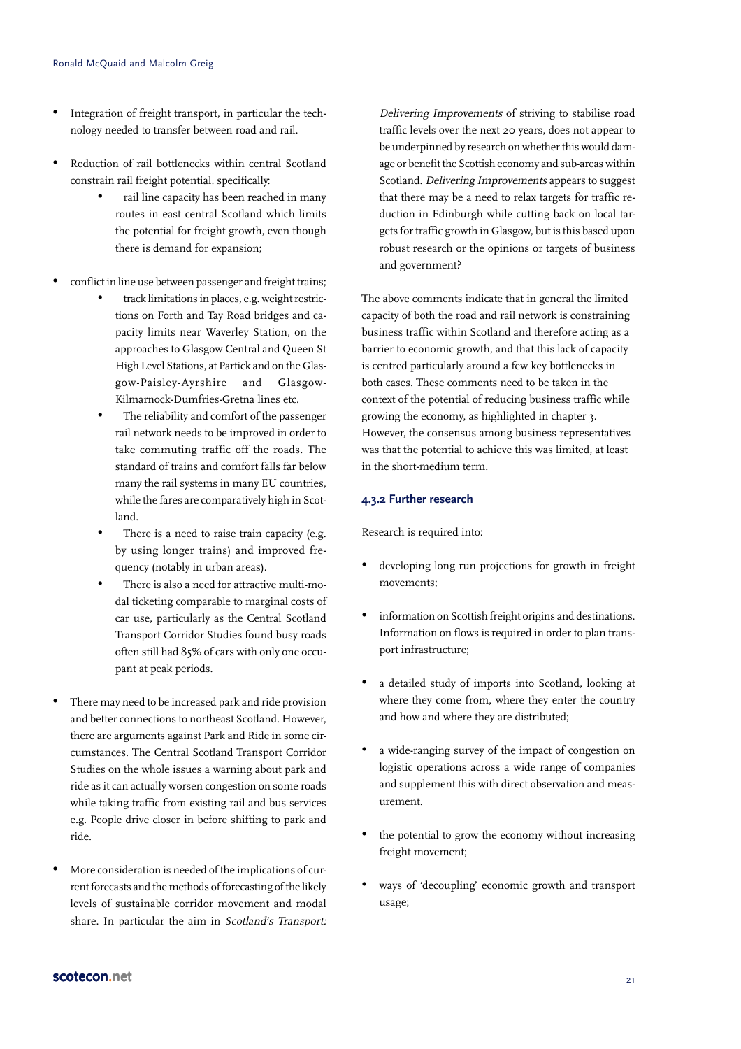- Integration of freight transport, in particular the technology needed to transfer between road and rail.

- Reduction of rail bottlenecks within central Scotland constrain rail freight potential, specifically:
  - rail line capacity has been reached in many routes in east central Scotland which limits the potential for freight growth, even though there is demand for expansion;

- conflict in line use between passenger and freight trains;
  - track limitations in places, e.g. weight restrictions on Forth and Tay Road bridges and capacity limits near Waverley Station, on the approaches to Glasgow Central and Queen St High Level Stations, at Partick and on the Glasgow-Paisley-Ayrshire and Glasgow-Kilmarnock-Dumfries-Gretna lines etc.
  - The reliability and comfort of the passenger rail network needs to be improved in order to take commuting traffic off the roads. The standard of trains and comfort falls far below many the rail systems in many EU countries, while the fares are comparatively high in Scotland.
  - There is a need to raise train capacity (e.g. by using longer trains) and improved frequency (notably in urban areas).
  - There is also a need for attractive multi-modal ticketing comparable to marginal costs of car use, particularly as the Central Scotland Transport Corridor Studies found busy roads often still had 85% of cars with only one occupant at peak periods.

- There may need to be increased park and ride provision and better connections to northeast Scotland. However, there are arguments against Park and Ride in some circumstances. The Central Scotland Transport Corridor Studies on the whole issues a warning about park and ride as it can actually worsen congestion on some roads while taking traffic from existing rail and bus services e.g. People drive closer in before shifting to park and ride.

- More consideration is needed of the implications of current forecasts and the methods of forecasting of the likely levels of sustainable corridor movement and modal share. In particular the aim in *Scotland's Transport: Delivering Improvements* of striving to stabilise road traffic levels over the next 20 years, does not appear to be underpinned by research on whether this would damage or benefit the Scottish economy and sub-areas within Scotland. *Delivering Improvements* appears to suggest that there may be a need to relax targets for traffic reduction in Edinburgh while cutting back on local targets for traffic growth in Glasgow, but is this based upon robust research or the opinions or targets of business and government?

The above comments indicate that in general the limited capacity of both the road and rail network is constraining business traffic within Scotland and therefore acting as a barrier to economic growth, and that this lack of capacity is centred particularly around a few key bottlenecks in both cases. These comments need to be taken in the context of the potential of reducing business traffic while growing the economy, as highlighted in chapter 3. However, the consensus among business representatives was that the potential to achieve this was limited, at least in the short-medium term.

### 4.3.2 Further research

Research is required into:

- developing long run projections for growth in freight movements;

- information on Scottish freight origins and destinations. Information on flows is required in order to plan transport infrastructure;

- a detailed study of imports into Scotland, looking at where they come from, where they enter the country and how and where they are distributed;

- a wide-ranging survey of the impact of congestion on logistic operations across a wide range of companies and supplement this with direct observation and measurement.

- the potential to grow the economy without increasing freight movement;

- ways of 'decoupling' economic growth and transport usage;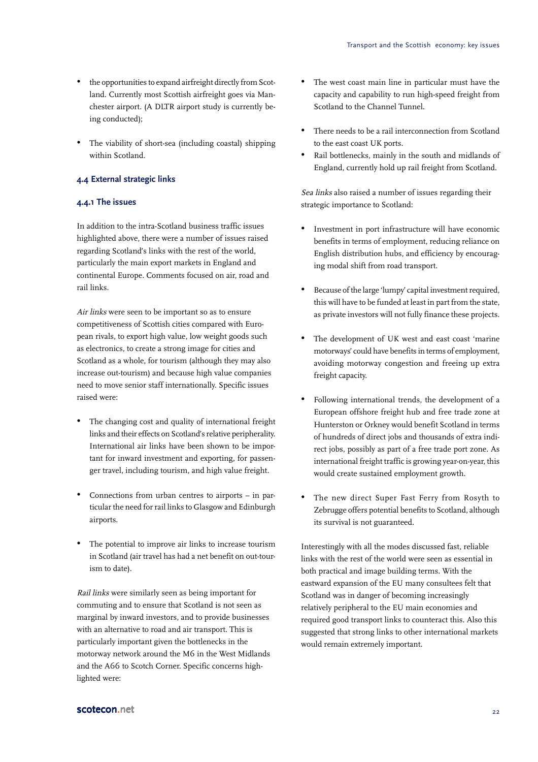- the opportunities to expand airfreight directly from Scotland. Currently most Scottish airfreight goes via Manchester airport. (A DLTR airport study is currently being conducted);

- The viability of short-sea (including coastal) shipping within Scotland.

### 4.4 External strategic links

#### 4.4.1 The issues

In addition to the intra-Scotland business traffic issues highlighted above, there were a number of issues raised regarding Scotland's links with the rest of the world, particularly the main export markets in England and continental Europe. Comments focused on air, road and rail links.

*Air links* were seen to be important so as to ensure competitiveness of Scottish cities compared with European rivals, to export high value, low weight goods such as electronics, to create a strong image for cities and Scotland as a whole, for tourism (although they may also increase out-tourism) and because high value companies need to move senior staff internationally. Specific issues raised were:

- The changing cost and quality of international freight links and their effects on Scotland's relative peripherality. International air links have been shown to be important for inward investment and exporting, for passenger travel, including tourism, and high value freight.

- Connections from urban centres to airports – in particular the need for rail links to Glasgow and Edinburgh airports.

- The potential to improve air links to increase tourism in Scotland (air travel has had a net benefit on out-tourism to date).

*Rail links* were similarly seen as being important for commuting and to ensure that Scotland is not seen as marginal by inward investors, and to provide businesses with an alternative to road and air transport. This is particularly important given the bottlenecks in the motorway network around the M6 in the West Midlands and the A66 to Scotch Corner. Specific concerns highlighted were:

- The west coast main line in particular must have the capacity and capability to run high-speed freight from Scotland to the Channel Tunnel.

- There needs to be a rail interconnection from Scotland to the east coast UK ports.
- Rail bottlenecks, mainly in the south and midlands of England, currently hold up rail freight from Scotland.

*Sea links* also raised a number of issues regarding their strategic importance to Scotland:

- Investment in port infrastructure will have economic benefits in terms of employment, reducing reliance on English distribution hubs, and efficiency by encouraging modal shift from road transport.

- Because of the large 'lumpy' capital investment required, this will have to be funded at least in part from the state, as private investors will not fully finance these projects.

- The development of UK west and east coast 'marine motorways' could have benefits in terms of employment, avoiding motorway congestion and freeing up extra freight capacity.

- Following international trends, the development of a European offshore freight hub and free trade zone at Hunterston or Orkney would benefit Scotland in terms of hundreds of direct jobs and thousands of extra indirect jobs, possibly as part of a free trade port zone. As international freight traffic is growing year-on-year, this would create sustained employment growth.

- The new direct Super Fast Ferry from Rosyth to Zebrugge offers potential benefits to Scotland, although its survival is not guaranteed.

Interestingly with all the modes discussed fast, reliable links with the rest of the world were seen as essential in both practical and image building terms. With the eastward expansion of the EU many consultees felt that Scotland was in danger of becoming increasingly relatively peripheral to the EU main economies and required good transport links to counteract this. Also this suggested that strong links to other international markets would remain extremely important.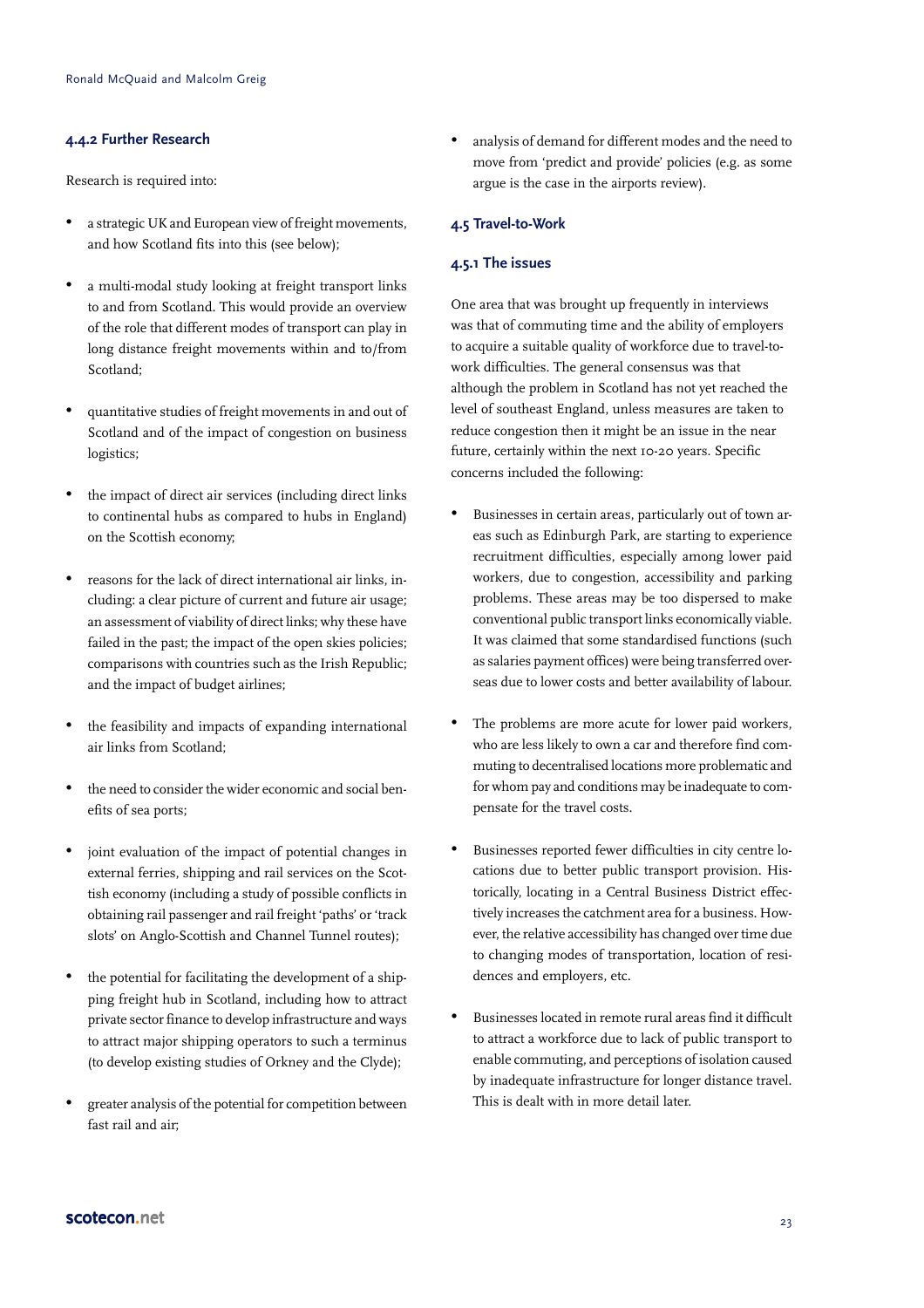#### 4.4.2 Further Research

Research is required into:

- a strategic UK and European view of freight movements, and how Scotland fits into this (see below);
- a multi-modal study looking at freight transport links to and from Scotland. This would provide an overview of the role that different modes of transport can play in long distance freight movements within and to/from Scotland;
- quantitative studies of freight movements in and out of Scotland and of the impact of congestion on business logistics;
- the impact of direct air services (including direct links to continental hubs as compared to hubs in England) on the Scottish economy;
- reasons for the lack of direct international air links, including: a clear picture of current and future air usage; an assessment of viability of direct links; why these have failed in the past; the impact of the open skies policies; comparisons with countries such as the Irish Republic; and the impact of budget airlines;
- the feasibility and impacts of expanding international air links from Scotland;
- the need to consider the wider economic and social benefits of sea ports;
- joint evaluation of the impact of potential changes in external ferries, shipping and rail services on the Scottish economy (including a study of possible conflicts in obtaining rail passenger and rail freight 'paths' or 'track slots' on Anglo-Scottish and Channel Tunnel routes);
- the potential for facilitating the development of a shipping freight hub in Scotland, including how to attract private sector finance to develop infrastructure and ways to attract major shipping operators to such a terminus (to develop existing studies of Orkney and the Clyde);
- greater analysis of the potential for competition between fast rail and air;
- analysis of demand for different modes and the need to move from 'predict and provide' policies (e.g. as some argue is the case in the airports review).

### 4.5 Travel-to-Work

#### 4.5.1 The issues

One area that was brought up frequently in interviews was that of commuting time and the ability of employers to acquire a suitable quality of workforce due to travel-to-work difficulties. The general consensus was that although the problem in Scotland has not yet reached the level of southeast England, unless measures are taken to reduce congestion then it might be an issue in the near future, certainly within the next 10-20 years. Specific concerns included the following:

- Businesses in certain areas, particularly out of town areas such as Edinburgh Park, are starting to experience recruitment difficulties, especially among lower paid workers, due to congestion, accessibility and parking problems. These areas may be too dispersed to make conventional public transport links economically viable. It was claimed that some standardised functions (such as salaries payment offices) were being transferred overseas due to lower costs and better availability of labour.
- The problems are more acute for lower paid workers, who are less likely to own a car and therefore find commuting to decentralised locations more problematic and for whom pay and conditions may be inadequate to compensate for the travel costs.
- Businesses reported fewer difficulties in city centre locations due to better public transport provision. Historically, locating in a Central Business District effectively increases the catchment area for a business. However, the relative accessibility has changed over time due to changing modes of transportation, location of residences and employers, etc.
- Businesses located in remote rural areas find it difficult to attract a workforce due to lack of public transport to enable commuting, and perceptions of isolation caused by inadequate infrastructure for longer distance travel. This is dealt with in more detail later.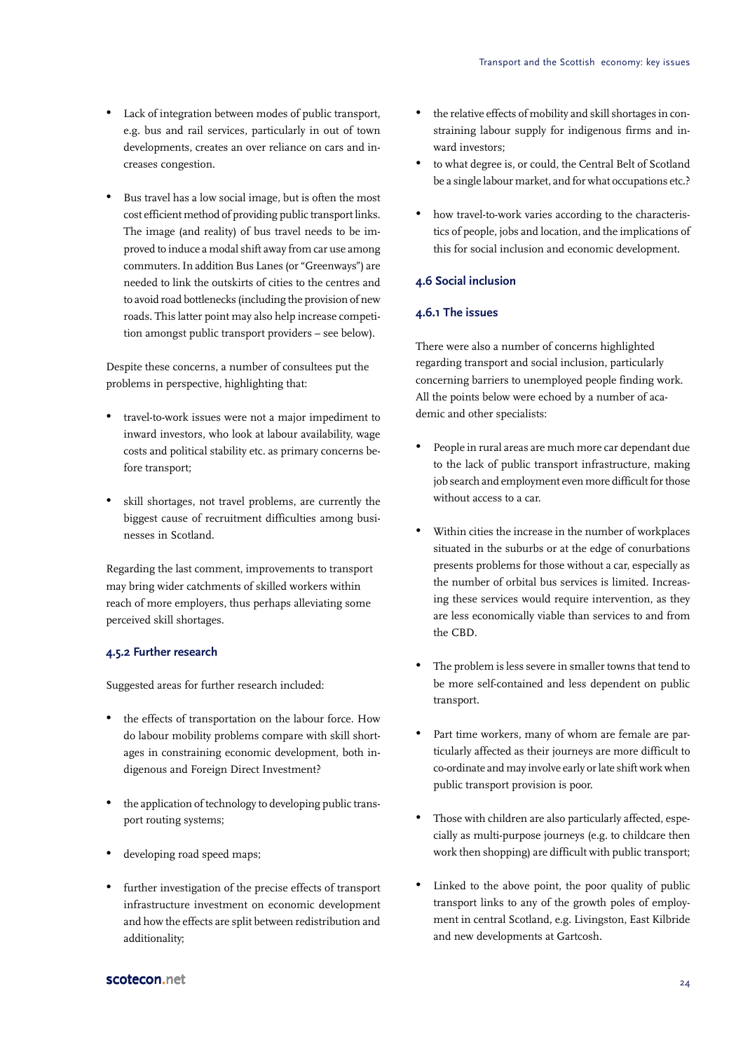- Lack of integration between modes of public transport, e.g. bus and rail services, particularly in out of town developments, creates an over reliance on cars and increases congestion.

- Bus travel has a low social image, but is often the most cost efficient method of providing public transport links. The image (and reality) of bus travel needs to be improved to induce a modal shift away from car use among commuters. In addition Bus Lanes (or "Greenways") are needed to link the outskirts of cities to the centres and to avoid road bottlenecks (including the provision of new roads. This latter point may also help increase competition amongst public transport providers – see below).

Despite these concerns, a number of consultees put the problems in perspective, highlighting that:

- travel-to-work issues were not a major impediment to inward investors, who look at labour availability, wage costs and political stability etc. as primary concerns before transport;

- skill shortages, not travel problems, are currently the biggest cause of recruitment difficulties among businesses in Scotland.

Regarding the last comment, improvements to transport may bring wider catchments of skilled workers within reach of more employers, thus perhaps alleviating some perceived skill shortages.

#### 4.5.2 Further research

Suggested areas for further research included:

- the effects of transportation on the labour force. How do labour mobility problems compare with skill shortages in constraining economic development, both indigenous and Foreign Direct Investment?

- the application of technology to developing public transport routing systems;

- developing road speed maps;

- further investigation of the precise effects of transport infrastructure investment on economic development and how the effects are split between redistribution and additionality;

- the relative effects of mobility and skill shortages in constraining labour supply for indigenous firms and inward investors;
- to what degree is, or could, the Central Belt of Scotland be a single labour market, and for what occupations etc.?

- how travel-to-work varies according to the characteristics of people, jobs and location, and the implications of this for social inclusion and economic development.

### 4.6 Social inclusion

#### 4.6.1 The issues

There were also a number of concerns highlighted regarding transport and social inclusion, particularly concerning barriers to unemployed people finding work. All the points below were echoed by a number of academic and other specialists:

- People in rural areas are much more car dependant due to the lack of public transport infrastructure, making job search and employment even more difficult for those without access to a car.

- Within cities the increase in the number of workplaces situated in the suburbs or at the edge of conurbations presents problems for those without a car, especially as the number of orbital bus services is limited. Increasing these services would require intervention, as they are less economically viable than services to and from the CBD.

- The problem is less severe in smaller towns that tend to be more self-contained and less dependent on public transport.

- Part time workers, many of whom are female are particularly affected as their journeys are more difficult to co-ordinate and may involve early or late shift work when public transport provision is poor.

- Those with children are also particularly affected, especially as multi-purpose journeys (e.g. to childcare then work then shopping) are difficult with public transport;

- Linked to the above point, the poor quality of public transport links to any of the growth poles of employment in central Scotland, e.g. Livingston, East Kilbride and new developments at Gartcosh.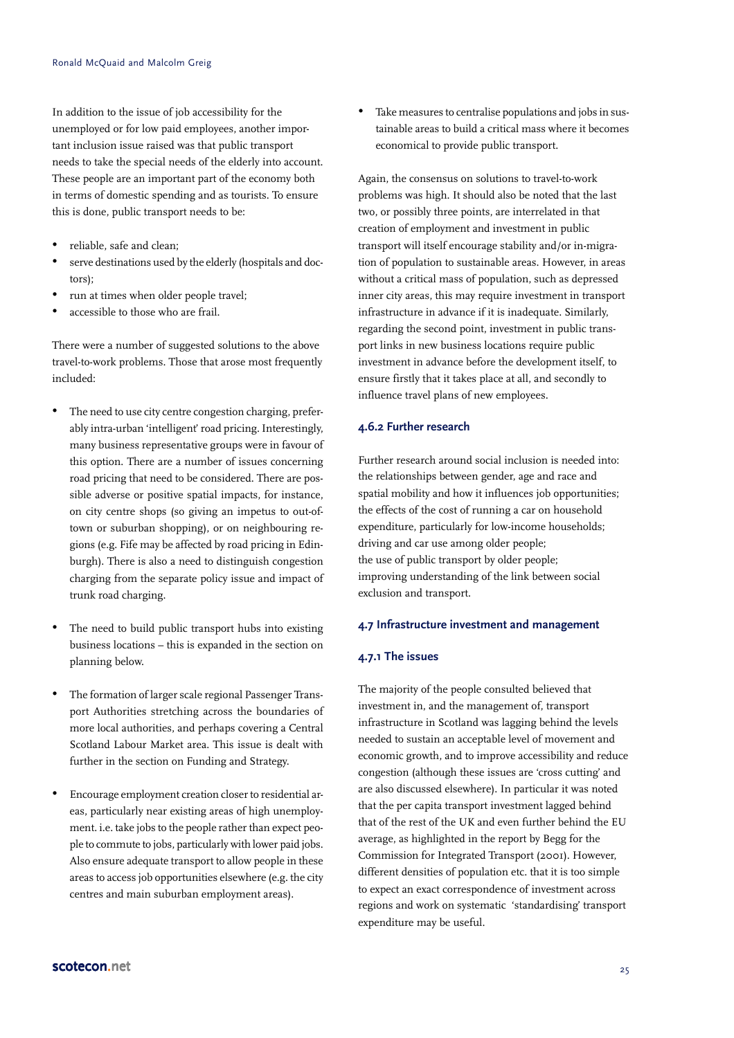In addition to the issue of job accessibility for the unemployed or for low paid employees, another important inclusion issue raised was that public transport needs to take the special needs of the elderly into account. These people are an important part of the economy both in terms of domestic spending and as tourists. To ensure this is done, public transport needs to be:

- reliable, safe and clean;
- serve destinations used by the elderly (hospitals and doctors);
- run at times when older people travel;
- accessible to those who are frail.

There were a number of suggested solutions to the above travel-to-work problems. Those that arose most frequently included:

- The need to use city centre congestion charging, preferably intra-urban 'intelligent' road pricing. Interestingly, many business representative groups were in favour of this option. There are a number of issues concerning road pricing that need to be considered. There are possible adverse or positive spatial impacts, for instance, on city centre shops (so giving an impetus to out-of-town or suburban shopping), or on neighbouring regions (e.g. Fife may be affected by road pricing in Edinburgh). There is also a need to distinguish congestion charging from the separate policy issue and impact of trunk road charging.

- The need to build public transport hubs into existing business locations – this is expanded in the section on planning below.

- The formation of larger scale regional Passenger Transport Authorities stretching across the boundaries of more local authorities, and perhaps covering a Central Scotland Labour Market area. This issue is dealt with further in the section on Funding and Strategy.

- Encourage employment creation closer to residential areas, particularly near existing areas of high unemployment. i.e. take jobs to the people rather than expect people to commute to jobs, particularly with lower paid jobs. Also ensure adequate transport to allow people in these areas to access job opportunities elsewhere (e.g. the city centres and main suburban employment areas).

- Take measures to centralise populations and jobs in sustainable areas to build a critical mass where it becomes economical to provide public transport.

Again, the consensus on solutions to travel-to-work problems was high. It should also be noted that the last two, or possibly three points, are interrelated in that creation of employment and investment in public transport will itself encourage stability and/or in-migration of population to sustainable areas. However, in areas without a critical mass of population, such as depressed inner city areas, this may require investment in transport infrastructure in advance if it is inadequate. Similarly, regarding the second point, investment in public transport links in new business locations require public investment in advance before the development itself, to ensure firstly that it takes place at all, and secondly to influence travel plans of new employees.

#### 4.6.2 Further research

Further research around social inclusion is needed into: the relationships between gender, age and race and spatial mobility and how it influences job opportunities; the effects of the cost of running a car on household expenditure, particularly for low-income households; driving and car use among older people; the use of public transport by older people; improving understanding of the link between social exclusion and transport.

### 4.7 Infrastructure investment and management

#### 4.7.1 The issues

The majority of the people consulted believed that investment in, and the management of, transport infrastructure in Scotland was lagging behind the levels needed to sustain an acceptable level of movement and economic growth, and to improve accessibility and reduce congestion (although these issues are 'cross cutting' and are also discussed elsewhere). In particular it was noted that the per capita transport investment lagged behind that of the rest of the UK and even further behind the EU average, as highlighted in the report by Begg for the Commission for Integrated Transport (2001). However, different densities of population etc. that it is too simple to expect an exact correspondence of investment across regions and work on systematic 'standardising' transport expenditure may be useful.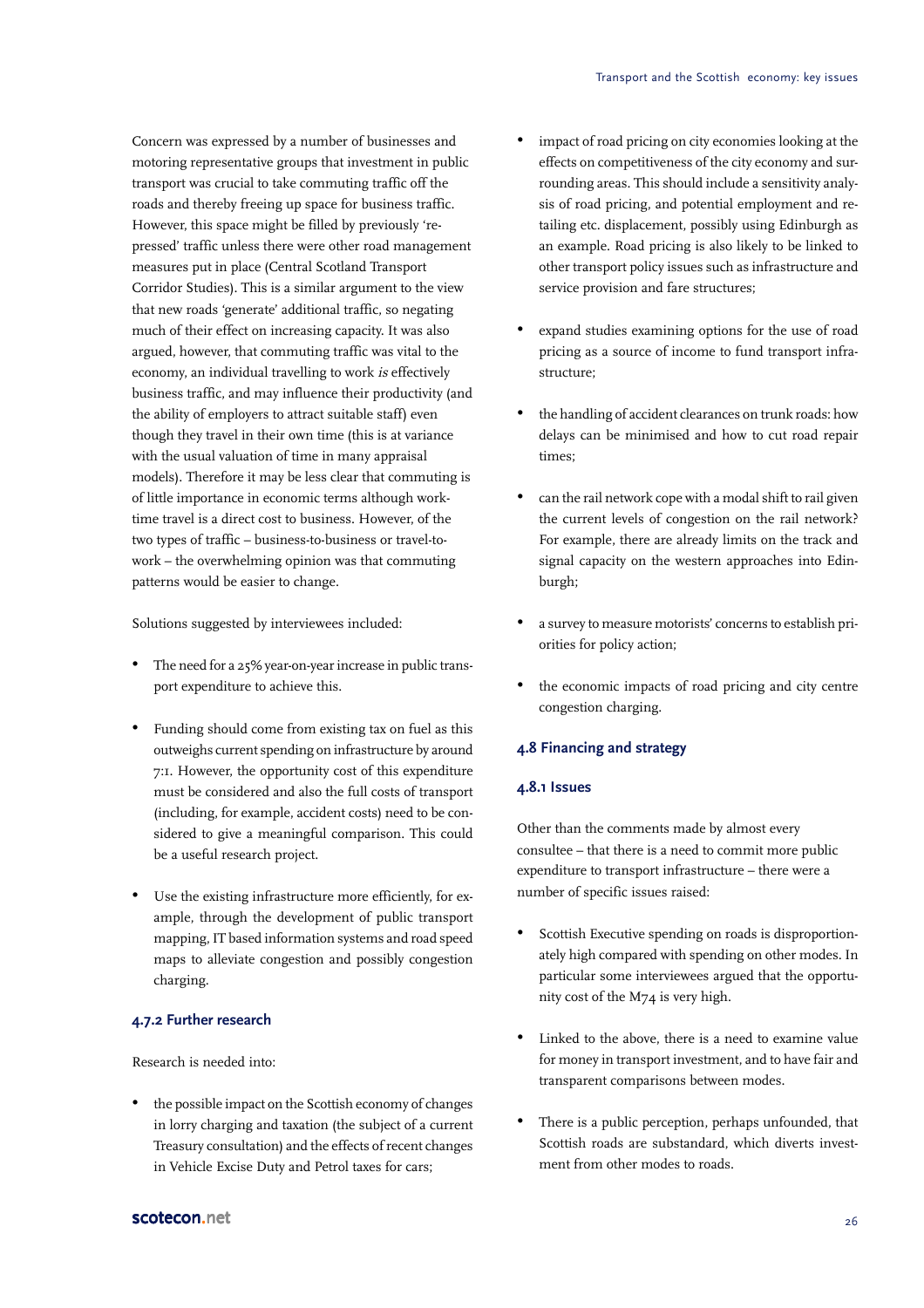Concern was expressed by a number of businesses and motoring representative groups that investment in public transport was crucial to take commuting traffic off the roads and thereby freeing up space for business traffic. However, this space might be filled by previously 'repressed' traffic unless there were other road management measures put in place (Central Scotland Transport Corridor Studies). This is a similar argument to the view that new roads 'generate' additional traffic, so negating much of their effect on increasing capacity. It was also argued, however, that commuting traffic was vital to the economy, an individual travelling to work *is* effectively business traffic, and may influence their productivity (and the ability of employers to attract suitable staff) even though they travel in their own time (this is at variance with the usual valuation of time in many appraisal models). Therefore it may be less clear that commuting is of little importance in economic terms although work-time travel is a direct cost to business. However, of the two types of traffic – business-to-business or travel-to-work – the overwhelming opinion was that commuting patterns would be easier to change.

Solutions suggested by interviewees included:

- The need for a 25% year-on-year increase in public transport expenditure to achieve this.
- Funding should come from existing tax on fuel as this outweighs current spending on infrastructure by around 7:1. However, the opportunity cost of this expenditure must be considered and also the full costs of transport (including, for example, accident costs) need to be considered to give a meaningful comparison. This could be a useful research project.
- Use the existing infrastructure more efficiently, for example, through the development of public transport mapping, IT based information systems and road speed maps to alleviate congestion and possibly congestion charging.

### 4.7.2 Further research

Research is needed into:

- the possible impact on the Scottish economy of changes in lorry charging and taxation (the subject of a current Treasury consultation) and the effects of recent changes in Vehicle Excise Duty and Petrol taxes for cars;
- impact of road pricing on city economies looking at the effects on competitiveness of the city economy and surrounding areas. This should include a sensitivity analysis of road pricing, and potential employment and retailing etc. displacement, possibly using Edinburgh as an example. Road pricing is also likely to be linked to other transport policy issues such as infrastructure and service provision and fare structures;
- expand studies examining options for the use of road pricing as a source of income to fund transport infrastructure;
- the handling of accident clearances on trunk roads: how delays can be minimised and how to cut road repair times;
- can the rail network cope with a modal shift to rail given the current levels of congestion on the rail network? For example, there are already limits on the track and signal capacity on the western approaches into Edinburgh;
- a survey to measure motorists' concerns to establish priorities for policy action;
- the economic impacts of road pricing and city centre congestion charging.

## 4.8 Financing and strategy

### 4.8.1 Issues

Other than the comments made by almost every consultee – that there is a need to commit more public expenditure to transport infrastructure – there were a number of specific issues raised:

- Scottish Executive spending on roads is disproportionately high compared with spending on other modes. In particular some interviewees argued that the opportunity cost of the M74 is very high.
- Linked to the above, there is a need to examine value for money in transport investment, and to have fair and transparent comparisons between modes.
- There is a public perception, perhaps unfounded, that Scottish roads are substandard, which diverts investment from other modes to roads.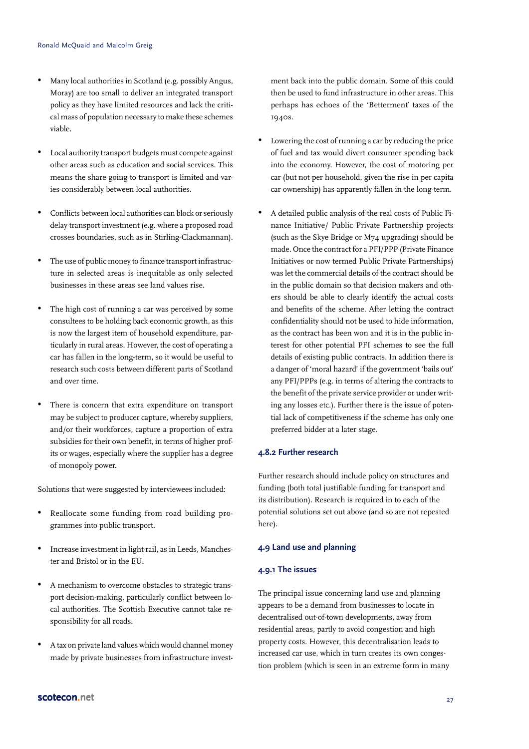- Many local authorities in Scotland (e.g. possibly Angus, Moray) are too small to deliver an integrated transport policy as they have limited resources and lack the critical mass of population necessary to make these schemes viable.

- Local authority transport budgets must compete against other areas such as education and social services. This means the share going to transport is limited and varies considerably between local authorities.

- Conflicts between local authorities can block or seriously delay transport investment (e.g. where a proposed road crosses boundaries, such as in Stirling-Clackmannan).

- The use of public money to finance transport infrastructure in selected areas is inequitable as only selected businesses in these areas see land values rise.

- The high cost of running a car was perceived by some consultees to be holding back economic growth, as this is now the largest item of household expenditure, particularly in rural areas. However, the cost of operating a car has fallen in the long-term, so it would be useful to research such costs between different parts of Scotland and over time.

- There is concern that extra expenditure on transport may be subject to producer capture, whereby suppliers, and/or their workforces, capture a proportion of extra subsidies for their own benefit, in terms of higher profits or wages, especially where the supplier has a degree of monopoly power.

Solutions that were suggested by interviewees included:

- Reallocate some funding from road building programmes into public transport.

- Increase investment in light rail, as in Leeds, Manchester and Bristol or in the EU.

- A mechanism to overcome obstacles to strategic transport decision-making, particularly conflict between local authorities. The Scottish Executive cannot take responsibility for all roads.

- A tax on private land values which would channel money made by private businesses from infrastructure investment back into the public domain. Some of this could then be used to fund infrastructure in other areas. This perhaps has echoes of the 'Betterment' taxes of the 1940s.

- Lowering the cost of running a car by reducing the price of fuel and tax would divert consumer spending back into the economy. However, the cost of motoring per car (but not per household, given the rise in per capita car ownership) has apparently fallen in the long-term.

- A detailed public analysis of the real costs of Public Finance Initiative/ Public Private Partnership projects (such as the Skye Bridge or M74 upgrading) should be made. Once the contract for a PFI/PPP (Private Finance Initiatives or now termed Public Private Partnerships) was let the commercial details of the contract should be in the public domain so that decision makers and others should be able to clearly identify the actual costs and benefits of the scheme. After letting the contract confidentiality should not be used to hide information, as the contract has been won and it is in the public interest for other potential PFI schemes to see the full details of existing public contracts. In addition there is a danger of 'moral hazard' if the government 'bails out' any PFI/PPPs (e.g. in terms of altering the contracts to the benefit of the private service provider or under writing any losses etc.). Further there is the issue of potential lack of competitiveness if the scheme has only one preferred bidder at a later stage.

#### 4.8.2 Further research

Further research should include policy on structures and funding (both total justifiable funding for transport and its distribution). Research is required in to each of the potential solutions set out above (and so are not repeated here).

### 4.9 Land use and planning

#### 4.9.1 The issues

The principal issue concerning land use and planning appears to be a demand from businesses to locate in decentralised out-of-town developments, away from residential areas, partly to avoid congestion and high property costs. However, this decentralisation leads to increased car use, which in turn creates its own congestion problem (which is seen in an extreme form in many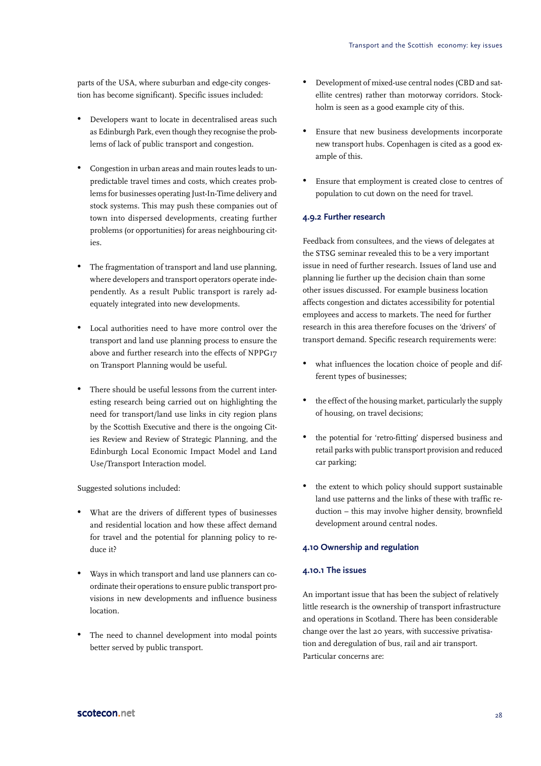parts of the USA, where suburban and edge-city congestion has become significant). Specific issues included:

- Developers want to locate in decentralised areas such as Edinburgh Park, even though they recognise the problems of lack of public transport and congestion.
- Congestion in urban areas and main routes leads to unpredictable travel times and costs, which creates problems for businesses operating Just-In-Time delivery and stock systems. This may push these companies out of town into dispersed developments, creating further problems (or opportunities) for areas neighbouring cities.
- The fragmentation of transport and land use planning, where developers and transport operators operate independently. As a result Public transport is rarely adequately integrated into new developments.
- Local authorities need to have more control over the transport and land use planning process to ensure the above and further research into the effects of NPPG17 on Transport Planning would be useful.
- There should be useful lessons from the current interesting research being carried out on highlighting the need for transport/land use links in city region plans by the Scottish Executive and there is the ongoing Cities Review and Review of Strategic Planning, and the Edinburgh Local Economic Impact Model and Land Use/Transport Interaction model.

Suggested solutions included:

- What are the drivers of different types of businesses and residential location and how these affect demand for travel and the potential for planning policy to reduce it?
- Ways in which transport and land use planners can coordinate their operations to ensure public transport provisions in new developments and influence business location.
- The need to channel development into modal points better served by public transport.
- Development of mixed-use central nodes (CBD and satellite centres) rather than motorway corridors. Stockholm is seen as a good example city of this.
- Ensure that new business developments incorporate new transport hubs. Copenhagen is cited as a good example of this.
- Ensure that employment is created close to centres of population to cut down on the need for travel.

### 4.9.2 Further research

Feedback from consultees, and the views of delegates at the STSG seminar revealed this to be a very important issue in need of further research. Issues of land use and planning lie further up the decision chain than some other issues discussed. For example business location affects congestion and dictates accessibility for potential employees and access to markets. The need for further research in this area therefore focuses on the 'drivers' of transport demand. Specific research requirements were:

- what influences the location choice of people and different types of businesses;
- the effect of the housing market, particularly the supply of housing, on travel decisions;
- the potential for 'retro-fitting' dispersed business and retail parks with public transport provision and reduced car parking;
- the extent to which policy should support sustainable land use patterns and the links of these with traffic reduction – this may involve higher density, brownfield development around central nodes.

## 4.10 Ownership and regulation

### 4.10.1 The issues

An important issue that has been the subject of relatively little research is the ownership of transport infrastructure and operations in Scotland. There has been considerable change over the last 20 years, with successive privatisation and deregulation of bus, rail and air transport. Particular concerns are: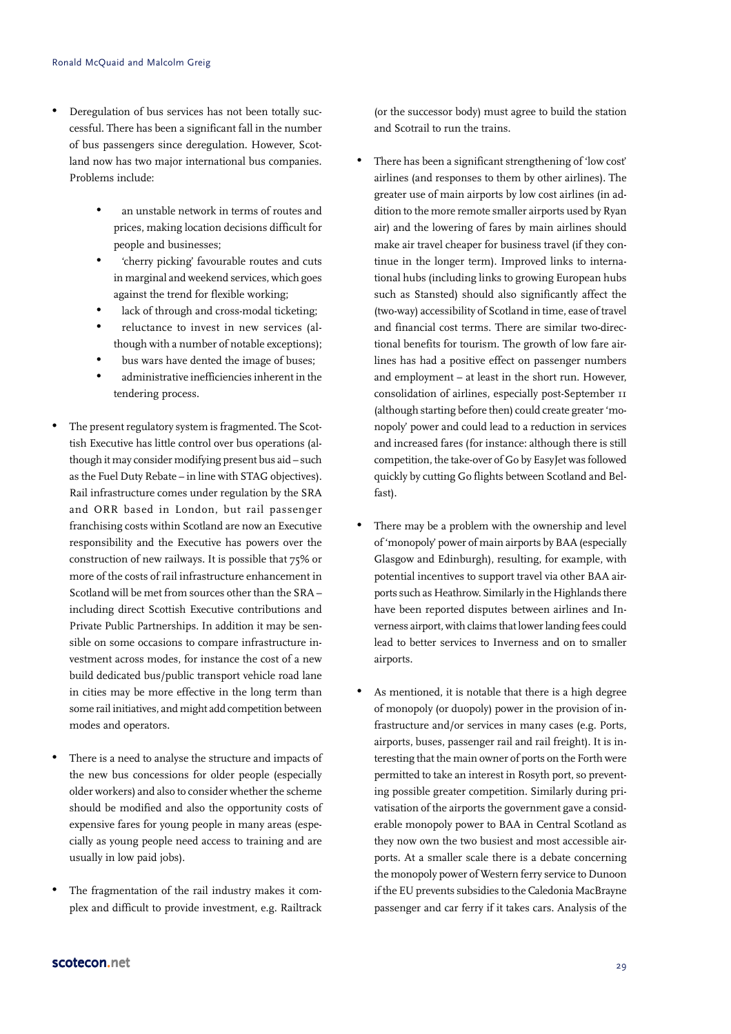- Deregulation of bus services has not been totally successful. There has been a significant fall in the number of bus passengers since deregulation. However, Scotland now has two major international bus companies. Problems include:

    - an unstable network in terms of routes and prices, making location decisions difficult for people and businesses;
    - 'cherry picking' favourable routes and cuts in marginal and weekend services, which goes against the trend for flexible working;
    - lack of through and cross-modal ticketing;
    - reluctance to invest in new services (although with a number of notable exceptions);
    - bus wars have dented the image of buses;
    - administrative inefficiencies inherent in the tendering process.

- The present regulatory system is fragmented. The Scottish Executive has little control over bus operations (although it may consider modifying present bus aid – such as the Fuel Duty Rebate – in line with STAG objectives). Rail infrastructure comes under regulation by the SRA and ORR based in London, but rail passenger franchising costs within Scotland are now an Executive responsibility and the Executive has powers over the construction of new railways. It is possible that 75% or more of the costs of rail infrastructure enhancement in Scotland will be met from sources other than the SRA – including direct Scottish Executive contributions and Private Public Partnerships. In addition it may be sensible on some occasions to compare infrastructure investment across modes, for instance the cost of a new build dedicated bus/public transport vehicle road lane in cities may be more effective in the long term than some rail initiatives, and might add competition between modes and operators.

- There is a need to analyse the structure and impacts of the new bus concessions for older people (especially older workers) and also to consider whether the scheme should be modified and also the opportunity costs of expensive fares for young people in many areas (especially as young people need access to training and are usually in low paid jobs).

- The fragmentation of the rail industry makes it complex and difficult to provide investment, e.g. Railtrack (or the successor body) must agree to build the station and Scotrail to run the trains.

- There has been a significant strengthening of 'low cost' airlines (and responses to them by other airlines). The greater use of main airports by low cost airlines (in addition to the more remote smaller airports used by Ryan air) and the lowering of fares by main airlines should make air travel cheaper for business travel (if they continue in the longer term). Improved links to international hubs (including links to growing European hubs such as Stansted) should also significantly affect the (two-way) accessibility of Scotland in time, ease of travel and financial cost terms. There are similar two-directional benefits for tourism. The growth of low fare airlines has had a positive effect on passenger numbers and employment – at least in the short run. However, consolidation of airlines, especially post-September 11 (although starting before then) could create greater 'monopoly' power and could lead to a reduction in services and increased fares (for instance: although there is still competition, the take-over of Go by EasyJet was followed quickly by cutting Go flights between Scotland and Belfast).

- There may be a problem with the ownership and level of 'monopoly' power of main airports by BAA (especially Glasgow and Edinburgh), resulting, for example, with potential incentives to support travel via other BAA airports such as Heathrow. Similarly in the Highlands there have been reported disputes between airlines and Inverness airport, with claims that lower landing fees could lead to better services to Inverness and on to smaller airports.

- As mentioned, it is notable that there is a high degree of monopoly (or duopoly) power in the provision of infrastructure and/or services in many cases (e.g. Ports, airports, buses, passenger rail and rail freight). It is interesting that the main owner of ports on the Forth were permitted to take an interest in Rosyth port, so preventing possible greater competition. Similarly during privatisation of the airports the government gave a considerable monopoly power to BAA in Central Scotland as they now own the two busiest and most accessible airports. At a smaller scale there is a debate concerning the monopoly power of Western ferry service to Dunoon if the EU prevents subsidies to the Caledonia MacBrayne passenger and car ferry if it takes cars. Analysis of the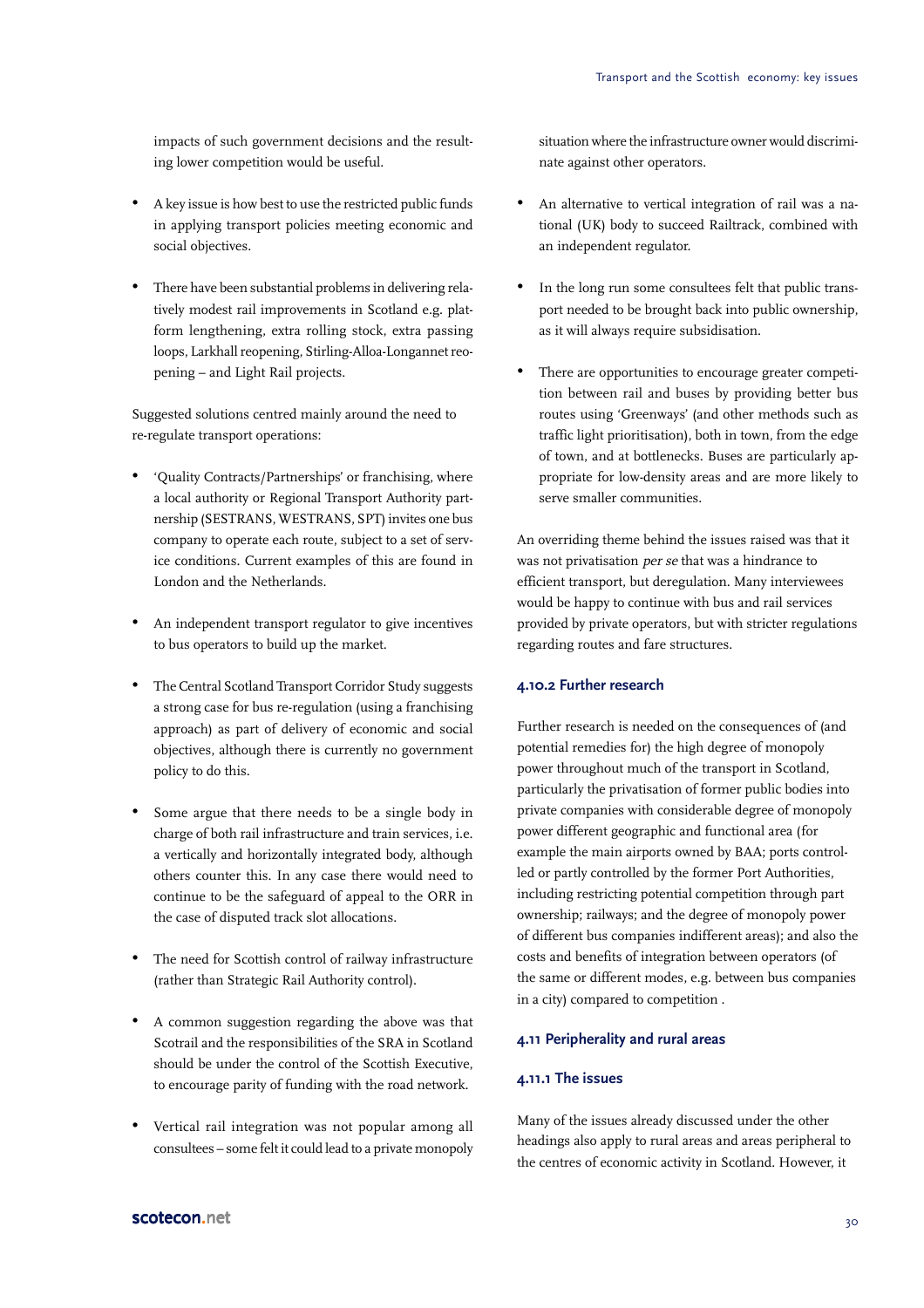impacts of such government decisions and the resulting lower competition would be useful.

- A key issue is how best to use the restricted public funds in applying transport policies meeting economic and social objectives.

- There have been substantial problems in delivering relatively modest rail improvements in Scotland e.g. platform lengthening, extra rolling stock, extra passing loops, Larkhall reopening, Stirling-Alloa-Longannet reopening – and Light Rail projects.

Suggested solutions centred mainly around the need to re-regulate transport operations:

- 'Quality Contracts/Partnerships' or franchising, where a local authority or Regional Transport Authority partnership (SESTRANS, WESTRANS, SPT) invites one bus company to operate each route, subject to a set of service conditions. Current examples of this are found in London and the Netherlands.

- An independent transport regulator to give incentives to bus operators to build up the market.

- The Central Scotland Transport Corridor Study suggests a strong case for bus re-regulation (using a franchising approach) as part of delivery of economic and social objectives, although there is currently no government policy to do this.

- Some argue that there needs to be a single body in charge of both rail infrastructure and train services, i.e. a vertically and horizontally integrated body, although others counter this. In any case there would need to continue to be the safeguard of appeal to the ORR in the case of disputed track slot allocations.

- The need for Scottish control of railway infrastructure (rather than Strategic Rail Authority control).

- A common suggestion regarding the above was that Scotrail and the responsibilities of the SRA in Scotland should be under the control of the Scottish Executive, to encourage parity of funding with the road network.

- Vertical rail integration was not popular among all consultees – some felt it could lead to a private monopoly situation where the infrastructure owner would discriminate against other operators.

- An alternative to vertical integration of rail was a national (UK) body to succeed Railtrack, combined with an independent regulator.

- In the long run some consultees felt that public transport needed to be brought back into public ownership, as it will always require subsidisation.

- There are opportunities to encourage greater competition between rail and buses by providing better bus routes using 'Greenways' (and other methods such as traffic light prioritisation), both in town, from the edge of town, and at bottlenecks. Buses are particularly appropriate for low-density areas and are more likely to serve smaller communities.

An overriding theme behind the issues raised was that it was not privatisation *per se* that was a hindrance to efficient transport, but deregulation. Many interviewees would be happy to continue with bus and rail services provided by private operators, but with stricter regulations regarding routes and fare structures.

### 4.10.2 Further research

Further research is needed on the consequences of (and potential remedies for) the high degree of monopoly power throughout much of the transport in Scotland, particularly the privatisation of former public bodies into private companies with considerable degree of monopoly power different geographic and functional area (for example the main airports owned by BAA; ports controlled or partly controlled by the former Port Authorities, including restricting potential competition through part ownership; railways; and the degree of monopoly power of different bus companies indifferent areas); and also the costs and benefits of integration between operators (of the same or different modes, e.g. between bus companies in a city) compared to competition .

## 4.11 Peripherality and rural areas

### 4.11.1 The issues

Many of the issues already discussed under the other headings also apply to rural areas and areas peripheral to the centres of economic activity in Scotland. However, it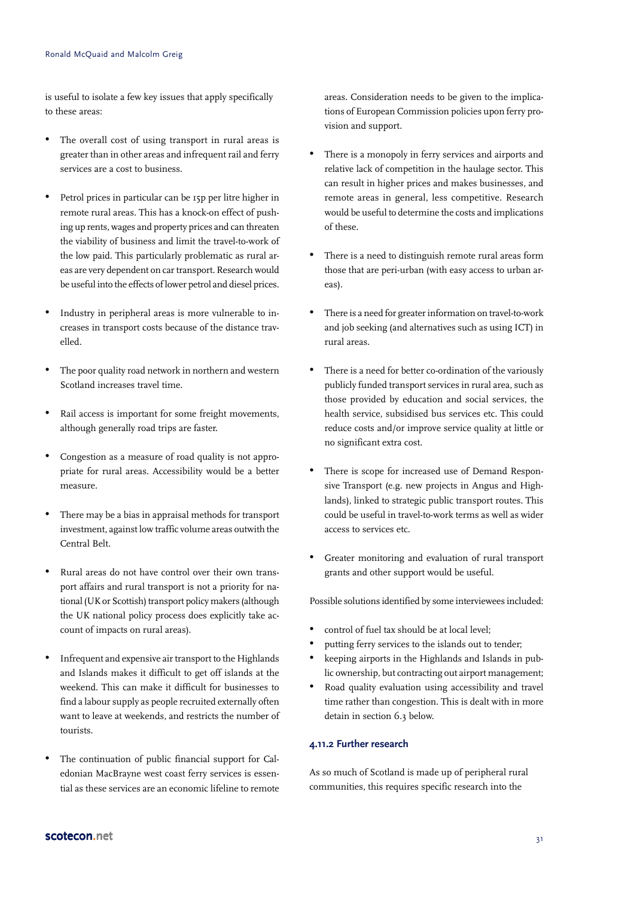is useful to isolate a few key issues that apply specifically to these areas:

- The overall cost of using transport in rural areas is greater than in other areas and infrequent rail and ferry services are a cost to business.
- Petrol prices in particular can be 15p per litre higher in remote rural areas. This has a knock-on effect of pushing up rents, wages and property prices and can threaten the viability of business and limit the travel-to-work of the low paid. This particularly problematic as rural areas are very dependent on car transport. Research would be useful into the effects of lower petrol and diesel prices.
- Industry in peripheral areas is more vulnerable to increases in transport costs because of the distance travelled.
- The poor quality road network in northern and western Scotland increases travel time.
- Rail access is important for some freight movements, although generally road trips are faster.
- Congestion as a measure of road quality is not appropriate for rural areas. Accessibility would be a better measure.
- There may be a bias in appraisal methods for transport investment, against low traffic volume areas outwith the Central Belt.
- Rural areas do not have control over their own transport affairs and rural transport is not a priority for national (UK or Scottish) transport policy makers (although the UK national policy process does explicitly take account of impacts on rural areas).
- Infrequent and expensive air transport to the Highlands and Islands makes it difficult to get off islands at the weekend. This can make it difficult for businesses to find a labour supply as people recruited externally often want to leave at weekends, and restricts the number of tourists.
- The continuation of public financial support for Caledonian MacBrayne west coast ferry services is essential as these services are an economic lifeline to remote areas. Consideration needs to be given to the implications of European Commission policies upon ferry provision and support.
- There is a monopoly in ferry services and airports and relative lack of competition in the haulage sector. This can result in higher prices and makes businesses, and remote areas in general, less competitive. Research would be useful to determine the costs and implications of these.
- There is a need to distinguish remote rural areas form those that are peri-urban (with easy access to urban areas).
- There is a need for greater information on travel-to-work and job seeking (and alternatives such as using ICT) in rural areas.
- There is a need for better co-ordination of the variously publicly funded transport services in rural area, such as those provided by education and social services, the health service, subsidised bus services etc. This could reduce costs and/or improve service quality at little or no significant extra cost.
- There is scope for increased use of Demand Responsive Transport (e.g. new projects in Angus and Highlands), linked to strategic public transport routes. This could be useful in travel-to-work terms as well as wider access to services etc.
- Greater monitoring and evaluation of rural transport grants and other support would be useful.

Possible solutions identified by some interviewees included:

- control of fuel tax should be at local level;
- putting ferry services to the islands out to tender;
- keeping airports in the Highlands and Islands in public ownership, but contracting out airport management;
- Road quality evaluation using accessibility and travel time rather than congestion. This is dealt with in more detain in section 6.3 below.

### 4.11.2 Further research

As so much of Scotland is made up of peripheral rural communities, this requires specific research into the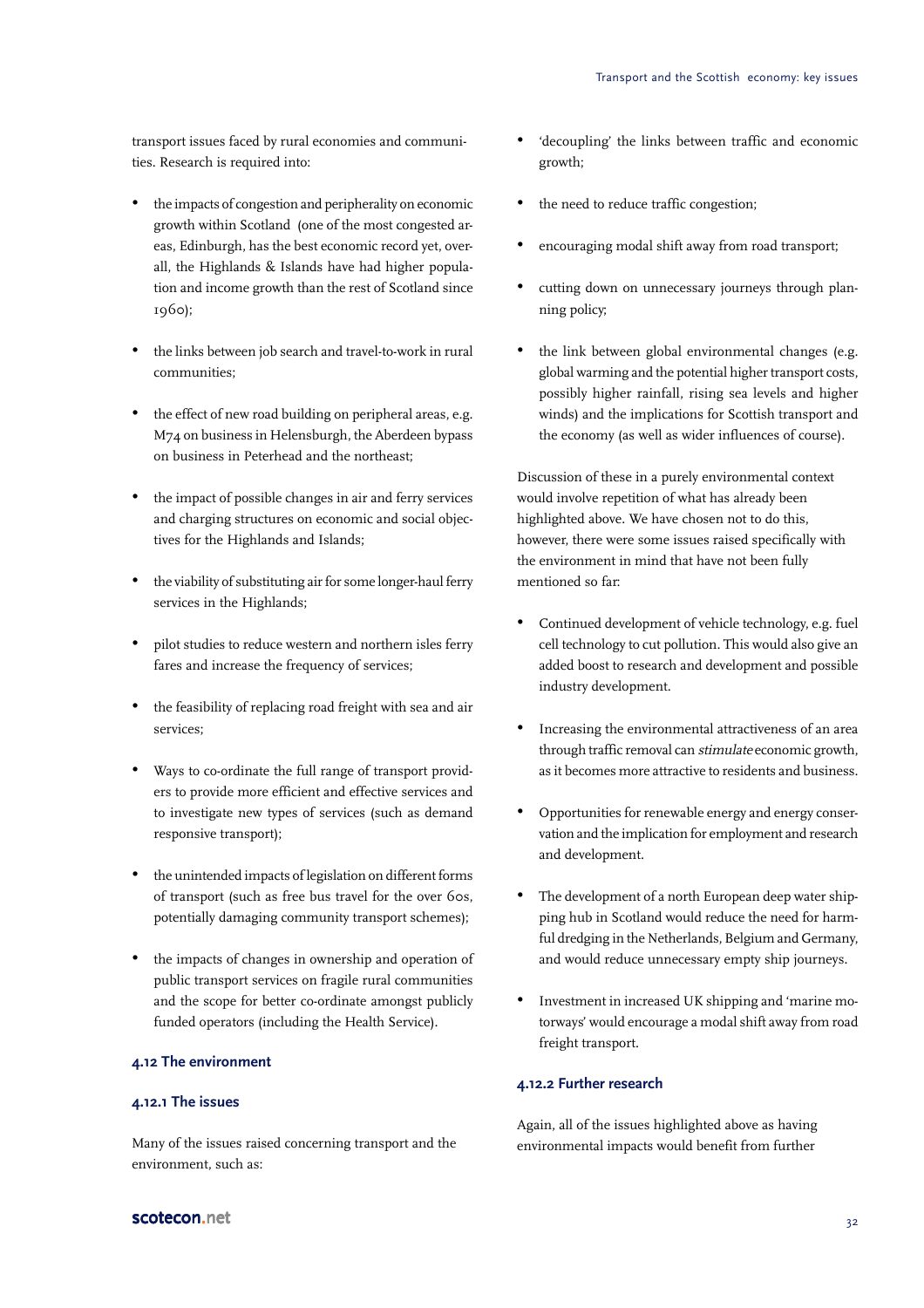transport issues faced by rural economies and communities. Research is required into:

- the impacts of congestion and peripherality on economic growth within Scotland (one of the most congested areas, Edinburgh, has the best economic record yet, overall, the Highlands & Islands have had higher population and income growth than the rest of Scotland since 1960);
- the links between job search and travel-to-work in rural communities;
- the effect of new road building on peripheral areas, e.g. M74 on business in Helensburgh, the Aberdeen bypass on business in Peterhead and the northeast;
- the impact of possible changes in air and ferry services and charging structures on economic and social objectives for the Highlands and Islands;
- the viability of substituting air for some longer-haul ferry services in the Highlands;
- pilot studies to reduce western and northern isles ferry fares and increase the frequency of services;
- the feasibility of replacing road freight with sea and air services;
- Ways to co-ordinate the full range of transport providers to provide more efficient and effective services and to investigate new types of services (such as demand responsive transport);
- the unintended impacts of legislation on different forms of transport (such as free bus travel for the over 60s, potentially damaging community transport schemes);
- the impacts of changes in ownership and operation of public transport services on fragile rural communities and the scope for better co-ordinate amongst publicly funded operators (including the Health Service).

### 4.12 The environment

#### 4.12.1 The issues

Many of the issues raised concerning transport and the environment, such as:

- 'decoupling' the links between traffic and economic growth;
- the need to reduce traffic congestion;
- encouraging modal shift away from road transport;
- cutting down on unnecessary journeys through planning policy;
- the link between global environmental changes (e.g. global warming and the potential higher transport costs, possibly higher rainfall, rising sea levels and higher winds) and the implications for Scottish transport and the economy (as well as wider influences of course).

Discussion of these in a purely environmental context would involve repetition of what has already been highlighted above. We have chosen not to do this, however, there were some issues raised specifically with the environment in mind that have not been fully mentioned so far:

- Continued development of vehicle technology, e.g. fuel cell technology to cut pollution. This would also give an added boost to research and development and possible industry development.
- Increasing the environmental attractiveness of an area through traffic removal can *stimulate* economic growth, as it becomes more attractive to residents and business.
- Opportunities for renewable energy and energy conservation and the implication for employment and research and development.
- The development of a north European deep water shipping hub in Scotland would reduce the need for harmful dredging in the Netherlands, Belgium and Germany, and would reduce unnecessary empty ship journeys.
- Investment in increased UK shipping and 'marine motorways' would encourage a modal shift away from road freight transport.

#### 4.12.2 Further research

Again, all of the issues highlighted above as having environmental impacts would benefit from further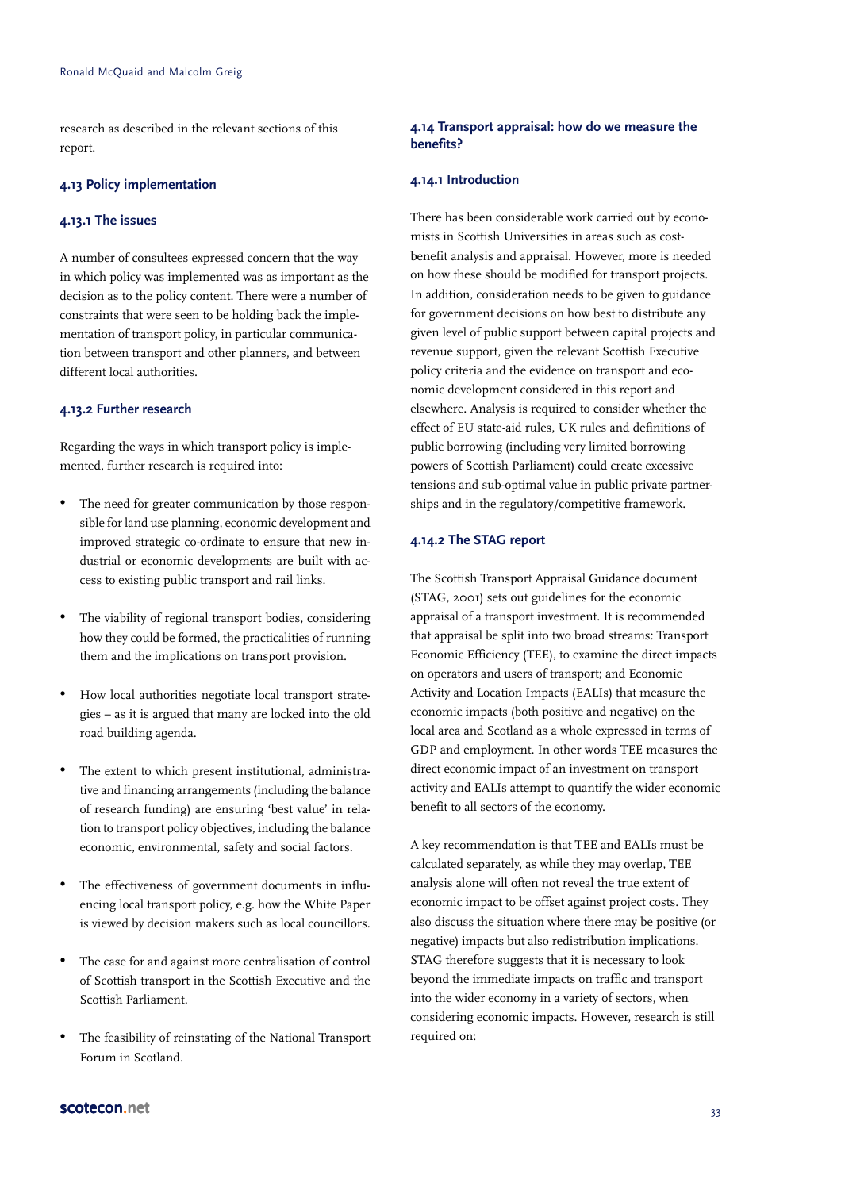research as described in the relevant sections of this report.

### 4.13 Policy implementation

#### 4.13.1 The issues

A number of consultees expressed concern that the way in which policy was implemented was as important as the decision as to the policy content. There were a number of constraints that were seen to be holding back the implementation of transport policy, in particular communication between transport and other planners, and between different local authorities.

#### 4.13.2 Further research

Regarding the ways in which transport policy is implemented, further research is required into:

- The need for greater communication by those responsible for land use planning, economic development and improved strategic co-ordinate to ensure that new industrial or economic developments are built with access to existing public transport and rail links.
- The viability of regional transport bodies, considering how they could be formed, the practicalities of running them and the implications on transport provision.
- How local authorities negotiate local transport strategies – as it is argued that many are locked into the old road building agenda.
- The extent to which present institutional, administrative and financing arrangements (including the balance of research funding) are ensuring 'best value' in relation to transport policy objectives, including the balance economic, environmental, safety and social factors.
- The effectiveness of government documents in influencing local transport policy, e.g. how the White Paper is viewed by decision makers such as local councillors.
- The case for and against more centralisation of control of Scottish transport in the Scottish Executive and the Scottish Parliament.
- The feasibility of reinstating of the National Transport Forum in Scotland.

### 4.14 Transport appraisal: how do we measure the benefits?

#### 4.14.1 Introduction

There has been considerable work carried out by economists in Scottish Universities in areas such as cost-benefit analysis and appraisal. However, more is needed on how these should be modified for transport projects. In addition, consideration needs to be given to guidance for government decisions on how best to distribute any given level of public support between capital projects and revenue support, given the relevant Scottish Executive policy criteria and the evidence on transport and economic development considered in this report and elsewhere. Analysis is required to consider whether the effect of EU state-aid rules, UK rules and definitions of public borrowing (including very limited borrowing powers of Scottish Parliament) could create excessive tensions and sub-optimal value in public private partnerships and in the regulatory/competitive framework.

#### 4.14.2 The STAG report

The Scottish Transport Appraisal Guidance document (STAG, 2001) sets out guidelines for the economic appraisal of a transport investment. It is recommended that appraisal be split into two broad streams: Transport Economic Efficiency (TEE), to examine the direct impacts on operators and users of transport; and Economic Activity and Location Impacts (EALIs) that measure the economic impacts (both positive and negative) on the local area and Scotland as a whole expressed in terms of GDP and employment. In other words TEE measures the direct economic impact of an investment on transport activity and EALIs attempt to quantify the wider economic benefit to all sectors of the economy.

A key recommendation is that TEE and EALIs must be calculated separately, as while they may overlap, TEE analysis alone will often not reveal the true extent of economic impact to be offset against project costs. They also discuss the situation where there may be positive (or negative) impacts but also redistribution implications. STAG therefore suggests that it is necessary to look beyond the immediate impacts on traffic and transport into the wider economy in a variety of sectors, when considering economic impacts. However, research is still required on: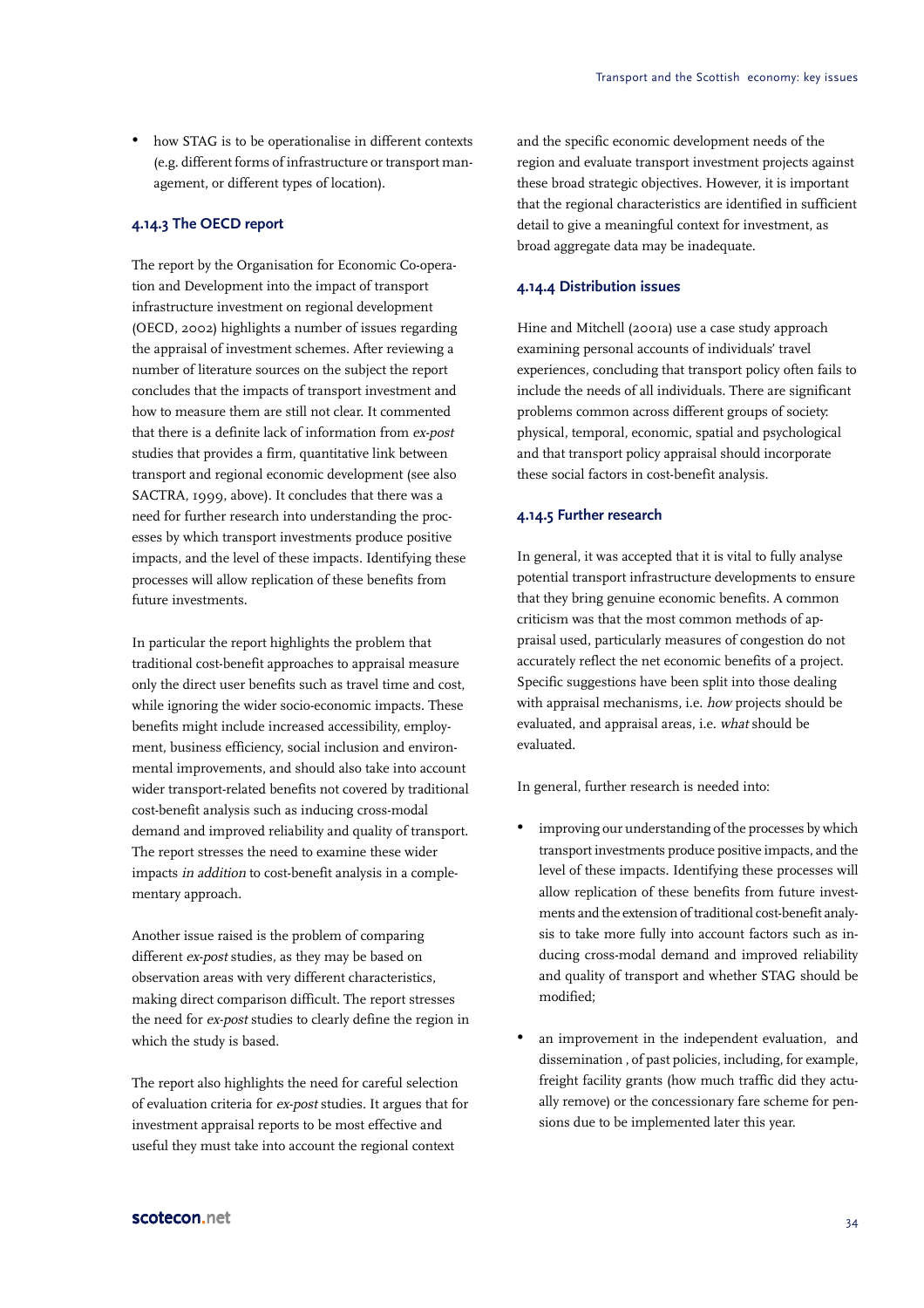- how STAG is to be operationalise in different contexts (e.g. different forms of infrastructure or transport management, or different types of location).

#### 4.14.3 The OECD report

The report by the Organisation for Economic Co-operation and Development into the impact of transport infrastructure investment on regional development (OECD, 2002) highlights a number of issues regarding the appraisal of investment schemes. After reviewing a number of literature sources on the subject the report concludes that the impacts of transport investment and how to measure them are still not clear. It commented that there is a definite lack of information from *ex-post* studies that provides a firm, quantitative link between transport and regional economic development (see also SACTRA, 1999, above). It concludes that there was a need for further research into understanding the processes by which transport investments produce positive impacts, and the level of these impacts. Identifying these processes will allow replication of these benefits from future investments.

In particular the report highlights the problem that traditional cost-benefit approaches to appraisal measure only the direct user benefits such as travel time and cost, while ignoring the wider socio-economic impacts. These benefits might include increased accessibility, employment, business efficiency, social inclusion and environmental improvements, and should also take into account wider transport-related benefits not covered by traditional cost-benefit analysis such as inducing cross-modal demand and improved reliability and quality of transport. The report stresses the need to examine these wider impacts *in addition* to cost-benefit analysis in a complementary approach.

Another issue raised is the problem of comparing different *ex-post* studies, as they may be based on observation areas with very different characteristics, making direct comparison difficult. The report stresses the need for *ex-post* studies to clearly define the region in which the study is based.

The report also highlights the need for careful selection of evaluation criteria for *ex-post* studies. It argues that for investment appraisal reports to be most effective and useful they must take into account the regional context and the specific economic development needs of the region and evaluate transport investment projects against these broad strategic objectives. However, it is important that the regional characteristics are identified in sufficient detail to give a meaningful context for investment, as broad aggregate data may be inadequate.

#### 4.14.4 Distribution issues

Hine and Mitchell (2001a) use a case study approach examining personal accounts of individuals' travel experiences, concluding that transport policy often fails to include the needs of all individuals. There are significant problems common across different groups of society: physical, temporal, economic, spatial and psychological and that transport policy appraisal should incorporate these social factors in cost-benefit analysis.

#### 4.14.5 Further research

In general, it was accepted that it is vital to fully analyse potential transport infrastructure developments to ensure that they bring genuine economic benefits. A common criticism was that the most common methods of appraisal used, particularly measures of congestion do not accurately reflect the net economic benefits of a project. Specific suggestions have been split into those dealing with appraisal mechanisms, i.e. *how* projects should be evaluated, and appraisal areas, i.e. *what* should be evaluated.

In general, further research is needed into:

- improving our understanding of the processes by which transport investments produce positive impacts, and the level of these impacts. Identifying these processes will allow replication of these benefits from future investments and the extension of traditional cost-benefit analysis to take more fully into account factors such as inducing cross-modal demand and improved reliability and quality of transport and whether STAG should be modified;
- an improvement in the independent evaluation, and dissemination , of past policies, including, for example, freight facility grants (how much traffic did they actually remove) or the concessionary fare scheme for pensions due to be implemented later this year.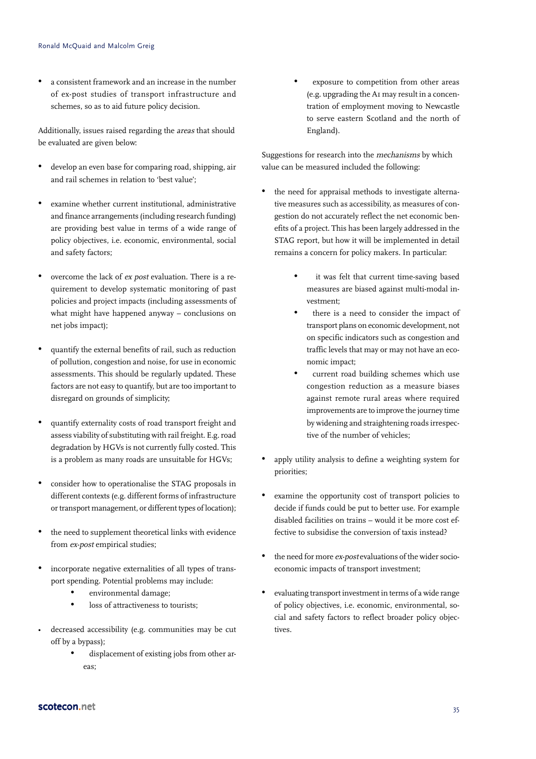- a consistent framework and an increase in the number of ex-post studies of transport infrastructure and schemes, so as to aid future policy decision.

Additionally, issues raised regarding the *areas* that should be evaluated are given below:

- develop an even base for comparing road, shipping, air and rail schemes in relation to 'best value';
- examine whether current institutional, administrative and finance arrangements (including research funding) are providing best value in terms of a wide range of policy objectives, i.e. economic, environmental, social and safety factors;
- overcome the lack of *ex post* evaluation. There is a requirement to develop systematic monitoring of past policies and project impacts (including assessments of what might have happened anyway – conclusions on net jobs impact);
- quantify the external benefits of rail, such as reduction of pollution, congestion and noise, for use in economic assessments. This should be regularly updated. These factors are not easy to quantify, but are too important to disregard on grounds of simplicity;
- quantify externality costs of road transport freight and assess viability of substituting with rail freight. E.g. road degradation by HGVs is not currently fully costed. This is a problem as many roads are unsuitable for HGVs;
- consider how to operationalise the STAG proposals in different contexts (e.g. different forms of infrastructure or transport management, or different types of location);
- the need to supplement theoretical links with evidence from *ex-post* empirical studies;
- incorporate negative externalities of all types of transport spending. Potential problems may include:
    - environmental damage;
    - loss of attractiveness to tourists;
- decreased accessibility (e.g. communities may be cut off by a bypass);
    - displacement of existing jobs from other areas;
    - exposure to competition from other areas (e.g. upgrading the A1 may result in a concentration of employment moving to Newcastle to serve eastern Scotland and the north of England).

Suggestions for research into the *mechanisms* by which value can be measured included the following:

- the need for appraisal methods to investigate alternative measures such as accessibility, as measures of congestion do not accurately reflect the net economic benefits of a project. This has been largely addressed in the STAG report, but how it will be implemented in detail remains a concern for policy makers. In particular:
    - it was felt that current time-saving based measures are biased against multi-modal investment;
    - there is a need to consider the impact of transport plans on economic development, not on specific indicators such as congestion and traffic levels that may or may not have an economic impact;
    - current road building schemes which use congestion reduction as a measure biases against remote rural areas where required improvements are to improve the journey time by widening and straightening roads irrespective of the number of vehicles;
- apply utility analysis to define a weighting system for priorities;
- examine the opportunity cost of transport policies to decide if funds could be put to better use. For example disabled facilities on trains – would it be more cost effective to subsidise the conversion of taxis instead?
- the need for more *ex-post* evaluations of the wider socio-economic impacts of transport investment;
- evaluating transport investment in terms of a wide range of policy objectives, i.e. economic, environmental, social and safety factors to reflect broader policy objectives.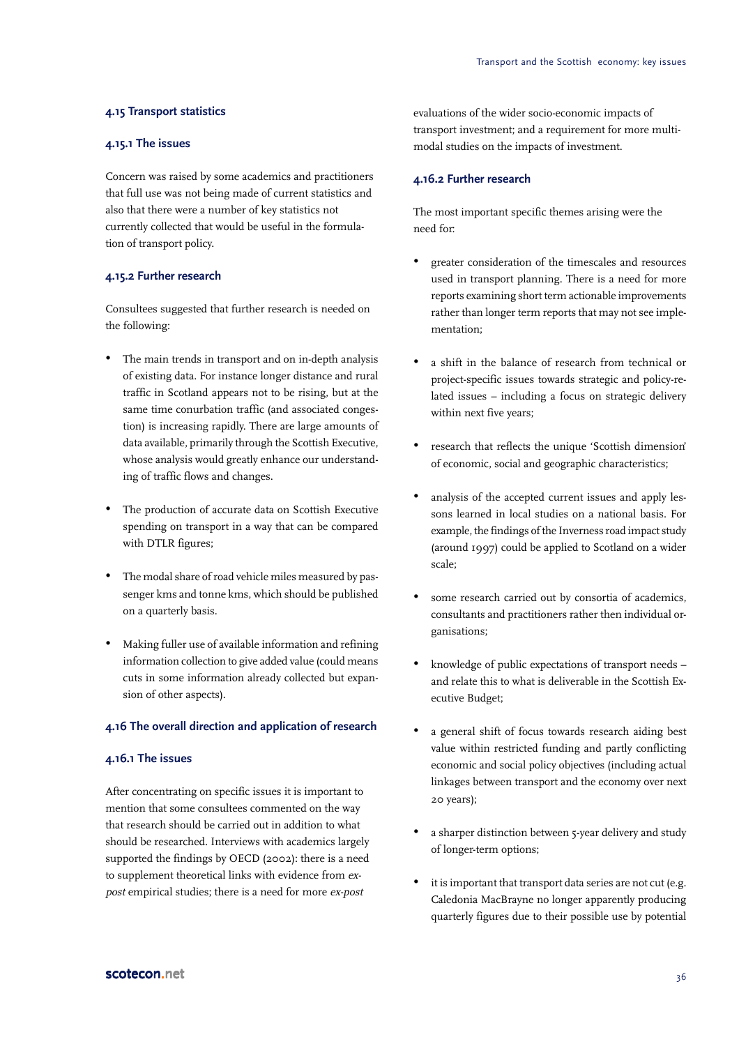### 4.15 Transport statistics

#### 4.15.1 The issues

Concern was raised by some academics and practitioners that full use was not being made of current statistics and also that there were a number of key statistics not currently collected that would be useful in the formulation of transport policy.

#### 4.15.2 Further research

Consultees suggested that further research is needed on the following:

- The main trends in transport and on in-depth analysis of existing data. For instance longer distance and rural traffic in Scotland appears not to be rising, but at the same time conurbation traffic (and associated congestion) is increasing rapidly. There are large amounts of data available, primarily through the Scottish Executive, whose analysis would greatly enhance our understanding of traffic flows and changes.
- The production of accurate data on Scottish Executive spending on transport in a way that can be compared with DTLR figures;
- The modal share of road vehicle miles measured by passenger kms and tonne kms, which should be published on a quarterly basis.
- Making fuller use of available information and refining information collection to give added value (could means cuts in some information already collected but expansion of other aspects).

### 4.16 The overall direction and application of research

#### 4.16.1 The issues

After concentrating on specific issues it is important to mention that some consultees commented on the way that research should be carried out in addition to what should be researched. Interviews with academics largely supported the findings by OECD (2002): there is a need to supplement theoretical links with evidence from *ex-post* empirical studies; there is a need for more *ex-post* evaluations of the wider socio-economic impacts of transport investment; and a requirement for more multi-modal studies on the impacts of investment.

#### 4.16.2 Further research

The most important specific themes arising were the need for:

- greater consideration of the timescales and resources used in transport planning. There is a need for more reports examining short term actionable improvements rather than longer term reports that may not see implementation;
- a shift in the balance of research from technical or project-specific issues towards strategic and policy-related issues – including a focus on strategic delivery within next five years;
- research that reflects the unique 'Scottish dimension' of economic, social and geographic characteristics;
- analysis of the accepted current issues and apply lessons learned in local studies on a national basis. For example, the findings of the Inverness road impact study (around 1997) could be applied to Scotland on a wider scale;
- some research carried out by consortia of academics, consultants and practitioners rather then individual organisations;
- knowledge of public expectations of transport needs – and relate this to what is deliverable in the Scottish Executive Budget;
- a general shift of focus towards research aiding best value within restricted funding and partly conflicting economic and social policy objectives (including actual linkages between transport and the economy over next 20 years);
- a sharper distinction between 5-year delivery and study of longer-term options;
- it is important that transport data series are not cut (e.g. Caledonia MacBrayne no longer apparently producing quarterly figures due to their possible use by potential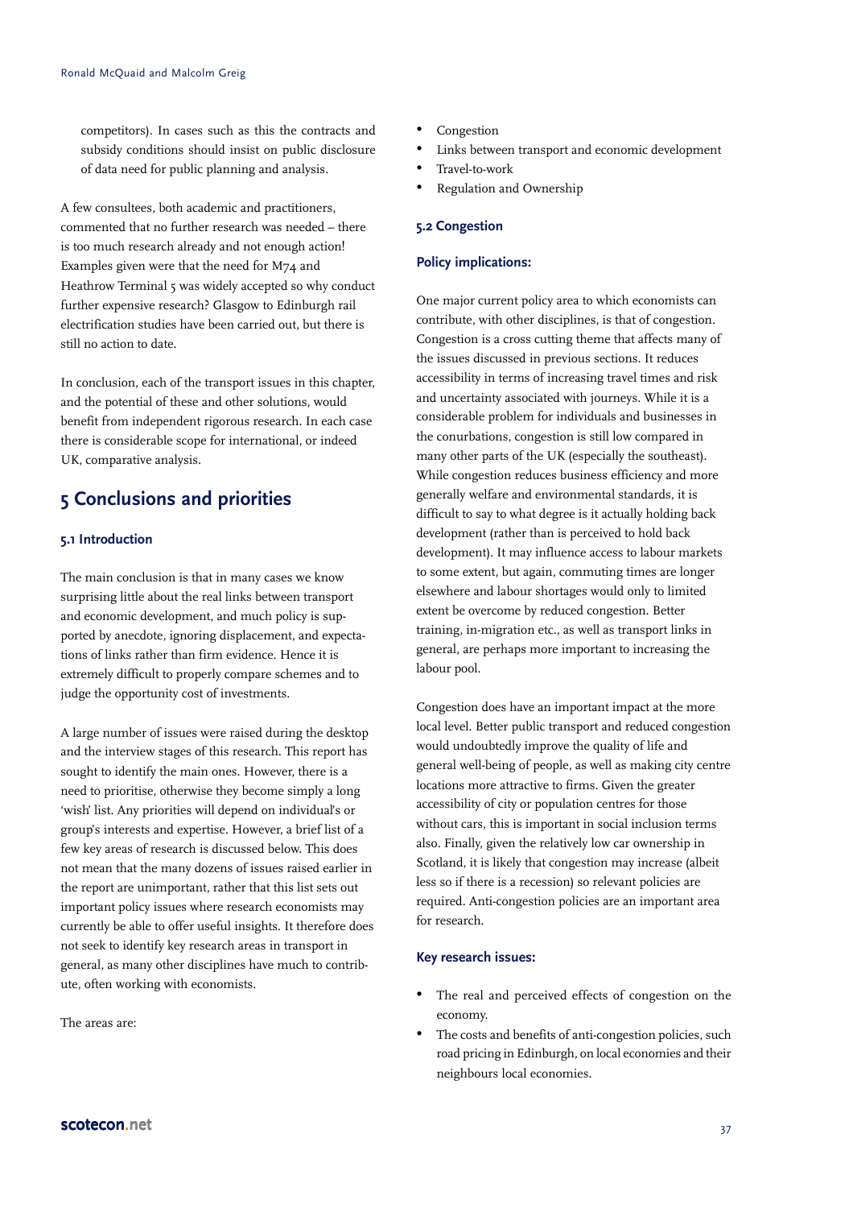competitors). In cases such as this the contracts and subsidy conditions should insist on public disclosure of data need for public planning and analysis.

A few consultees, both academic and practitioners, commented that no further research was needed – there is too much research already and not enough action! Examples given were that the need for M74 and Heathrow Terminal 5 was widely accepted so why conduct further expensive research? Glasgow to Edinburgh rail electrification studies have been carried out, but there is still no action to date.

In conclusion, each of the transport issues in this chapter, and the potential of these and other solutions, would benefit from independent rigorous research. In each case there is considerable scope for international, or indeed UK, comparative analysis.

# 5 Conclusions and priorities

### 5.1 Introduction

The main conclusion is that in many cases we know surprising little about the real links between transport and economic development, and much policy is supported by anecdote, ignoring displacement, and expectations of links rather than firm evidence. Hence it is extremely difficult to properly compare schemes and to judge the opportunity cost of investments.

A large number of issues were raised during the desktop and the interview stages of this research. This report has sought to identify the main ones. However, there is a need to prioritise, otherwise they become simply a long 'wish' list. Any priorities will depend on individual's or group's interests and expertise. However, a brief list of a few key areas of research is discussed below. This does not mean that the many dozens of issues raised earlier in the report are unimportant, rather that this list sets out important policy issues where research economists may currently be able to offer useful insights. It therefore does not seek to identify key research areas in transport in general, as many other disciplines have much to contribute, often working with economists.

The areas are:

- Congestion
- Links between transport and economic development
- Travel-to-work
- Regulation and Ownership

### 5.2 Congestion

#### Policy implications:

One major current policy area to which economists can contribute, with other disciplines, is that of congestion. Congestion is a cross cutting theme that affects many of the issues discussed in previous sections. It reduces accessibility in terms of increasing travel times and risk and uncertainty associated with journeys. While it is a considerable problem for individuals and businesses in the conurbations, congestion is still low compared in many other parts of the UK (especially the southeast). While congestion reduces business efficiency and more generally welfare and environmental standards, it is difficult to say to what degree is it actually holding back development (rather than is perceived to hold back development). It may influence access to labour markets to some extent, but again, commuting times are longer elsewhere and labour shortages would only to limited extent be overcome by reduced congestion. Better training, in-migration etc., as well as transport links in general, are perhaps more important to increasing the labour pool.

Congestion does have an important impact at the more local level. Better public transport and reduced congestion would undoubtedly improve the quality of life and general well-being of people, as well as making city centre locations more attractive to firms. Given the greater accessibility of city or population centres for those without cars, this is important in social inclusion terms also. Finally, given the relatively low car ownership in Scotland, it is likely that congestion may increase (albeit less so if there is a recession) so relevant policies are required. Anti-congestion policies are an important area for research.

#### Key research issues:

- The real and perceived effects of congestion on the economy.
- The costs and benefits of anti-congestion policies, such road pricing in Edinburgh, on local economies and their neighbours local economies.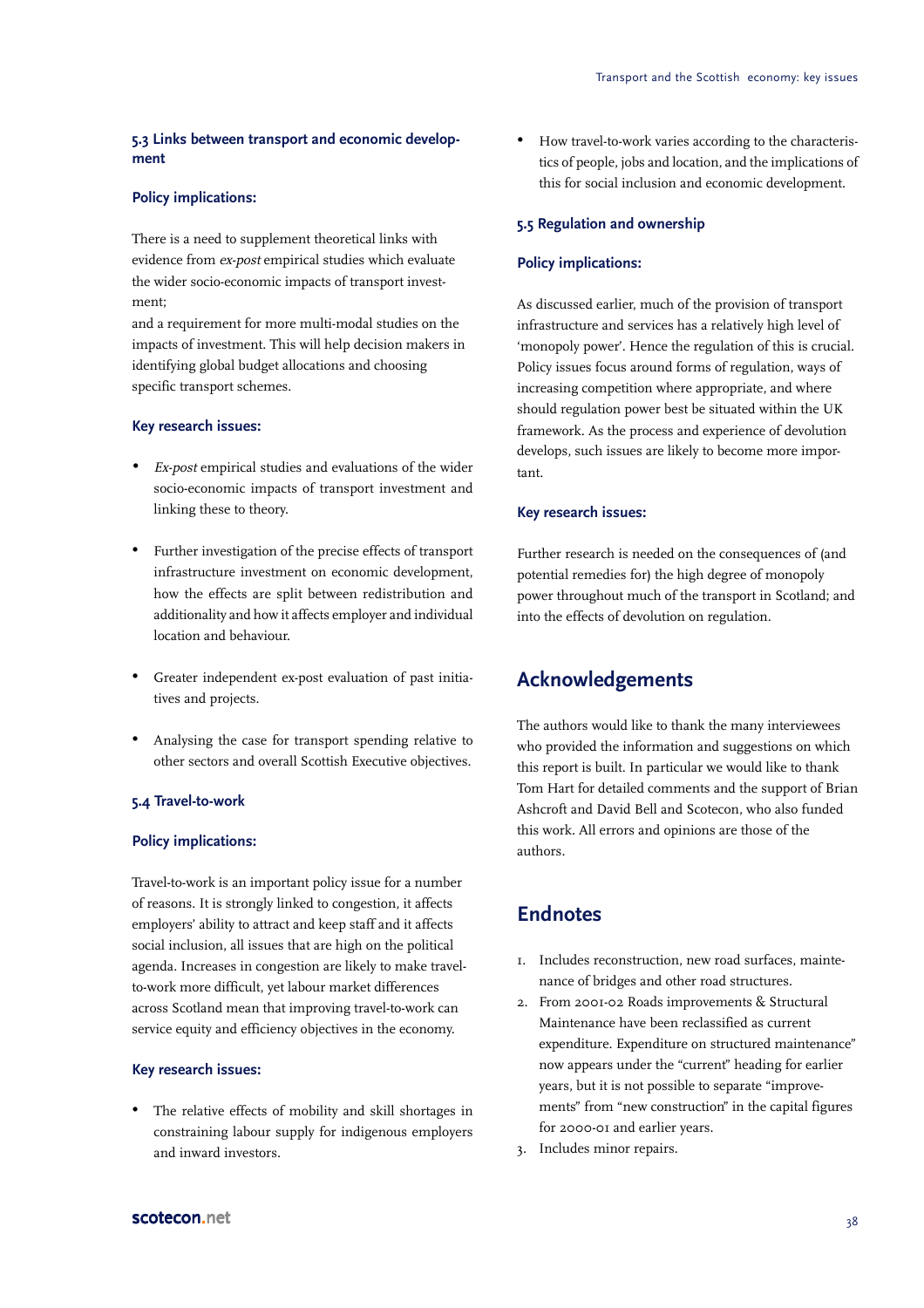### 5.3 Links between transport and economic development

#### Policy implications:

There is a need to supplement theoretical links with evidence from *ex-post* empirical studies which evaluate the wider socio-economic impacts of transport investment;
and a requirement for more multi-modal studies on the impacts of investment. This will help decision makers in identifying global budget allocations and choosing specific transport schemes.

#### Key research issues:

- *Ex-post* empirical studies and evaluations of the wider socio-economic impacts of transport investment and linking these to theory.
- Further investigation of the precise effects of transport infrastructure investment on economic development, how the effects are split between redistribution and additionality and how it affects employer and individual location and behaviour.
- Greater independent ex-post evaluation of past initiatives and projects.
- Analysing the case for transport spending relative to other sectors and overall Scottish Executive objectives.

### 5.4 Travel-to-work

#### Policy implications:

Travel-to-work is an important policy issue for a number of reasons. It is strongly linked to congestion, it affects employers' ability to attract and keep staff and it affects social inclusion, all issues that are high on the political agenda. Increases in congestion are likely to make travel-to-work more difficult, yet labour market differences across Scotland mean that improving travel-to-work can service equity and efficiency objectives in the economy.

#### Key research issues:

- The relative effects of mobility and skill shortages in constraining labour supply for indigenous employers and inward investors.
- How travel-to-work varies according to the characteristics of people, jobs and location, and the implications of this for social inclusion and economic development.

### 5.5 Regulation and ownership

#### Policy implications:

As discussed earlier, much of the provision of transport infrastructure and services has a relatively high level of 'monopoly power'. Hence the regulation of this is crucial. Policy issues focus around forms of regulation, ways of increasing competition where appropriate, and where should regulation power best be situated within the UK framework. As the process and experience of devolution develops, such issues are likely to become more important.

#### Key research issues:

Further research is needed on the consequences of (and potential remedies for) the high degree of monopoly power throughout much of the transport in Scotland; and into the effects of devolution on regulation.

## Acknowledgements

The authors would like to thank the many interviewees who provided the information and suggestions on which this report is built. In particular we would like to thank Tom Hart for detailed comments and the support of Brian Ashcroft and David Bell and Scotecon, who also funded this work. All errors and opinions are those of the authors.

## Endnotes

1. Includes reconstruction, new road surfaces, maintenance of bridges and other road structures.
2. From 2001-02 Roads improvements & Structural Maintenance have been reclassified as current expenditure. Expenditure on structured maintenance" now appears under the "current" heading for earlier years, but it is not possible to separate "improvements" from "new construction" in the capital figures for 2000-01 and earlier years.
3. Includes minor repairs.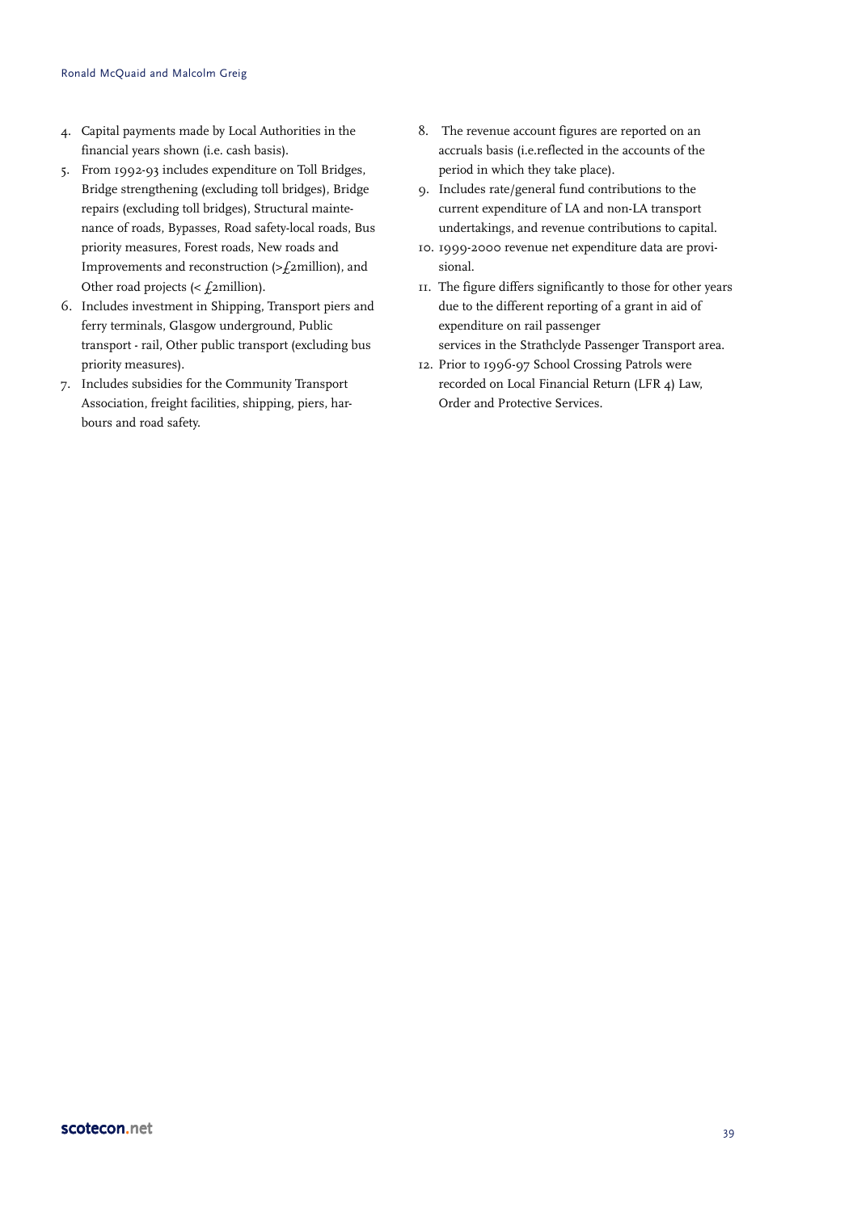4. Capital payments made by Local Authorities in the financial years shown (i.e. cash basis).
5. From 1992-93 includes expenditure on Toll Bridges, Bridge strengthening (excluding toll bridges), Bridge repairs (excluding toll bridges), Structural maintenance of roads, Bypasses, Road safety-local roads, Bus priority measures, Forest roads, New roads and Improvements and reconstruction (>£2million), and Other road projects (< £2million).
6. Includes investment in Shipping, Transport piers and ferry terminals, Glasgow underground, Public transport - rail, Other public transport (excluding bus priority measures).
7. Includes subsidies for the Community Transport Association, freight facilities, shipping, piers, harbours and road safety.
8. The revenue account figures are reported on an accruals basis (i.e.reflected in the accounts of the period in which they take place).
9. Includes rate/general fund contributions to the current expenditure of LA and non-LA transport undertakings, and revenue contributions to capital.
10. 1999-2000 revenue net expenditure data are provisional.
11. The figure differs significantly to those for other years due to the different reporting of a grant in aid of expenditure on rail passenger services in the Strathclyde Passenger Transport area.
12. Prior to 1996-97 School Crossing Patrols were recorded on Local Financial Return (LFR 4) Law, Order and Protective Services.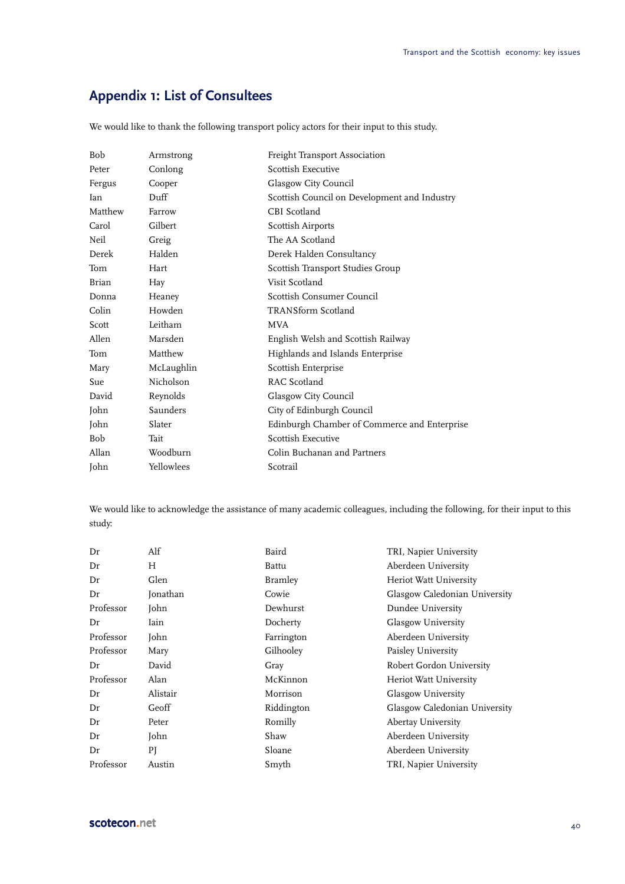## Appendix 1: List of Consultees

We would like to thank the following transport policy actors for their input to this study.

| | | |
|---|---|---|
| Bob | Armstrong | Freight Transport Association |
| Peter | Conlong | Scottish Executive |
| Fergus | Cooper | Glasgow City Council |
| Ian | Duff | Scottish Council on Development and Industry |
| Matthew | Farrow | CBI Scotland |
| Carol | Gilbert | Scottish Airports |
| Neil | Greig | The AA Scotland |
| Derek | Halden | Derek Halden Consultancy |
| Tom | Hart | Scottish Transport Studies Group |
| Brian | Hay | Visit Scotland |
| Donna | Heaney | Scottish Consumer Council |
| Colin | Howden | TRANSform Scotland |
| Scott | Leitham | MVA |
| Allen | Marsden | English Welsh and Scottish Railway |
| Tom | Matthew | Highlands and Islands Enterprise |
| Mary | McLaughlin | Scottish Enterprise |
| Sue | Nicholson | RAC Scotland |
| David | Reynolds | Glasgow City Council |
| John | Saunders | City of Edinburgh Council |
| John | Slater | Edinburgh Chamber of Commerce and Enterprise |
| Bob | Tait | Scottish Executive |
| Allan | Woodburn | Colin Buchanan and Partners |
| John | Yellowlees | Scotrail |

We would like to acknowledge the assistance of many academic colleagues, including the following, for their input to this study:

| | | | |
|---|---|---|---|
| Dr | Alf | Baird | TRI, Napier University |
| Dr | H | Battu | Aberdeen University |
| Dr | Glen | Bramley | Heriot Watt University |
| Dr | Jonathan | Cowie | Glasgow Caledonian University |
| Professor | John | Dewhurst | Dundee University |
| Dr | Iain | Docherty | Glasgow University |
| Professor | John | Farrington | Aberdeen University |
| Professor | Mary | Gilhooley | Paisley University |
| Dr | David | Gray | Robert Gordon University |
| Professor | Alan | McKinnon | Heriot Watt University |
| Dr | Alistair | Morrison | Glasgow University |
| Dr | Geoff | Riddington | Glasgow Caledonian University |
| Dr | Peter | Romilly | Abertay University |
| Dr | John | Shaw | Aberdeen University |
| Dr | PJ | Sloane | Aberdeen University |
| Professor | Austin | Smyth | TRI, Napier University |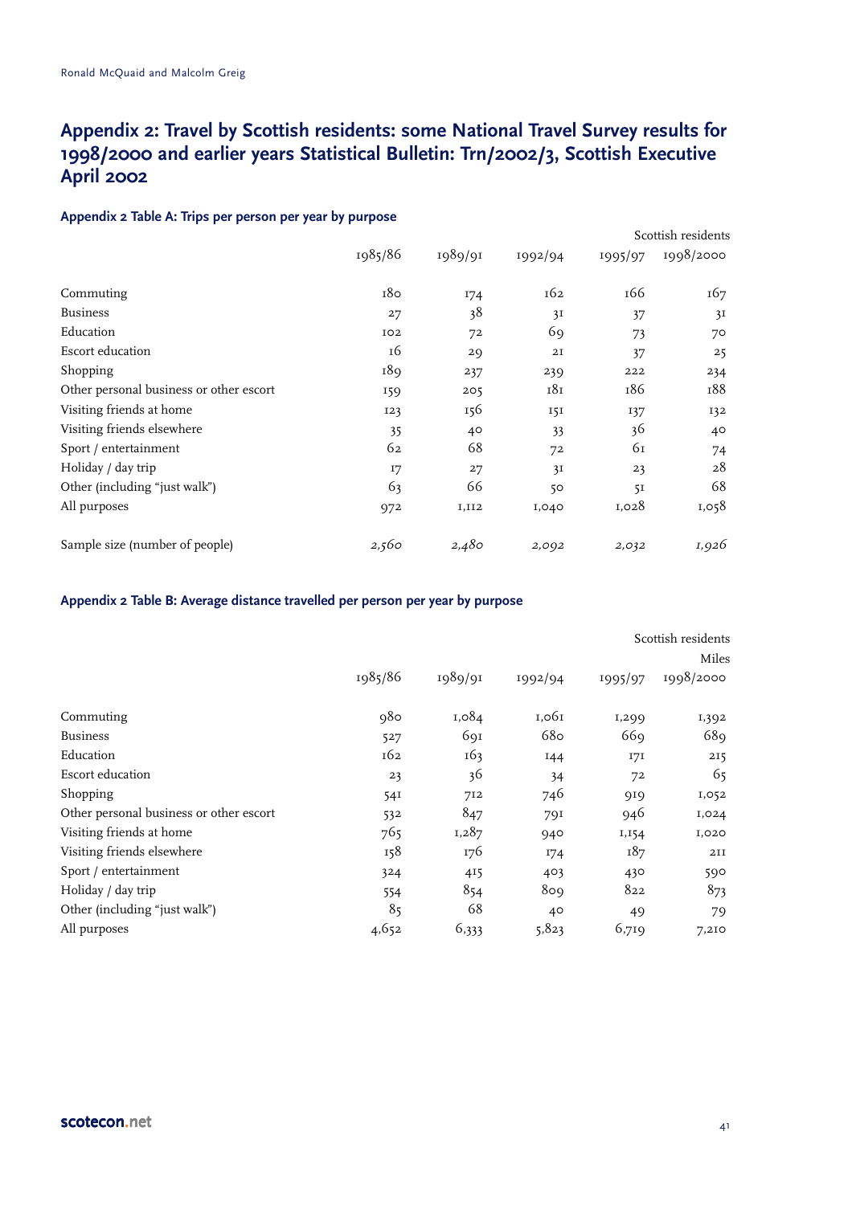## Appendix 2: Travel by Scottish residents: some National Travel Survey results for 1998/2000 and earlier years Statistical Bulletin: Trn/2002/3, Scottish Executive April 2002

### Appendix 2 Table A: Trips per person per year by purpose

Scottish residents

| | 1985/86 | 1989/91 | 1992/94 | 1995/97 | 1998/2000 |
|---|---|---|---|---|---|
| Commuting | 180 | 174 | 162 | 166 | 167 |
| Business | 27 | 38 | 31 | 37 | 31 |
| Education | 102 | 72 | 69 | 73 | 70 |
| Escort education | 16 | 29 | 21 | 37 | 25 |
| Shopping | 189 | 237 | 239 | 222 | 234 |
| Other personal business or other escort | 159 | 205 | 181 | 186 | 188 |
| Visiting friends at home | 123 | 156 | 151 | 137 | 132 |
| Visiting friends elsewhere | 35 | 40 | 33 | 36 | 40 |
| Sport / entertainment | 62 | 68 | 72 | 61 | 74 |
| Holiday / day trip | 17 | 27 | 31 | 23 | 28 |
| Other (including "just walk") | 63 | 66 | 50 | 51 | 68 |
| All purposes | 972 | 1,112 | 1,040 | 1,028 | 1,058 |
| Sample size (number of people) | *2,560* | *2,480* | *2,092* | *2,032* | *1,926* |

### Appendix 2 Table B: Average distance travelled per person per year by purpose

Scottish residents

Miles

| | 1985/86 | 1989/91 | 1992/94 | 1995/97 | 1998/2000 |
|---|---|---|---|---|---|
| Commuting | 980 | 1,084 | 1,061 | 1,299 | 1,392 |
| Business | 527 | 691 | 680 | 669 | 689 |
| Education | 162 | 163 | 144 | 171 | 215 |
| Escort education | 23 | 36 | 34 | 72 | 65 |
| Shopping | 541 | 712 | 746 | 919 | 1,052 |
| Other personal business or other escort | 532 | 847 | 791 | 946 | 1,024 |
| Visiting friends at home | 765 | 1,287 | 940 | 1,154 | 1,020 |
| Visiting friends elsewhere | 158 | 176 | 174 | 187 | 211 |
| Sport / entertainment | 324 | 415 | 403 | 430 | 590 |
| Holiday / day trip | 554 | 854 | 809 | 822 | 873 |
| Other (including "just walk") | 85 | 68 | 40 | 49 | 79 |
| All purposes | 4,652 | 6,333 | 5,823 | 6,719 | 7,210 |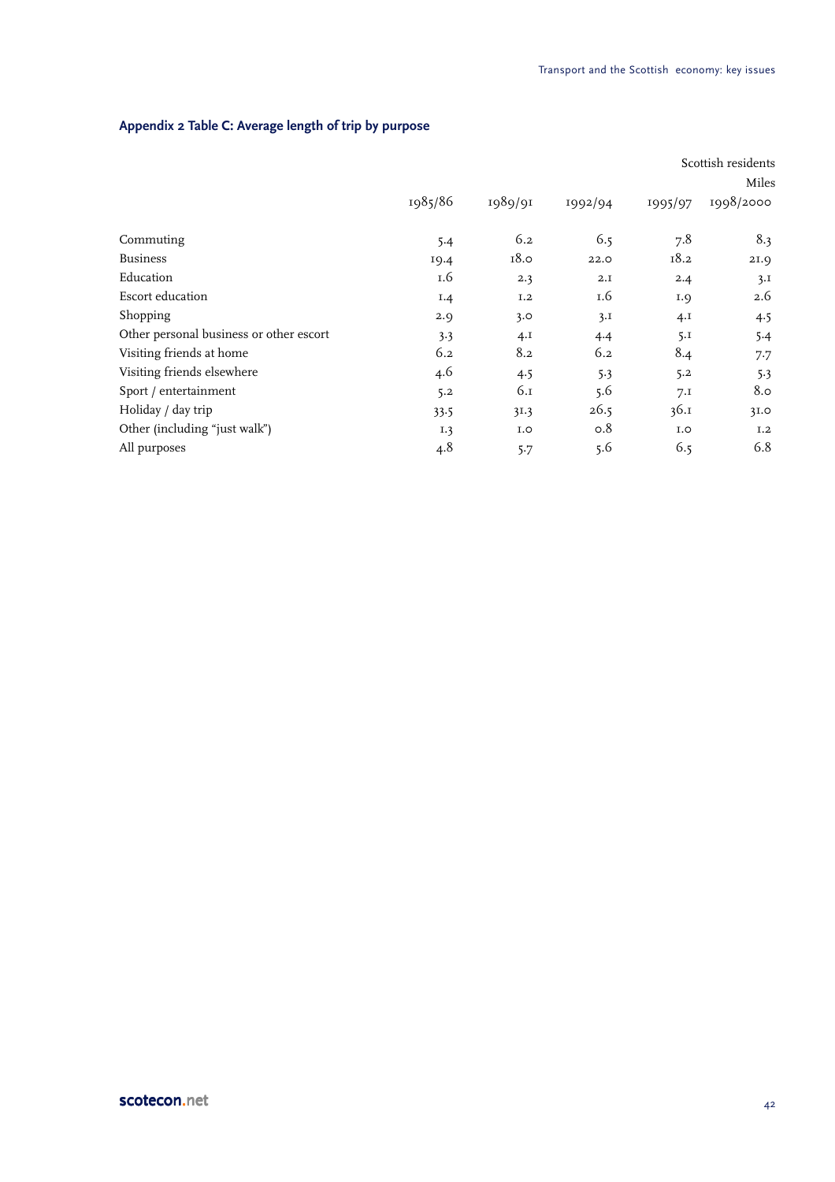## Appendix 2 Table C: Average length of trip by purpose

Scottish residents

Miles

| | 1985/86 | 1989/91 | 1992/94 | 1995/97 | 1998/2000 |
|---|---|---|---|---|---|
| Commuting | 5.4 | 6.2 | 6.5 | 7.8 | 8.3 |
| Business | 19.4 | 18.0 | 22.0 | 18.2 | 21.9 |
| Education | 1.6 | 2.3 | 2.1 | 2.4 | 3.1 |
| Escort education | 1.4 | 1.2 | 1.6 | 1.9 | 2.6 |
| Shopping | 2.9 | 3.0 | 3.1 | 4.1 | 4.5 |
| Other personal business or other escort | 3.3 | 4.1 | 4.4 | 5.1 | 5.4 |
| Visiting friends at home | 6.2 | 8.2 | 6.2 | 8.4 | 7.7 |
| Visiting friends elsewhere | 4.6 | 4.5 | 5.3 | 5.2 | 5.3 |
| Sport / entertainment | 5.2 | 6.1 | 5.6 | 7.1 | 8.0 |
| Holiday / day trip | 33.5 | 31.3 | 26.5 | 36.1 | 31.0 |
| Other (including "just walk") | 1.3 | 1.0 | 0.8 | 1.0 | 1.2 |
| All purposes | 4.8 | 5.7 | 5.6 | 6.5 | 6.8 |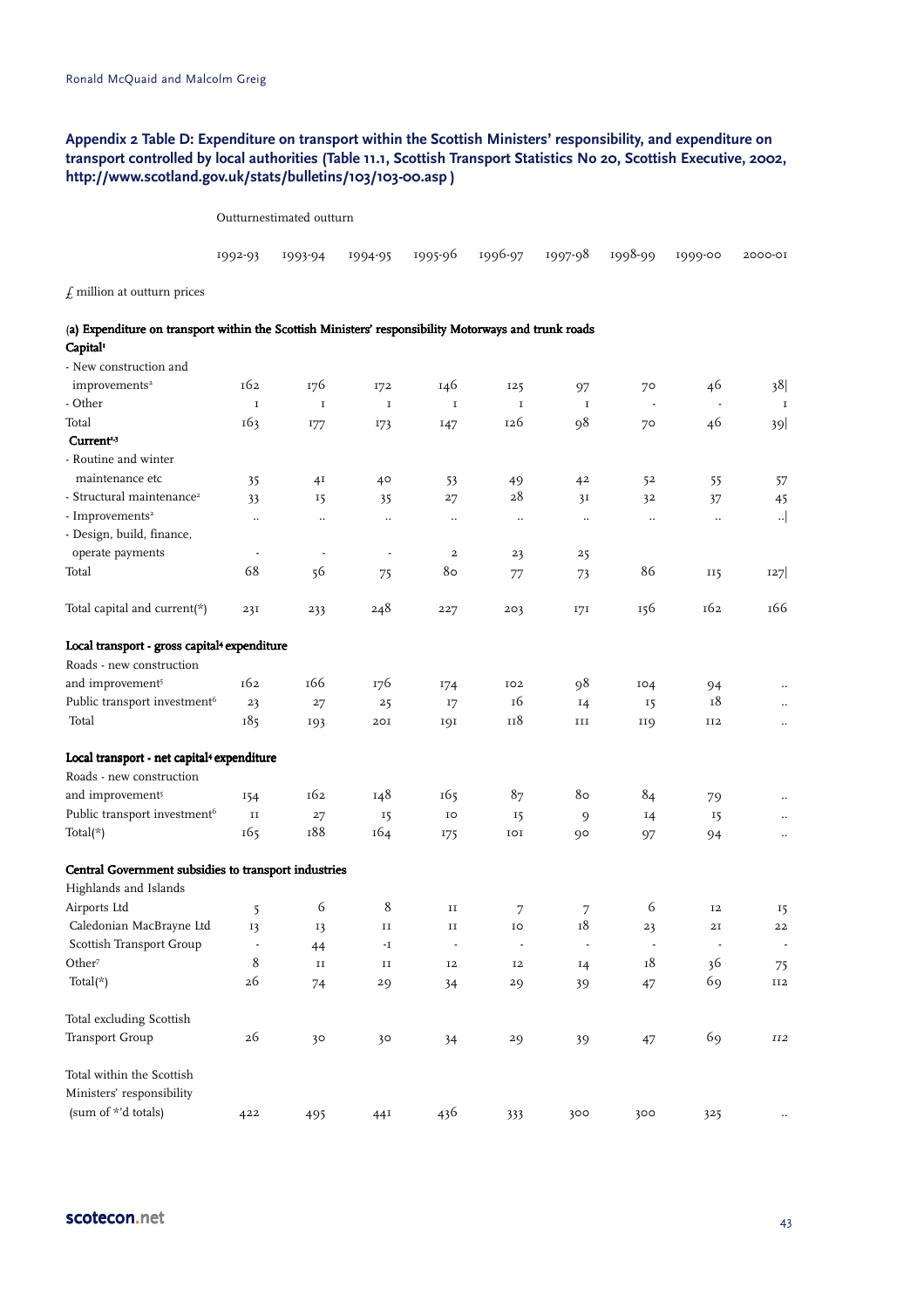## Appendix 2 Table D: Expenditure on transport within the Scottish Ministers' responsibility, and expenditure on transport controlled by local authorities (Table 11.1, Scottish Transport Statistics No 20, Scottish Executive, 2002, http://www.scotland.gov.uk/stats/bulletins/103/103-00.asp )

| | Outturn | | | | | | | estimated outturn | |
|---|---|---|---|---|---|---|---|---|---|
| | 1992-93 | 1993-94 | 1994-95 | 1995-96 | 1996-97 | 1997-98 | 1998-99 | 1999-00 | 2000-01 |
| £ million at outturn prices | | | | | | | | | |
| **(a) Expenditure on transport within the Scottish Ministers' responsibility Motorways and trunk roads** | | | | | | | | | |
| **Capital[1]** | | | | | | | | | |
| - New construction and improvements[2] | 162 | 176 | 172 | 146 | 125 | 97 | 70 | 46 | 38 |
| - Other | 1 | 1 | 1 | 1 | 1 | 1 | - | - | 1 |
| Total | 163 | 177 | 173 | 147 | 126 | 98 | 70 | 46 | 39 |
| **Current[2,3]** | | | | | | | | | |
| - Routine and winter maintenance etc | 35 | 41 | 40 | 53 | 49 | 42 | 52 | 55 | 57 |
| - Structural maintenance[2] | 33 | 15 | 35 | 27 | 28 | 31 | 32 | 37 | 45 |
| - Improvements[2] | .. | .. | .. | .. | .. | .. | .. | .. | .. |
| - Design, build, finance, operate payments | - | - | - | 2 | 23 | 25 | | | |
| Total | 68 | 56 | 75 | 80 | 77 | 73 | 86 | 115 | 127 |
| Total capital and current(*) | 231 | 233 | 248 | 227 | 203 | 171 | 156 | 162 | 166 |
| **Local transport - gross capital[4] expenditure** | | | | | | | | | |
| Roads - new construction and improvement[5] | 162 | 166 | 176 | 174 | 102 | 98 | 104 | 94 | .. |
| Public transport investment[6] | 23 | 27 | 25 | 17 | 16 | 14 | 15 | 18 | .. |
| Total | 185 | 193 | 201 | 191 | 118 | 111 | 119 | 112 | .. |
| **Local transport - net capital[4] expenditure** | | | | | | | | | |
| Roads - new construction and improvement[5] | 154 | 162 | 148 | 165 | 87 | 80 | 84 | 79 | .. |
| Public transport investment[6] | 11 | 27 | 15 | 10 | 15 | 9 | 14 | 15 | .. |
| Total(*) | 165 | 188 | 164 | 175 | 101 | 90 | 97 | 94 | .. |
| **Central Government subsidies to transport industries** | | | | | | | | | |
| Highlands and Islands Airports Ltd | 5 | 6 | 8 | 11 | 7 | 7 | 6 | 12 | 15 |
| Caledonian MacBrayne Ltd | 13 | 13 | 11 | 11 | 10 | 18 | 23 | 21 | 22 |
| Scottish Transport Group | - | 44 | -1 | - | - | - | - | - | - |
| Other[7] | 8 | 11 | 11 | 12 | 12 | 14 | 18 | 36 | 75 |
| Total(*) | 26 | 74 | 29 | 34 | 29 | 39 | 47 | 69 | 112 |
| Total excluding Scottish Transport Group | 26 | 30 | 30 | 34 | 29 | 39 | 47 | 69 | *112* |
| Total within the Scottish Ministers' responsibility (sum of *'d totals) | 422 | 495 | 441 | 436 | 333 | 300 | 300 | 325 | .. |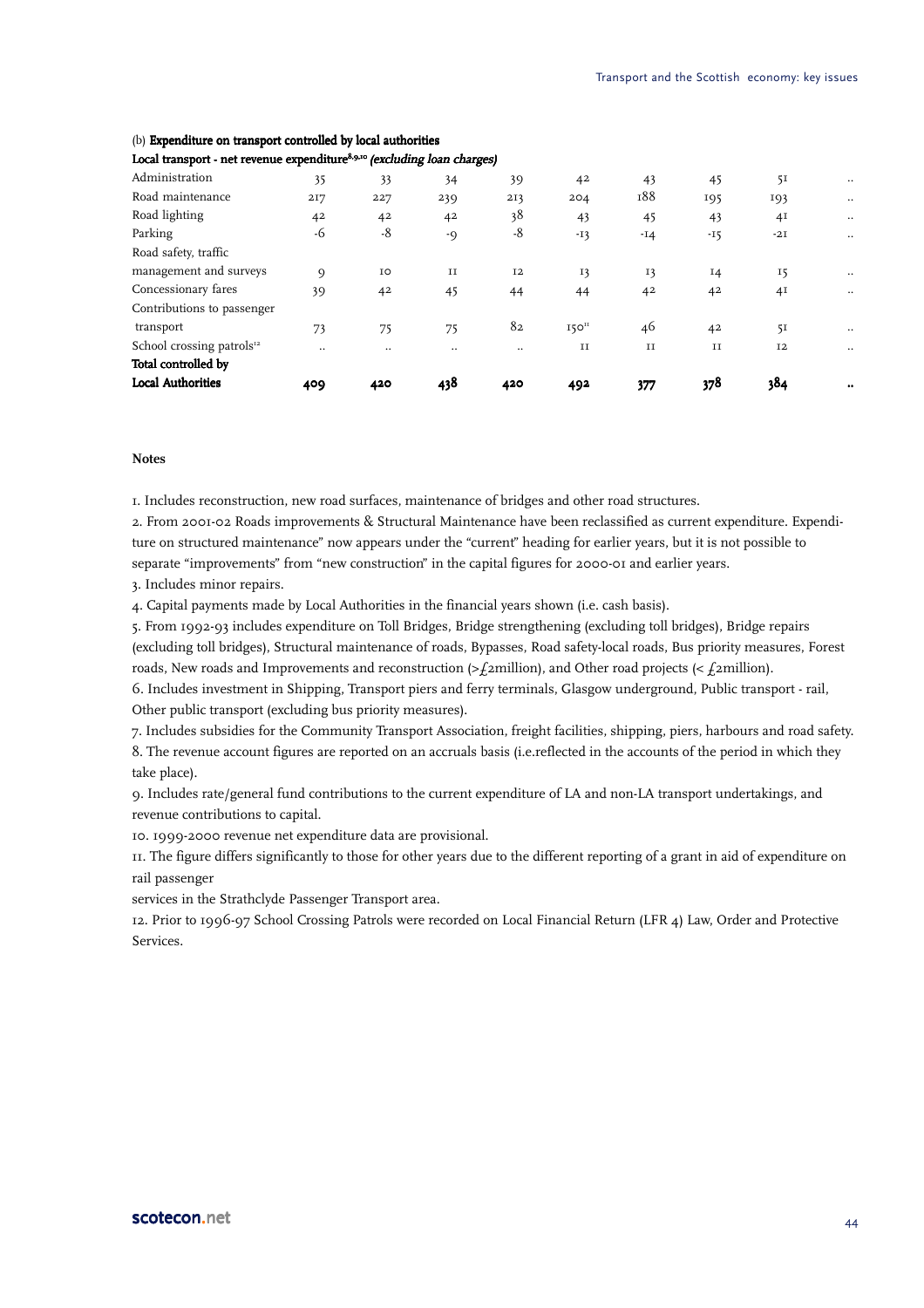(b) **Expenditure on transport controlled by local authorities**

**Local transport - net revenue expenditure[8,9,10]** ***(excluding loan charges)***

| | | | | | | | | | |
|---|---|---|---|---|---|---|---|---|---|
| Administration | 35 | 33 | 34 | 39 | 42 | 43 | 45 | 51 | .. |
| Road maintenance | 217 | 227 | 239 | 213 | 204 | 188 | 195 | 193 | .. |
| Road lighting | 42 | 42 | 42 | 38 | 43 | 45 | 43 | 41 | .. |
| Parking | -6 | -8 | -9 | -8 | -13 | -14 | -15 | -21 | .. |
| Road safety, traffic management and surveys | 9 | 10 | 11 | 12 | 13 | 13 | 14 | 15 | .. |
| Concessionary fares | 39 | 42 | 45 | 44 | 44 | 42 | 42 | 41 | .. |
| Contributions to passenger transport | 73 | 75 | 75 | 82 | 150[11] | 46 | 42 | 51 | .. |
| School crossing patrols[12] | .. | .. | .. | .. | 11 | 11 | 11 | 12 | .. |
| **Total controlled by Local Authorities** | **409** | **420** | **438** | **420** | **492** | **377** | **378** | **384** | **..** |

**Notes**

1. Includes reconstruction, new road surfaces, maintenance of bridges and other road structures.
2. From 2001-02 Roads improvements & Structural Maintenance have been reclassified as current expenditure. Expenditure on structured maintenance" now appears under the "current" heading for earlier years, but it is not possible to separate "improvements" from "new construction" in the capital figures for 2000-01 and earlier years.
3. Includes minor repairs.
4. Capital payments made by Local Authorities in the financial years shown (i.e. cash basis).
5. From 1992-93 includes expenditure on Toll Bridges, Bridge strengthening (excluding toll bridges), Bridge repairs (excluding toll bridges), Structural maintenance of roads, Bypasses, Road safety-local roads, Bus priority measures, Forest roads, New roads and Improvements and reconstruction (>£2million), and Other road projects (< £2million).
6. Includes investment in Shipping, Transport piers and ferry terminals, Glasgow underground, Public transport - rail, Other public transport (excluding bus priority measures).
7. Includes subsidies for the Community Transport Association, freight facilities, shipping, piers, harbours and road safety.
8. The revenue account figures are reported on an accruals basis (i.e.reflected in the accounts of the period in which they take place).
9. Includes rate/general fund contributions to the current expenditure of LA and non-LA transport undertakings, and revenue contributions to capital.
10. 1999-2000 revenue net expenditure data are provisional.
11. The figure differs significantly to those for other years due to the different reporting of a grant in aid of expenditure on rail passenger services in the Strathclyde Passenger Transport area.
12. Prior to 1996-97 School Crossing Patrols were recorded on Local Financial Return (LFR 4) Law, Order and Protective Services.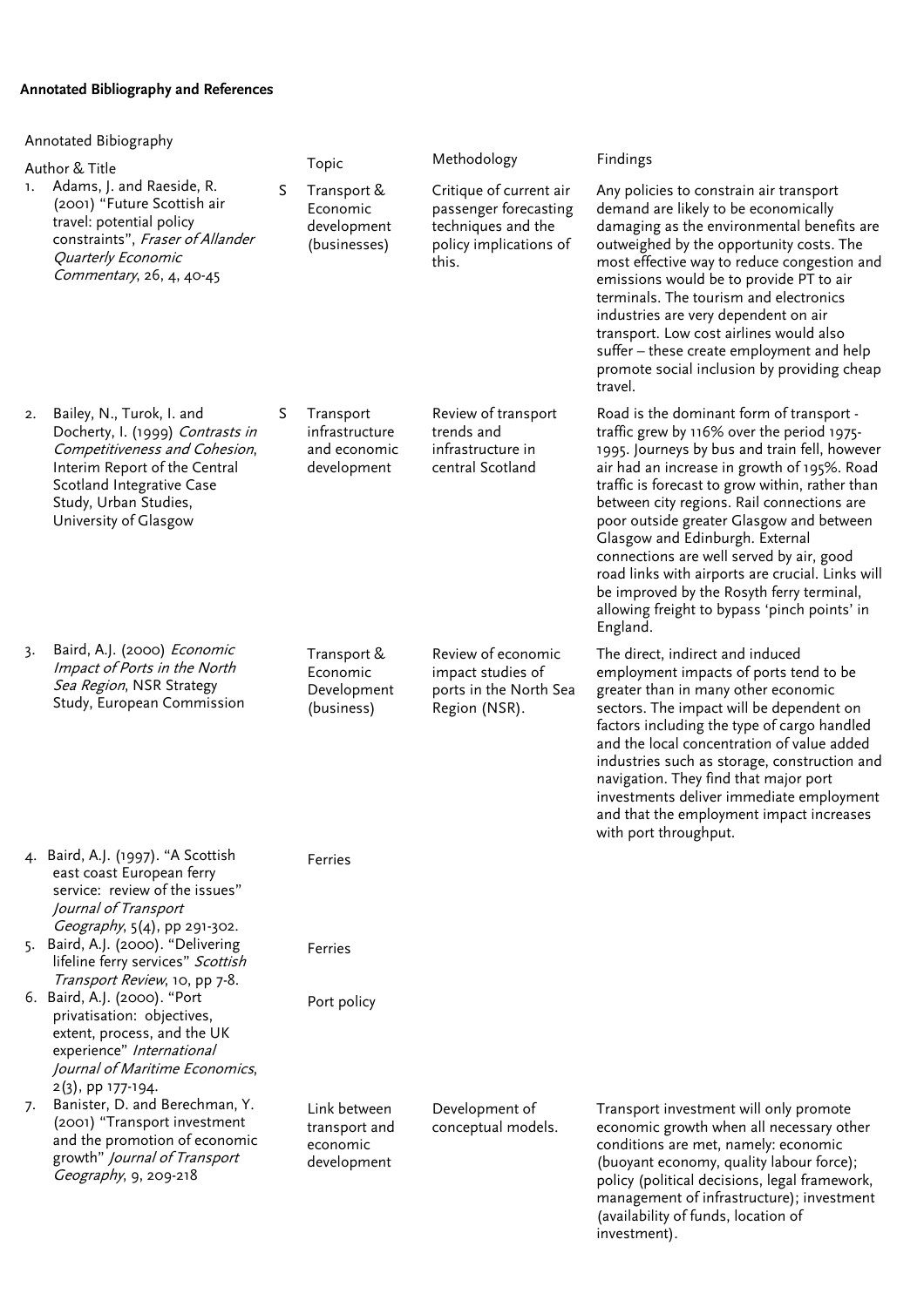**Annotated Bibliography and References**

Annotated Bibiography

| Author & Title | | Topic | Methodology | Findings |
|---|---|---|---|---|
| 1. Adams, J. and Raeside, R. (2001) "Future Scottish air travel: potential policy constraints", *Fraser of Allander Quarterly Economic Commentary*, 26, 4, 40-45 | S | Transport & Economic development (businesses) | Critique of current air passenger forecasting techniques and the policy implications of this. | Any policies to constrain air transport demand are likely to be economically damaging as the environmental benefits are outweighed by the opportunity costs. The most effective way to reduce congestion and emissions would be to provide PT to air terminals. The tourism and electronics industries are very dependent on air transport. Low cost airlines would also suffer – these create employment and help promote social inclusion by providing cheap travel. |
| 2. Bailey, N., Turok, I. and Docherty, I. (1999) *Contrasts in Competitiveness and Cohesion*, Interim Report of the Central Scotland Integrative Case Study, Urban Studies, University of Glasgow | S | Transport infrastructure and economic development | Review of transport trends and infrastructure in central Scotland | Road is the dominant form of transport - traffic grew by 116% over the period 1975-1995. Journeys by bus and train fell, however air had an increase in growth of 195%. Road traffic is forecast to grow within, rather than between city regions. Rail connections are poor outside greater Glasgow and between Glasgow and Edinburgh. External connections are well served by air, good road links with airports are crucial. Links will be improved by the Rosyth ferry terminal, allowing freight to bypass 'pinch points' in England. |
| 3. Baird, A.J. (2000) *Economic Impact of Ports in the North Sea Region*, NSR Strategy Study, European Commission | | Transport & Economic Development (business) | Review of economic impact studies of ports in the North Sea Region (NSR). | The direct, indirect and induced employment impacts of ports tend to be greater than in many other economic sectors. The impact will be dependent on factors including the type of cargo handled and the local concentration of value added industries such as storage, construction and navigation. They find that major port investments deliver immediate employment and that the employment impact increases with port throughput. |
| 4. Baird, A.J. (1997). "A Scottish east coast European ferry service: review of the issues" *Journal of Transport Geography*, 5(4), pp 291-302. | | Ferries | | |
| 5. Baird, A.J. (2000). "Delivering lifeline ferry services" *Scottish Transport Review*, 10, pp 7-8. | | Ferries | | |
| 6. Baird, A.J. (2000). "Port privatisation: objectives, extent, process, and the UK experience" *International Journal of Maritime Economics*, 2(3), pp 177-194. | | Port policy | | |
| 7. Banister, D. and Berechman, Y. (2001) "Transport investment and the promotion of economic growth" *Journal of Transport Geography*, 9, 209-218 | | Link between transport and economic development | Development of conceptual models. | Transport investment will only promote economic growth when all necessary other conditions are met, namely: economic (buoyant economy, quality labour force); policy (political decisions, legal framework, management of infrastructure); investment (availability of funds, location of investment). |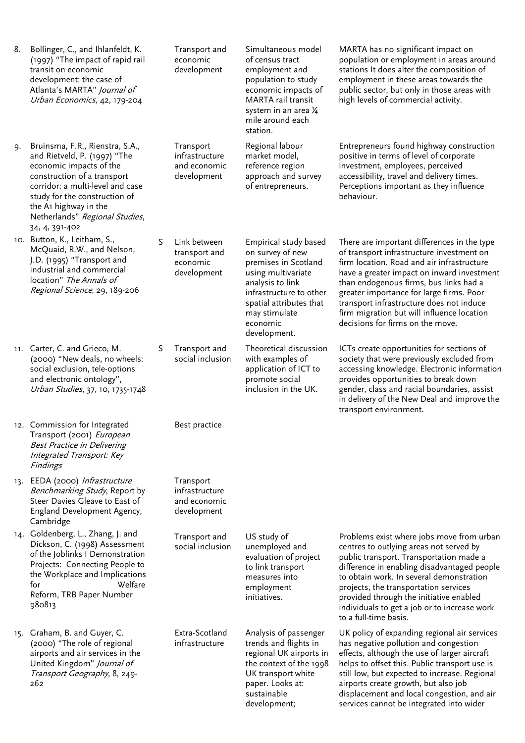| | | | | |
|---|---|---|---|---|
| 8. Bollinger, C., and Ihlanfeldt, K. (1997) "The impact of rapid rail transit on economic development: the case of Atlanta's MARTA" *Journal of Urban Economics*, 42, 179-204 | | Transport and economic development | Simultaneous model of census tract employment and population to study economic impacts of MARTA rail transit system in an area ¼ mile around each station. | MARTA has no significant impact on population or employment in areas around stations It does alter the composition of employment in these areas towards the public sector, but only in those areas with high levels of commercial activity. |
| 9. Bruinsma, F.R., Rienstra, S.A., and Rietveld, P. (1997) "The economic impacts of the construction of a transport corridor: a multi-level and case study for the construction of the A1 highway in the Netherlands" *Regional Studies*, 34, 4, 391-402 | | Transport infrastructure and economic development | Regional labour market model, reference region approach and survey of entrepreneurs. | Entrepreneurs found highway construction positive in terms of level of corporate investment, employees, perceived accessibility, travel and delivery times. Perceptions important as they influence behaviour. |
| 10. Button, K., Leitham, S., McQuaid, R.W., and Nelson, J.D. (1995) "Transport and industrial and commercial location" *The Annals of Regional Science*, 29, 189-206 | S | Link between transport and economic development | Empirical study based on survey of new premises in Scotland using multivariate analysis to link infrastructure to other spatial attributes that may stimulate economic development. | There are important differences in the type of transport infrastructure investment on firm location. Road and air infrastructure have a greater impact on inward investment than endogenous firms, bus links had a greater importance for large firms. Poor transport infrastructure does not induce firm migration but will influence location decisions for firms on the move. |
| 11. Carter, C. and Grieco, M. (2000) "New deals, no wheels: social exclusion, tele-options and electronic ontology", *Urban Studies*, 37, 10, 1735-1748 | S | Transport and social inclusion | Theoretical discussion with examples of application of ICT to promote social inclusion in the UK. | ICTs create opportunities for sections of society that were previously excluded from accessing knowledge. Electronic information provides opportunities to break down gender, class and racial boundaries, assist in delivery of the New Deal and improve the transport environment. |
| 12. Commission for Integrated Transport (2001) *European Best Practice in Delivering Integrated Transport: Key Findings* | | Best practice | | |
| 13. EEDA (2000) *Infrastructure Benchmarking Study*, Report by Steer Davies Gleave to East of England Development Agency, Cambridge | | Transport infrastructure and economic development | | |
| 14. Goldenberg, L., Zhang, J. and Dickson, C. (1998) Assessment of the Joblinks I Demonstration Projects: Connecting People to the Workplace and Implications for Welfare Reform, TRB Paper Number 980813 | | Transport and social inclusion | US study of unemployed and evaluation of project to link transport measures into employment initiatives. | Problems exist where jobs move from urban centres to outlying areas not served by public transport. Transportation made a difference in enabling disadvantaged people to obtain work. In several demonstration projects, the transportation services provided through the initiative enabled individuals to get a job or to increase work to a full-time basis. |
| 15. Graham, B. and Guyer, C. (2000) "The role of regional airports and air services in the United Kingdom" *Journal of Transport Geography*, 8, 249-262 | | Extra-Scotland infrastructure | Analysis of passenger trends and flights in regional UK airports in the context of the 1998 UK transport white paper. Looks at: sustainable development; | UK policy of expanding regional air services has negative pollution and congestion effects, although the use of larger aircraft helps to offset this. Public transport use is still low, but expected to increase. Regional airports create growth, but also job displacement and local congestion, and air services cannot be integrated into wider |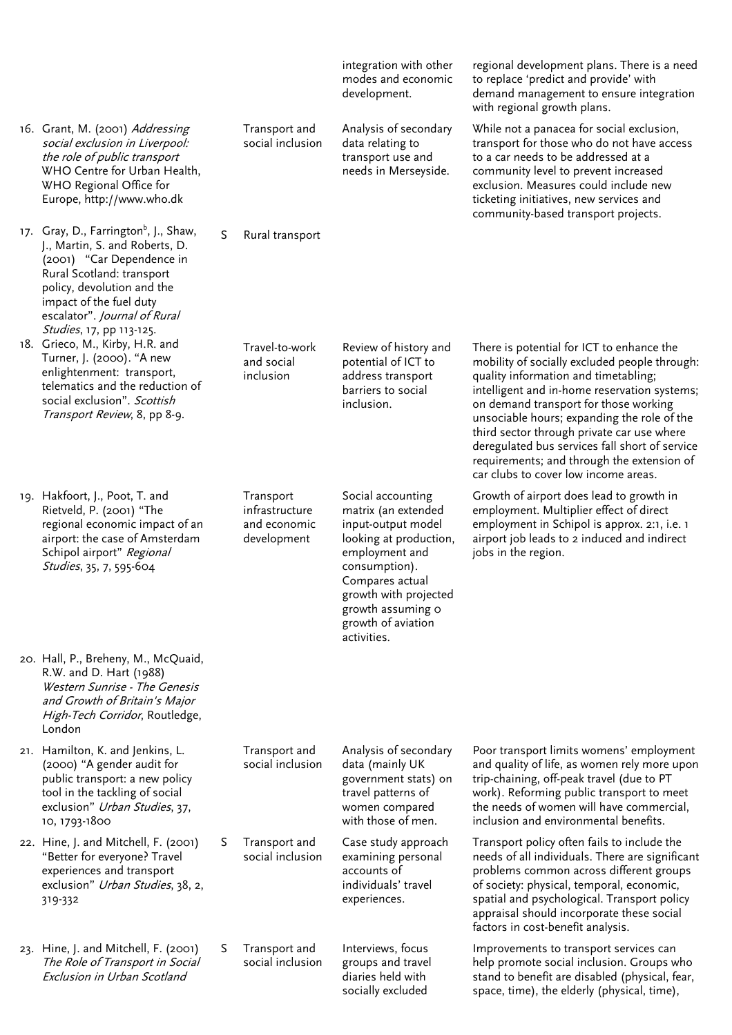| | | | | |
|---|---|---|---|---|
| | | | integration with other modes and economic development. | regional development plans. There is a need to replace 'predict and provide' with demand management to ensure integration with regional growth plans. |
| 16. Grant, M. (2001) *Addressing social exclusion in Liverpool: the role of public transport* WHO Centre for Urban Health, WHO Regional Office for Europe, http://www.who.dk | | Transport and social inclusion | Analysis of secondary data relating to transport use and needs in Merseyside. | While not a panacea for social exclusion, transport for those who do not have access to a car needs to be addressed at a community level to prevent increased exclusion. Measures could include new ticketing initiatives, new services and community-based transport projects. |
| 17. Gray, D., Farrington[b], J., Shaw, J., Martin, S. and Roberts, D. (2001) "Car Dependence in Rural Scotland: transport policy, devolution and the impact of the fuel duty escalator". *Journal of Rural Studies*, 17, pp 113-125. | S | Rural transport | | |
| 18. Grieco, M., Kirby, H.R. and Turner, J. (2000). "A new enlightenment: transport, telematics and the reduction of social exclusion". *Scottish Transport Review*, 8, pp 8-9. | | Travel-to-work and social inclusion | Review of history and potential of ICT to address transport barriers to social inclusion. | There is potential for ICT to enhance the mobility of socially excluded people through: quality information and timetabling; intelligent and in-home reservation systems; on demand transport for those working unsociable hours; expanding the role of the third sector through private car use where deregulated bus services fall short of service requirements; and through the extension of car clubs to cover low income areas. |
| 19. Hakfoort, J., Poot, T. and Rietveld, P. (2001) "The regional economic impact of an airport: the case of Amsterdam Schipol airport" *Regional Studies*, 35, 7, 595-604 | | Transport infrastructure and economic development | Social accounting matrix (an extended input-output model looking at production, employment and consumption). Compares actual growth with projected growth assuming 0 growth of aviation activities. | Growth of airport does lead to growth in employment. Multiplier effect of direct employment in Schipol is approx. 2:1, i.e. 1 airport job leads to 2 induced and indirect jobs in the region. |
| 20. Hall, P., Breheny, M., McQuaid, R.W. and D. Hart (1988) *Western Sunrise - The Genesis and Growth of Britain's Major High-Tech Corridor*, Routledge, London | | | | |
| 21. Hamilton, K. and Jenkins, L. (2000) "A gender audit for public transport: a new policy tool in the tackling of social exclusion" *Urban Studies*, 37, 10, 1793-1800 | | Transport and social inclusion | Analysis of secondary data (mainly UK government stats) on travel patterns of women compared with those of men. | Poor transport limits womens' employment and quality of life, as women rely more upon trip-chaining, off-peak travel (due to PT work). Reforming public transport to meet the needs of women will have commercial, inclusion and environmental benefits. |
| 22. Hine, J. and Mitchell, F. (2001) "Better for everyone? Travel experiences and transport exclusion" *Urban Studies*, 38, 2, 319-332 | S | Transport and social inclusion | Case study approach examining personal accounts of individuals' travel experiences. | Transport policy often fails to include the needs of all individuals. There are significant problems common across different groups of society: physical, temporal, economic, spatial and psychological. Transport policy appraisal should incorporate these social factors in cost-benefit analysis. |
| 23. Hine, J. and Mitchell, F. (2001) *The Role of Transport in Social Exclusion in Urban Scotland* | S | Transport and social inclusion | Interviews, focus groups and travel diaries held with socially excluded | Improvements to transport services can help promote social inclusion. Groups who stand to benefit are disabled (physical, fear, space, time), the elderly (physical, time), |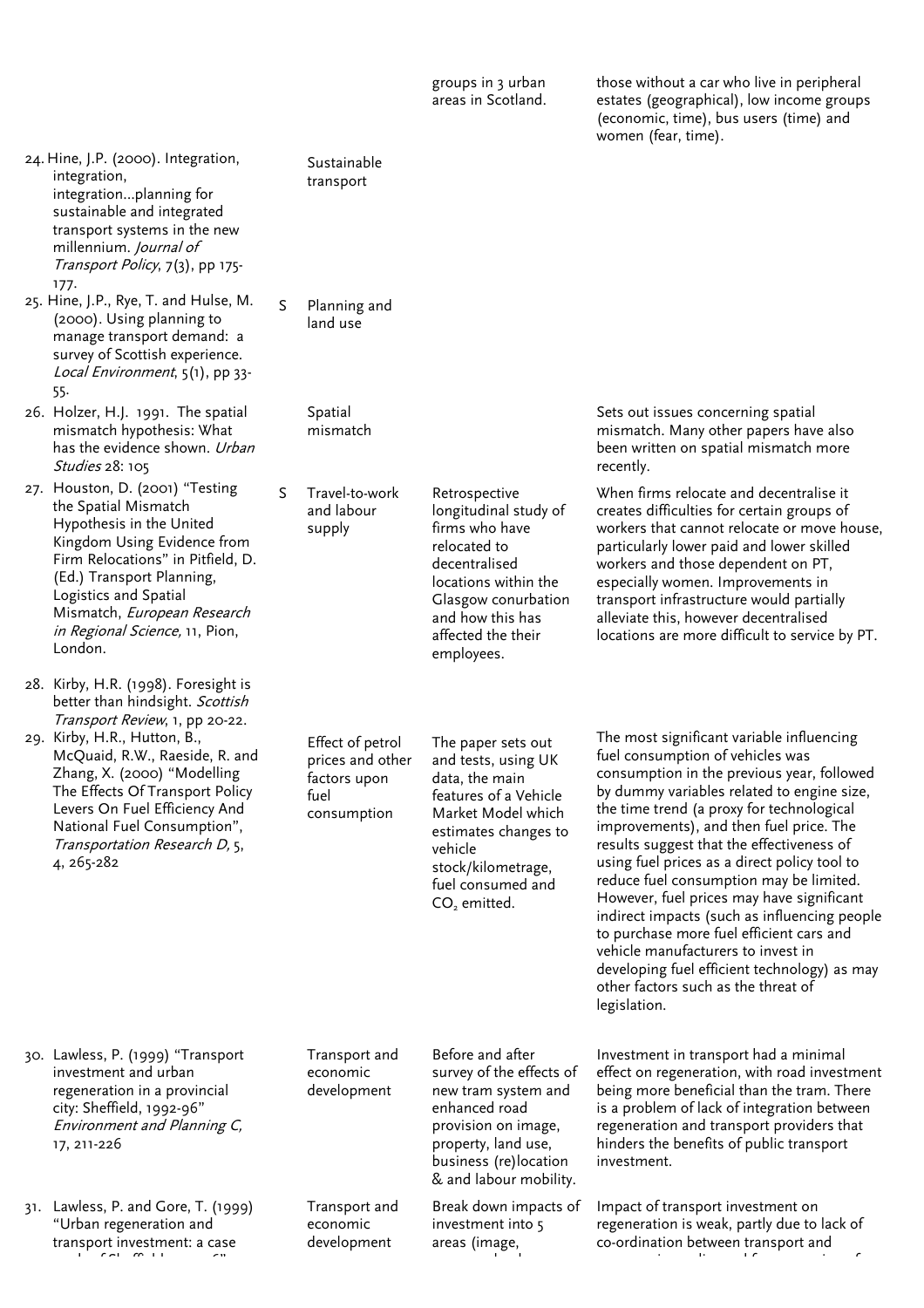| | | | | |
|---|---|---|---|---|
| | | | groups in 3 urban areas in Scotland. | those without a car who live in peripheral estates (geographical), low income groups (economic, time), bus users (time) and women (fear, time). |
| 24. Hine, J.P. (2000). Integration, integration, integration...planning for sustainable and integrated transport systems in the new millennium. *Journal of Transport Policy*, 7(3), pp 175-177. | | Sustainable transport | | |
| 25. Hine, J.P., Rye, T. and Hulse, M. (2000). Using planning to manage transport demand: a survey of Scottish experience. *Local Environment*, 5(1), pp 33-55. | S | Planning and land use | | |
| 26. Holzer, H.J. 1991. The spatial mismatch hypothesis: What has the evidence shown. *Urban Studies* 28: 105 | | Spatial mismatch | | Sets out issues concerning spatial mismatch. Many other papers have also been written on spatial mismatch more recently. |
| 27. Houston, D. (2001) "Testing the Spatial Mismatch Hypothesis in the United Kingdom Using Evidence from Firm Relocations" in Pitfield, D. (Ed.) Transport Planning, Logistics and Spatial Mismatch, *European Research in Regional Science,* 11, Pion, London. | S | Travel-to-work and labour supply | Retrospective longitudinal study of firms who have relocated to decentralised locations within the Glasgow conurbation and how this has affected the their employees. | When firms relocate and decentralise it creates difficulties for certain groups of workers that cannot relocate or move house, particularly lower paid and lower skilled workers and those dependent on PT, especially women. Improvements in transport infrastructure would partially alleviate this, however decentralised locations are more difficult to service by PT. |
| 28. Kirby, H.R. (1998). Foresight is better than hindsight. *Scottish Transport Review*, 1, pp 20-22. | | | | |
| 29. Kirby, H.R., Hutton, B., McQuaid, R.W., Raeside, R. and Zhang, X. (2000) "Modelling The Effects Of Transport Policy Levers On Fuel Efficiency And National Fuel Consumption", *Transportation Research D,* 5, 4, 265-282 | | Effect of petrol prices and other factors upon fuel consumption | The paper sets out and tests, using UK data, the main features of a Vehicle Market Model which estimates changes to vehicle stock/kilometrage, fuel consumed and $CO_2$ emitted. | The most significant variable influencing fuel consumption of vehicles was consumption in the previous year, followed by dummy variables related to engine size, the time trend (a proxy for technological improvements), and then fuel price. The results suggest that the effectiveness of using fuel prices as a direct policy tool to reduce fuel consumption may be limited. However, fuel prices may have significant indirect impacts (such as influencing people to purchase more fuel efficient cars and vehicle manufacturers to invest in developing fuel efficient technology) as may other factors such as the threat of legislation. |
| 30. Lawless, P. (1999) "Transport investment and urban regeneration in a provincial city: Sheffield, 1992-96" *Environment and Planning C,* 17, 211-226 | | Transport and economic development | Before and after survey of the effects of new tram system and enhanced road provision on image, property, land use, business (re)location & labour mobility. | Investment in transport had a minimal effect on regeneration, with road investment being more beneficial than the tram. There is a problem of lack of integration between regeneration and transport providers that hinders the benefits of public transport investment. |
| 31. Lawless, P. and Gore, T. (1999) "Urban regeneration and transport investment: a case | | Transport and economic development | Break down impacts of investment into 5 areas (image, | Impact of transport investment on regeneration is weak, partly due to lack of co-ordination between transport and |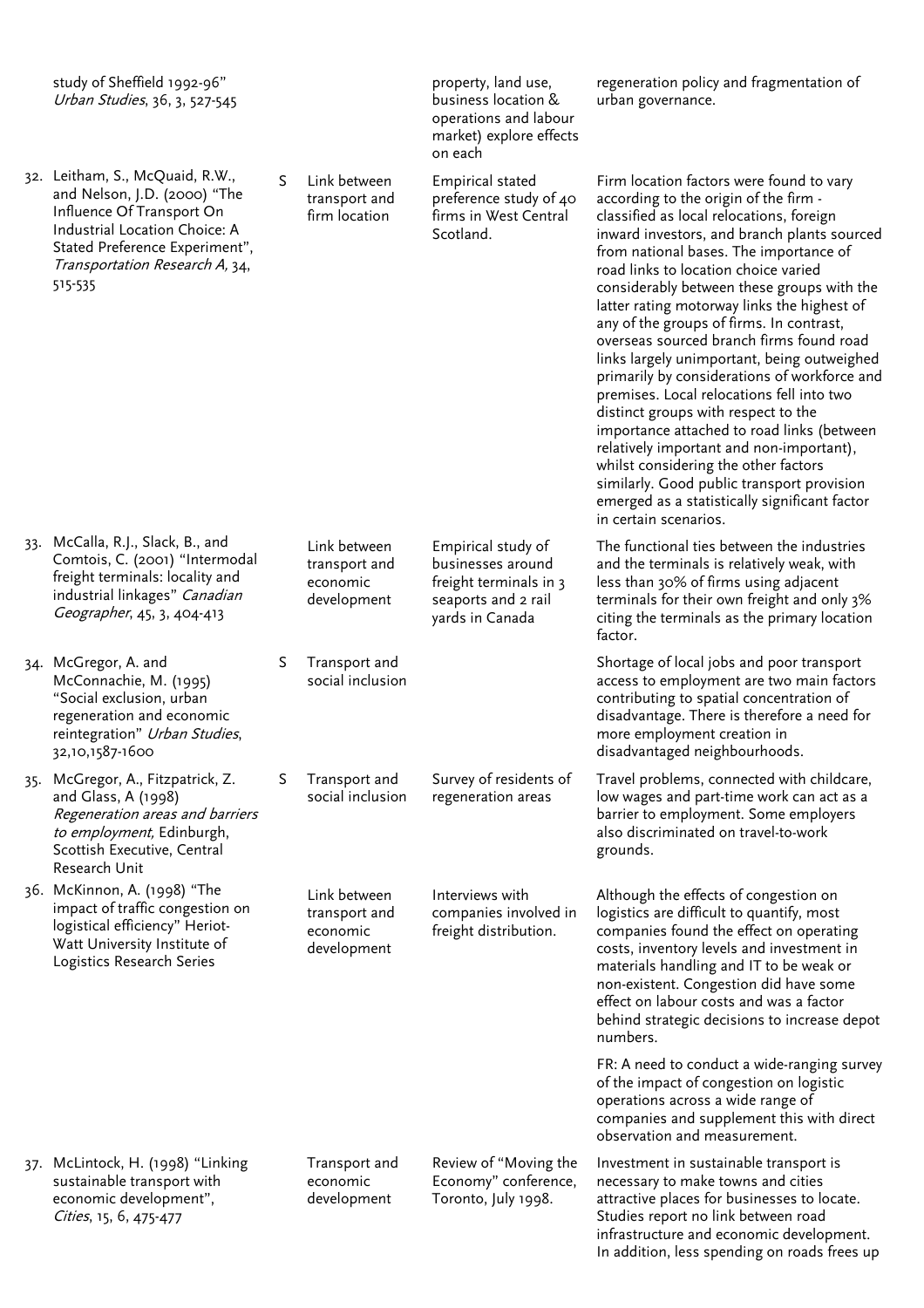| | | | | |
|---|---|---|---|---|
| study of Sheffield 1992-96" *Urban Studies*, 36, 3, 527-545 | | | property, land use, business location & operations and labour market) explore effects on each | regeneration policy and fragmentation of urban governance. |
| 32. Leitham, S., McQuaid, R.W., and Nelson, J.D. (2000) "The Influence Of Transport On Industrial Location Choice: A Stated Preference Experiment", *Transportation Research A,* 34, 515-535 | S | Link between transport and firm location | Empirical stated preference study of 40 firms in West Central Scotland. | Firm location factors were found to vary according to the origin of the firm - classified as local relocations, foreign inward investors, and branch plants sourced from national bases. The importance of road links to location choice varied considerably between these groups with the latter rating motorway links the highest of any of the groups of firms. In contrast, overseas sourced branch firms found road links largely unimportant, being outweighed primarily by considerations of workforce and premises. Local relocations fell into two distinct groups with respect to the importance attached to road links (between relatively important and non-important), whilst considering the other factors similarly. Good public transport provision emerged as a statistically significant factor in certain scenarios. |
| 33. McCalla, R.J., Slack, B., and Comtois, C. (2001) "Intermodal freight terminals: locality and industrial linkages" *Canadian Geographer*, 45, 3, 404-413 | | Link between transport and economic development | Empirical study of businesses around freight terminals in 3 seaports and 2 rail yards in Canada | The functional ties between the industries and the terminals is relatively weak, with less than 30% of firms using adjacent terminals for their own freight and only 3% citing the terminals as the primary location factor. |
| 34. McGregor, A. and McConnachie, M. (1995) "Social exclusion, urban regeneration and economic reintegration" *Urban Studies*, 32,10,1587-1600 | S | Transport and social inclusion | | Shortage of local jobs and poor transport access to employment are two main factors contributing to spatial concentration of disadvantage. There is therefore a need for more employment creation in disadvantaged neighbourhoods. |
| 35. McGregor, A., Fitzpatrick, Z. and Glass, A (1998) *Regeneration areas and barriers to employment,* Edinburgh, Scottish Executive, Central Research Unit | S | Transport and social inclusion | Survey of residents of regeneration areas | Travel problems, connected with childcare, low wages and part-time work can act as a barrier to employment. Some employers also discriminated on travel-to-work grounds. |
| 36. McKinnon, A. (1998) "The impact of traffic congestion on logistical efficiency" Heriot-Watt University Institute of Logistics Research Series | | Link between transport and economic development | Interviews with companies involved in freight distribution. | Although the effects of congestion on logistics are difficult to quantify, most companies found the effect on operating costs, inventory levels and investment in materials handling and IT to be weak or non-existent. Congestion did have some effect on labour costs and was a factor behind strategic decisions to increase depot numbers.<br><br>FR: A need to conduct a wide-ranging survey of the impact of congestion on logistic operations across a wide range of companies and supplement this with direct observation and measurement. |
| 37. McLintock, H. (1998) "Linking sustainable transport with economic development", *Cities*, 15, 6, 475-477 | | Transport and economic development | Review of "Moving the Economy" conference, Toronto, July 1998. | Investment in sustainable transport is necessary to make towns and cities attractive places for businesses to locate. Studies report no link between road infrastructure and economic development. In addition, less spending on roads frees up |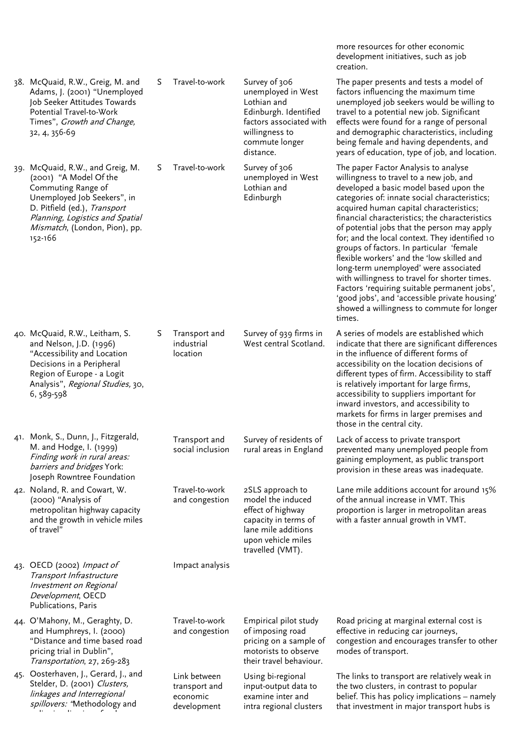| | | | | |
|---|---|---|---|---|
| | | | | more resources for other economic development initiatives, such as job creation. |
| 38. McQuaid, R.W., Greig, M. and Adams, J. (2001) "Unemployed Job Seeker Attitudes Towards Potential Travel-to-Work Times", *Growth and Change*, 32, 4, 356-69 | S | Travel-to-work | Survey of 306 unemployed in West Lothian and Edinburgh. Identified factors associated with willingness to commute longer distance. | The paper presents and tests a model of factors influencing the maximum time unemployed job seekers would be willing to travel to a potential new job. Significant effects were found for a range of personal and demographic characteristics, including being female and having dependents, and years of education, type of job, and location. |
| 39. McQuaid, R.W., and Greig, M. (2001) "A Model Of the Commuting Range of Unemployed Job Seekers", in D. Pitfield (ed.), *Transport Planning, Logistics and Spatial Mismatch*, (London, Pion), pp. 152-166 | S | Travel-to-work | Survey of 306 unemployed in West Lothian and Edinburgh | The paper Factor Analysis to analyse willingness to travel to a new job, and developed a basic model based upon the categories of: innate social characteristics; acquired human capital characteristics; financial characteristics; the characteristics of potential jobs that the person may apply for; and the local context. They identified 10 groups of factors. In particular 'female flexible workers' and the 'low skilled and long-term unemployed' were associated with willingness to travel for shorter times. Factors 'requiring suitable permanent jobs', 'good jobs', and 'accessible private housing' showed a willingness to commute for longer times. |
| 40. McQuaid, R.W., Leitham, S. and Nelson, J.D. (1996) "Accessibility and Location Decisions in a Peripheral Region of Europe - a Logit Analysis", *Regional Studies*, 30, 6, 589-598 | S | Transport and industrial location | Survey of 939 firms in West central Scotland. | A series of models are established which indicate that there are significant differences in the influence of different forms of accessibility on the location decisions of different types of firm. Accessibility to staff is relatively important for large firms, accessibility to suppliers important for inward investors, and accessibility to markets for firms in larger premises and those in the central city. |
| 41. Monk, S., Dunn, J., Fitzgerald, M. and Hodge, I. (1999) *Finding work in rural areas: barriers and bridges* York: Joseph Rowntree Foundation | | Transport and social inclusion | Survey of residents of rural areas in England | Lack of access to private transport prevented many unemployed people from gaining employment, as public transport provision in these areas was inadequate. |
| 42. Noland, R. and Cowart, W. (2000) "Analysis of metropolitan highway capacity and the growth in vehicle miles of travel" | | Travel-to-work and congestion | 2SLS approach to model the induced effect of highway capacity in terms of lane mile additions upon vehicle miles travelled (VMT). | Lane mile additions account for around 15% of the annual increase in VMT. This proportion is larger in metropolitan areas with a faster annual growth in VMT. |
| 43. OECD (2002) *Impact of Transport Infrastructure Investment on Regional Development*, OECD Publications, Paris | | Impact analysis | | |
| 44. O'Mahony, M., Geraghty, D. and Humphreys, I. (2000) "Distance and time based road pricing trial in Dublin", *Transportation*, 27, 269-283 | | Travel-to-work and congestion | Empirical pilot study of imposing road pricing on a sample of motorists to observe their travel behaviour. | Road pricing at marginal external cost is effective in reducing car journeys, congestion and encourages transfer to other modes of transport. |
| 45. Oosterhaven, J., Gerard, J., and Stelder, D. (2001) *Clusters, linkages and Interregional spillovers: "*Methodology and | | Link between transport and economic development | Using bi-regional input-output data to examine inter and intra regional clusters | The links to transport are relatively weak in the two clusters, in contrast to popular belief. This has policy implications – namely that investment in major transport hubs is |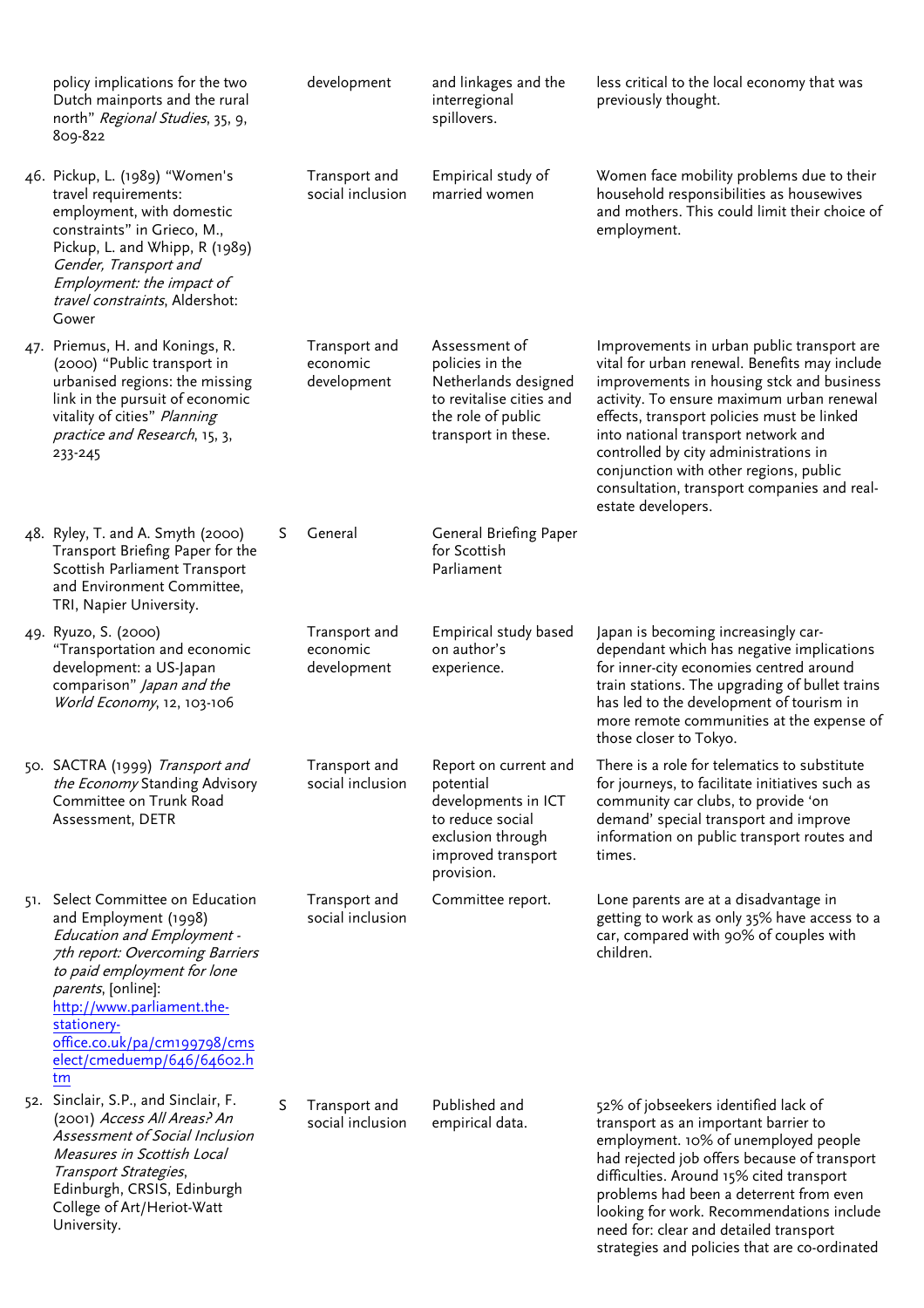| | | | | |
|---|---|---|---|---|
| policy implications for the two Dutch mainports and the rural north" *Regional Studies*, 35, 9, 809-822 | | development | and linkages and the interregional spillovers. | less critical to the local economy that was previously thought. |
| 46. Pickup, L. (1989) "Women's travel requirements: employment, with domestic constraints" in Grieco, M., Pickup, L. and Whipp, R (1989) *Gender, Transport and Employment: the impact of travel constraints*, Aldershot: Gower | | Transport and social inclusion | Empirical study of married women | Women face mobility problems due to their household responsibilities as housewives and mothers. This could limit their choice of employment. |
| 47. Priemus, H. and Konings, R. (2000) "Public transport in urbanised regions: the missing link in the pursuit of economic vitality of cities" *Planning practice and Research*, 15, 3, 233-245 | | Transport and economic development | Assessment of policies in the Netherlands designed to revitalise cities and the role of public transport in these. | Improvements in urban public transport are vital for urban renewal. Benefits may include improvements in housing stck and business activity. To ensure maximum urban renewal effects, transport policies must be linked into national transport network and controlled by city administrations in conjunction with other regions, public consultation, transport companies and real-estate developers. |
| 48. Ryley, T. and A. Smyth (2000) Transport Briefing Paper for the Scottish Parliament Transport and Environment Committee, TRI, Napier University. | S | General | General Briefing Paper for Scottish Parliament | |
| 49. Ryuzo, S. (2000) "Transportation and economic development: a US-Japan comparison" *Japan and the World Economy*, 12, 103-106 | | Transport and economic development | Empirical study based on author's experience. | Japan is becoming increasingly car-dependant which has negative implications for inner-city economies centred around train stations. The upgrading of bullet trains has led to the development of tourism in more remote communities at the expense of those closer to Tokyo. |
| 50. SACTRA (1999) *Transport and the Economy* Standing Advisory Committee on Trunk Road Assessment, DETR | | Transport and social inclusion | Report on current and potential developments in ICT to reduce social exclusion through improved transport provision. | There is a role for telematics to substitute for journeys, to facilitate initiatives such as community car clubs, to provide 'on demand' special transport and improve information on public transport routes and times. |
| 51. Select Committee on Education and Employment (1998) *Education and Employment - 7th report: Overcoming Barriers to paid employment for lone parents*, [online]: http://www.parliament.the-stationery-office.co.uk/pa/cm199798/cmselect/cmeduemp/646/64602.htm | | Transport and social inclusion | Committee report. | Lone parents are at a disadvantage in getting to work as only 35% have access to a car, compared with 90% of couples with children. |
| 52. Sinclair, S.P., and Sinclair, F. (2001) *Access All Areas? An Assessment of Social Inclusion Measures in Scottish Local Transport Strategies*, Edinburgh, CRSIS, Edinburgh College of Art/Heriot-Watt University. | S | Transport and social inclusion | Published and empirical data. | 52% of jobseekers identified lack of transport as an important barrier to employment. 10% of unemployed people had rejected job offers because of transport difficulties. Around 15% cited transport problems had been a deterrent from even looking for work. Recommendations include need for: clear and detailed transport strategies and policies that are co-ordinated |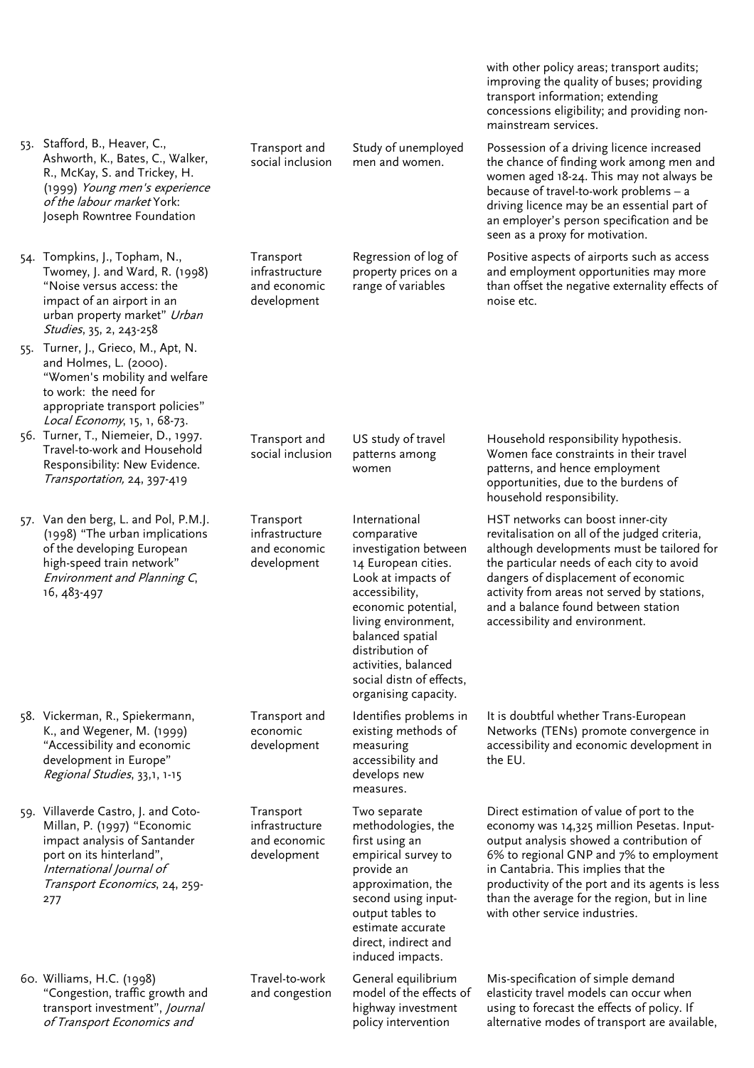| | | | |
|---|---|---|---|
| | | | with other policy areas; transport audits; improving the quality of buses; providing transport information; extending concessions eligibility; and providing non-mainstream services. |
| 53. Stafford, B., Heaver, C., Ashworth, K., Bates, C., Walker, R., McKay, S. and Trickey, H. (1999) *Young men's experience of the labour market* York: Joseph Rowntree Foundation | Transport and social inclusion | Study of unemployed men and women. | Possession of a driving licence increased the chance of finding work among men and women aged 18-24. This may not always be because of travel-to-work problems – a driving licence may be an essential part of an employer's person specification and be seen as a proxy for motivation. |
| 54. Tompkins, J., Topham, N., Twomey, J. and Ward, R. (1998) "Noise versus access: the impact of an airport in an urban property market" *Urban Studies*, 35, 2, 243-258 | Transport infrastructure and economic development | Regression of log of property prices on a range of variables | Positive aspects of airports such as access and employment opportunities may more than offset the negative externality effects of noise etc. |
| 55. Turner, J., Grieco, M., Apt, N. and Holmes, L. (2000). "Women's mobility and welfare to work: the need for appropriate transport policies" *Local Economy*, 15, 1, 68-73. | | | |
| 56. Turner, T., Niemeier, D., 1997. Travel-to-work and Household Responsibility: New Evidence. *Transportation*, 24, 397-419 | Transport and social inclusion | US study of travel patterns among women | Household responsibility hypothesis. Women face constraints in their travel patterns, and hence employment opportunities, due to the burdens of household responsibility. |
| 57. Van den berg, L. and Pol, P.M.J. (1998) "The urban implications of the developing European high-speed train network" *Environment and Planning C*, 16, 483-497 | Transport infrastructure and economic development | International comparative investigation between 14 European cities. Look at impacts of accessibility, economic potential, living environment, balanced spatial distribution of activities, balanced social distn of effects, organising capacity. | HST networks can boost inner-city revitalisation on all of the judged criteria, although developments must be tailored for the particular needs of each city to avoid dangers of displacement of economic activity from areas not served by stations, and a balance found between station accessibility and environment. |
| 58. Vickerman, R., Spiekermann, K., and Wegener, M. (1999) "Accessibility and economic development in Europe" *Regional Studies*, 33,1, 1-15 | Transport and economic development | Identifies problems in existing methods of measuring accessibility and develops new measures. | It is doubtful whether Trans-European Networks (TENs) promote convergence in accessibility and economic development in the EU. |
| 59. Villaverde Castro, J. and Coto-Millan, P. (1997) "Economic impact analysis of Santander port on its hinterland", *International Journal of Transport Economics*, 24, 259-277 | Transport infrastructure and economic development | Two separate methodologies, the first using an empirical survey to provide an approximation, the second using input-output tables to estimate accurate direct, indirect and induced impacts. | Direct estimation of value of port to the economy was 14,325 million Pesetas. Input-output analysis showed a contribution of 6% to regional GNP and 7% to employment in Cantabria. This implies that the productivity of the port and its agents is less than the average for the region, but in line with other service industries. |
| 60. Williams, H.C. (1998) "Congestion, traffic growth and transport investment", *Journal of Transport Economics and* | Travel-to-work and congestion | General equilibrium model of the effects of highway investment policy intervention | Mis-specification of simple demand elasticity travel models can occur when using to forecast the effects of policy. If alternative modes of transport are available, |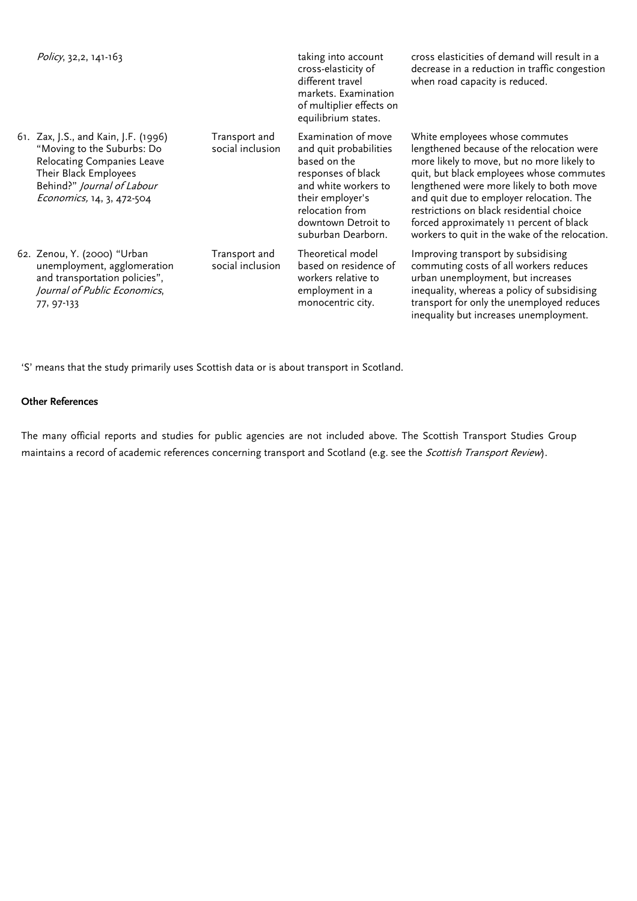| | | | |
|---|---|---|---|
| *Policy*, 32,2, 141-163 | | taking into account cross-elasticity of different travel markets. Examination of multiplier effects on equilibrium states. | cross elasticities of demand will result in a decrease in a reduction in traffic congestion when road capacity is reduced. |
| 61. Zax, J.S., and Kain, J.F. (1996) "Moving to the Suburbs: Do Relocating Companies Leave Their Black Employees Behind?" *Journal of Labour Economics,* 14, 3, 472-504 | Transport and social inclusion | Examination of move and quit probabilities based on the responses of black and white workers to their employer's relocation from downtown Detroit to suburban Dearborn. | White employees whose commutes lengthened because of the relocation were more likely to move, but no more likely to quit, but black employees whose commutes lengthened were more likely to both move and quit due to employer relocation. The restrictions on black residential choice forced approximately 11 percent of black workers to quit in the wake of the relocation. |
| 62. Zenou, Y. (2000) "Urban unemployment, agglomeration and transportation policies", *Journal of Public Economics*, 77, 97-133 | Transport and social inclusion | Theoretical model based on residence of workers relative to employment in a monocentric city. | Improving transport by subsidising commuting costs of all workers reduces urban unemployment, but increases inequality, whereas a policy of subsidising transport for only the unemployed reduces inequality but increases unemployment. |

'S' means that the study primarily uses Scottish data or is about transport in Scotland.

**Other References**

The many official reports and studies for public agencies are not included above. The Scottish Transport Studies Group maintains a record of academic references concerning transport and Scotland (e.g. see the *Scottish Transport Review*).